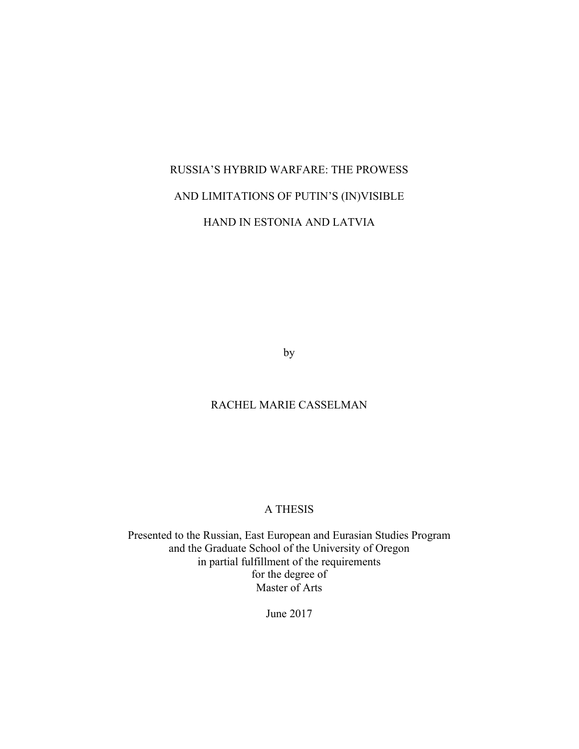# RUSSIA'S HYBRID WARFARE: THE PROWESS AND LIMITATIONS OF PUTIN'S (IN)VISIBLE HAND IN ESTONIA AND LATVIA

by

RACHEL MARIE CASSELMAN

A THESIS

Presented to the Russian, East European and Eurasian Studies Program
and the Graduate School of the University of Oregon
in partial fulfillment of the requirements
for the degree of
Master of Arts

June 2017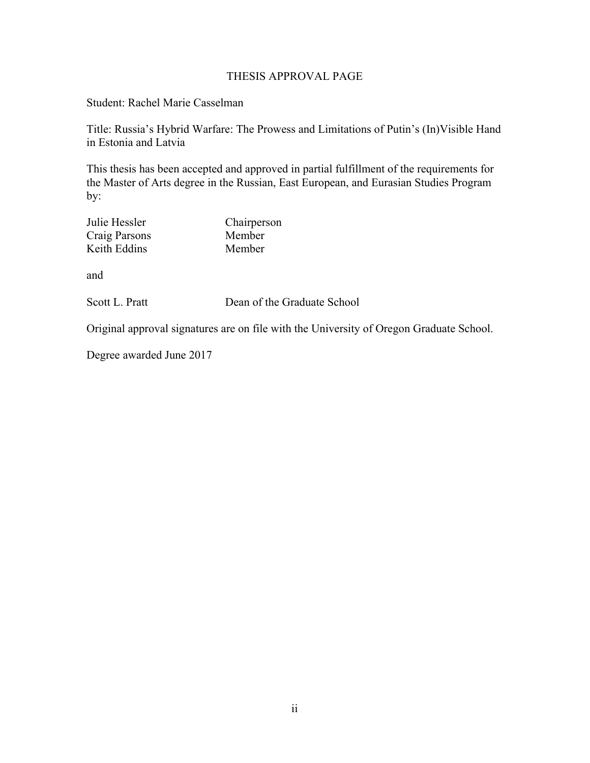# THESIS APPROVAL PAGE

Student: Rachel Marie Casselman

Title: Russia's Hybrid Warfare: The Prowess and Limitations of Putin's (In)Visible Hand in Estonia and Latvia

This thesis has been accepted and approved in partial fulfillment of the requirements for the Master of Arts degree in the Russian, East European, and Eurasian Studies Program by:

| | |
|---|---|
| Julie Hessler | Chairperson |
| Craig Parsons | Member |
| Keith Eddins | Member |

and

| | |
|---|---|
| Scott L. Pratt | Dean of the Graduate School |

Original approval signatures are on file with the University of Oregon Graduate School.

Degree awarded June 2017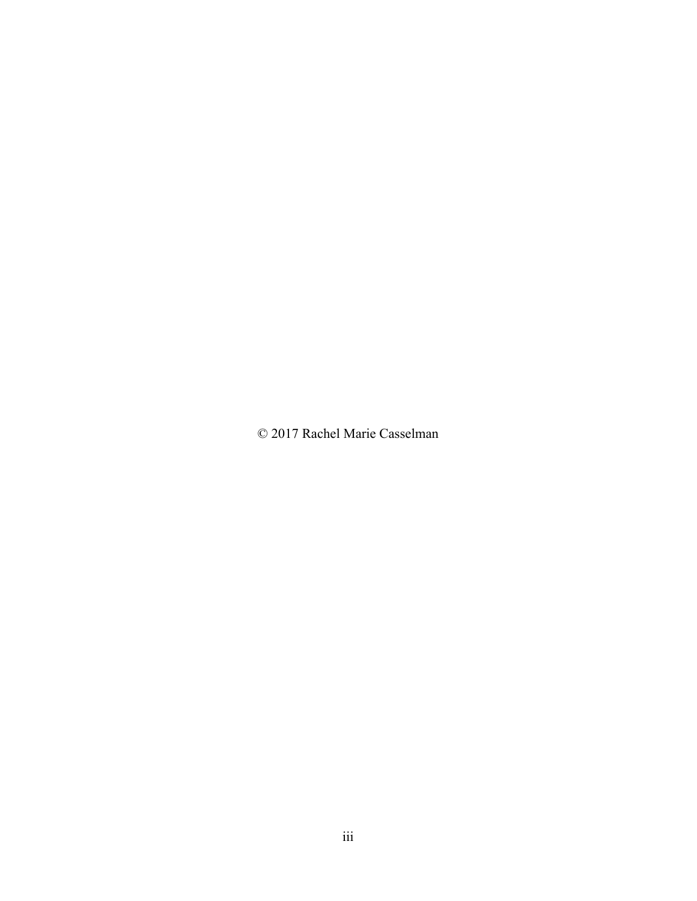© 2017 Rachel Marie Casselman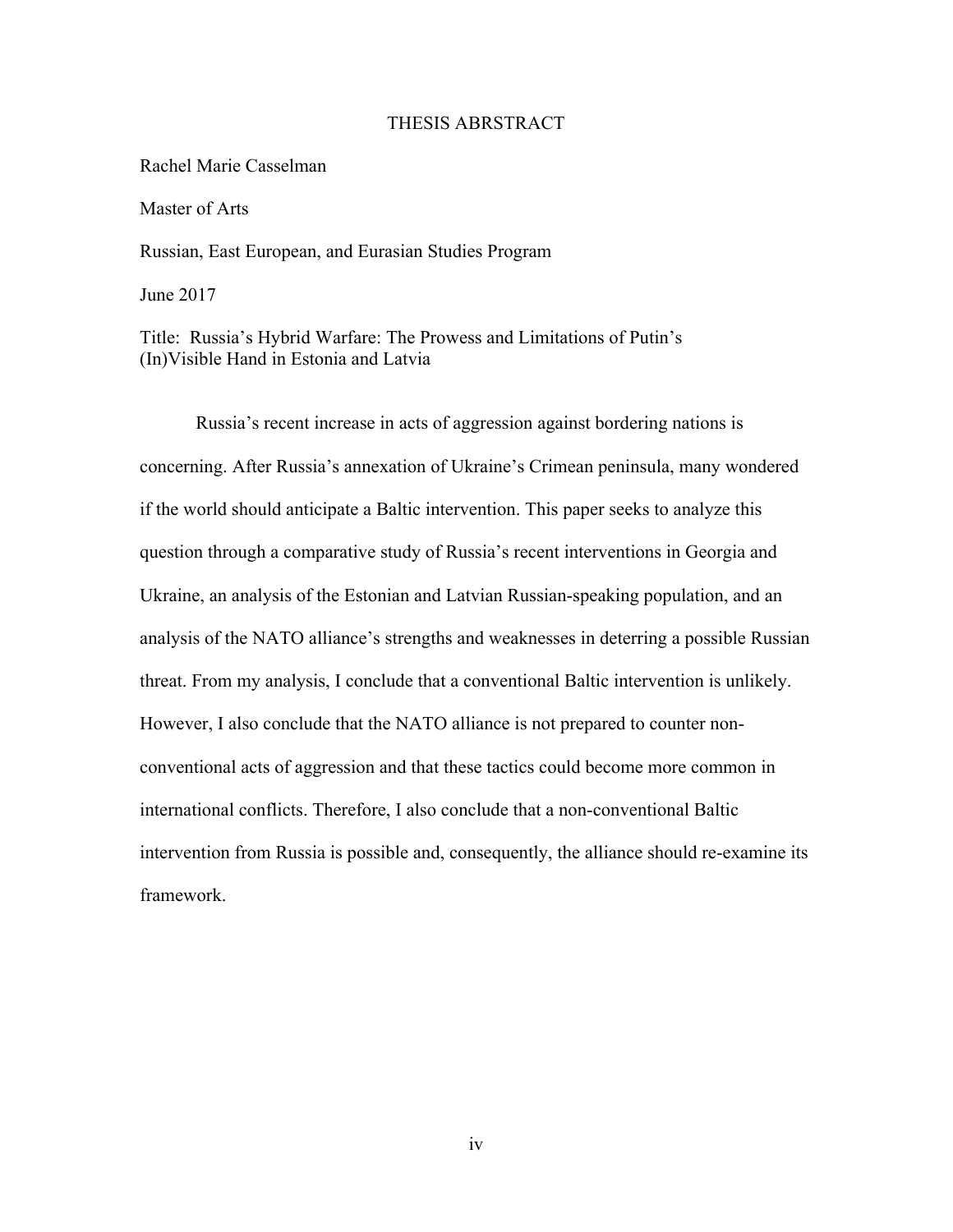# THESIS ABRSTRACT

Rachel Marie Casselman

Master of Arts

Russian, East European, and Eurasian Studies Program

June 2017

Title: Russia's Hybrid Warfare: The Prowess and Limitations of Putin's (In)Visible Hand in Estonia and Latvia

Russia's recent increase in acts of aggression against bordering nations is concerning. After Russia's annexation of Ukraine's Crimean peninsula, many wondered if the world should anticipate a Baltic intervention. This paper seeks to analyze this question through a comparative study of Russia's recent interventions in Georgia and Ukraine, an analysis of the Estonian and Latvian Russian-speaking population, and an analysis of the NATO alliance's strengths and weaknesses in deterring a possible Russian threat. From my analysis, I conclude that a conventional Baltic intervention is unlikely. However, I also conclude that the NATO alliance is not prepared to counter non-conventional acts of aggression and that these tactics could become more common in international conflicts. Therefore, I also conclude that a non-conventional Baltic intervention from Russia is possible and, consequently, the alliance should re-examine its framework.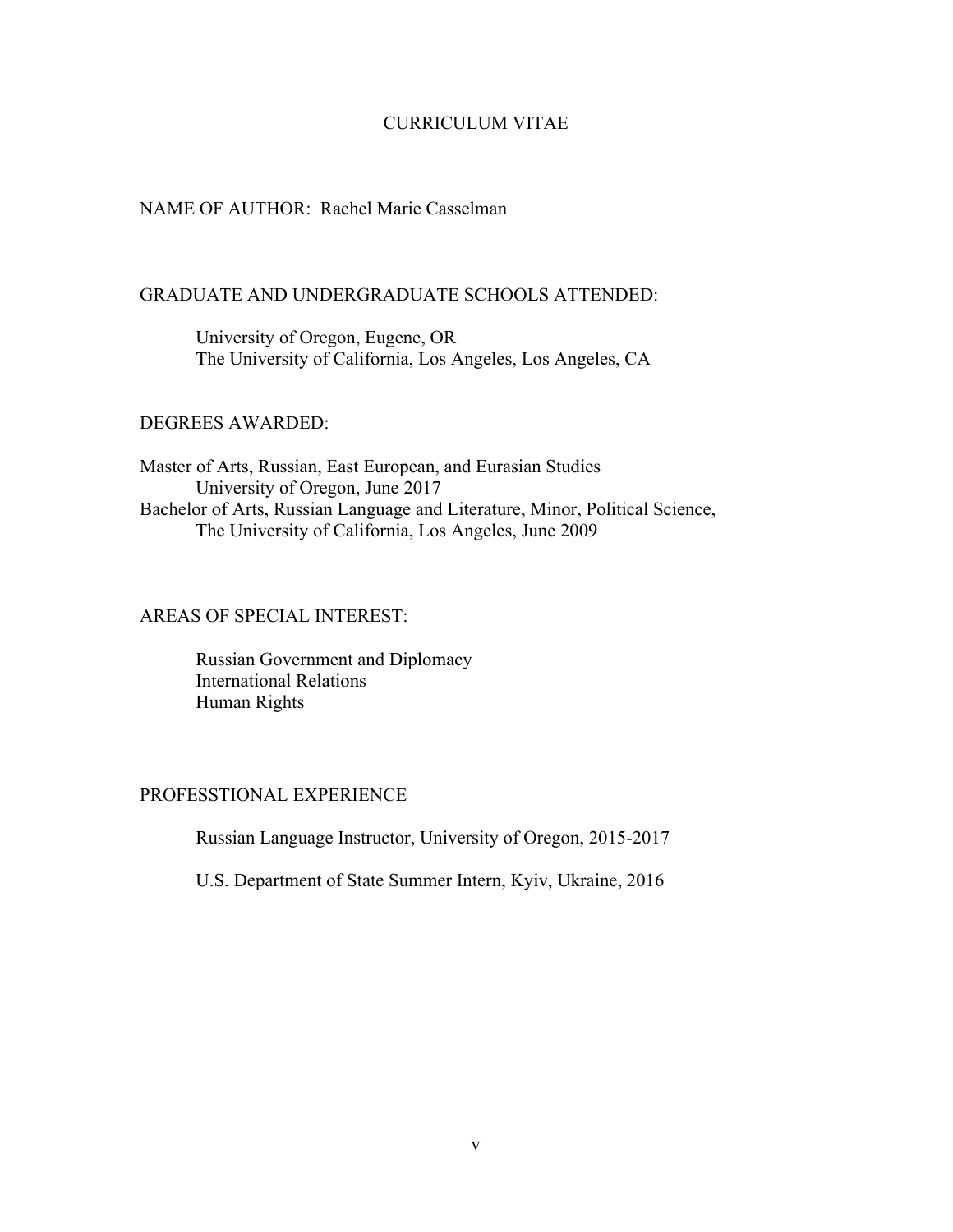# CURRICULUM VITAE

NAME OF AUTHOR: Rachel Marie Casselman

GRADUATE AND UNDERGRADUATE SCHOOLS ATTENDED:

University of Oregon, Eugene, OR
The University of California, Los Angeles, Los Angeles, CA

DEGREES AWARDED:

Master of Arts, Russian, East European, and Eurasian Studies
University of Oregon, June 2017
Bachelor of Arts, Russian Language and Literature, Minor, Political Science,
The University of California, Los Angeles, June 2009

AREAS OF SPECIAL INTEREST:

Russian Government and Diplomacy
International Relations
Human Rights

PROFESSTIONAL EXPERIENCE

Russian Language Instructor, University of Oregon, 2015-2017

U.S. Department of State Summer Intern, Kyiv, Ukraine, 2016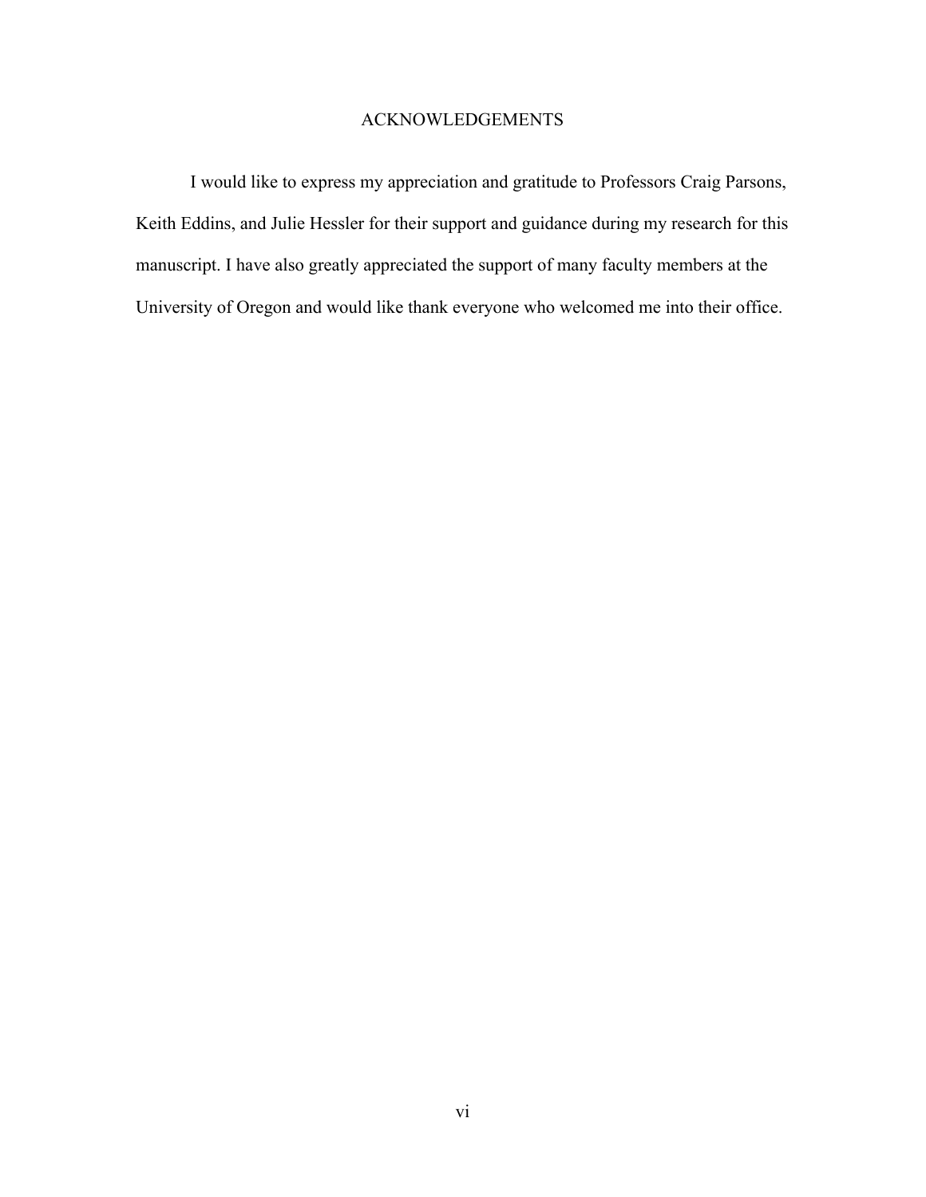# ACKNOWLEDGEMENTS

I would like to express my appreciation and gratitude to Professors Craig Parsons, Keith Eddins, and Julie Hessler for their support and guidance during my research for this manuscript. I have also greatly appreciated the support of many faculty members at the University of Oregon and would like thank everyone who welcomed me into their office.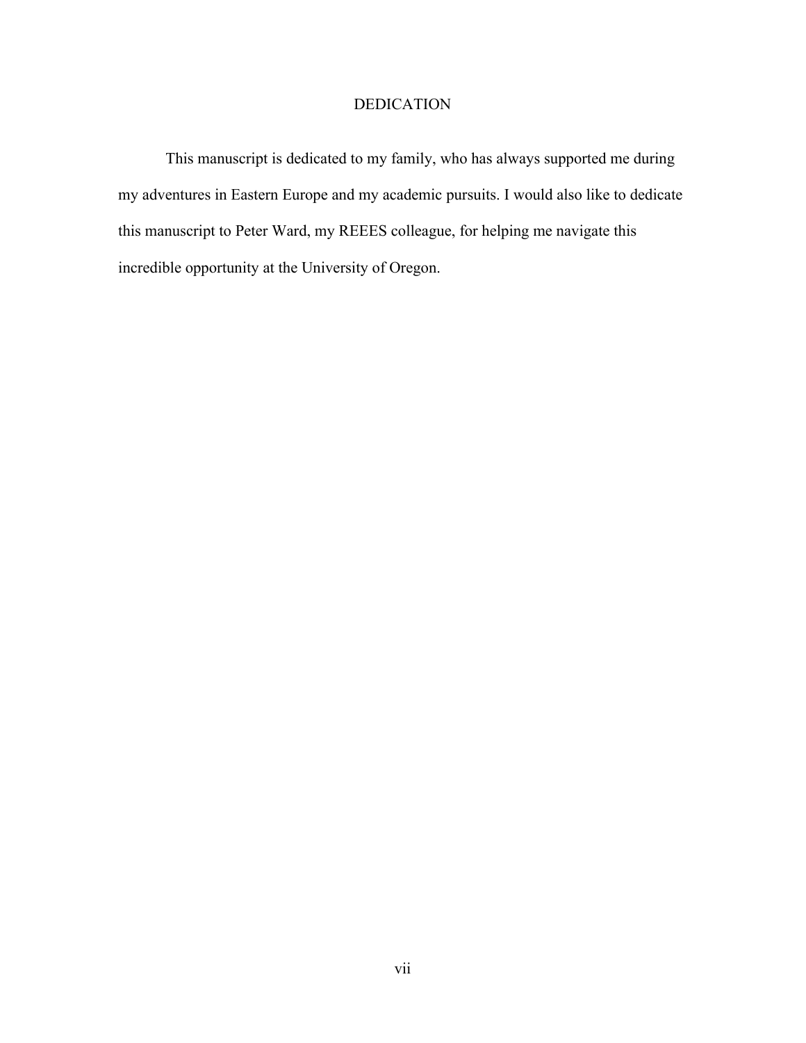# DEDICATION

This manuscript is dedicated to my family, who has always supported me during my adventures in Eastern Europe and my academic pursuits. I would also like to dedicate this manuscript to Peter Ward, my REEES colleague, for helping me navigate this incredible opportunity at the University of Oregon.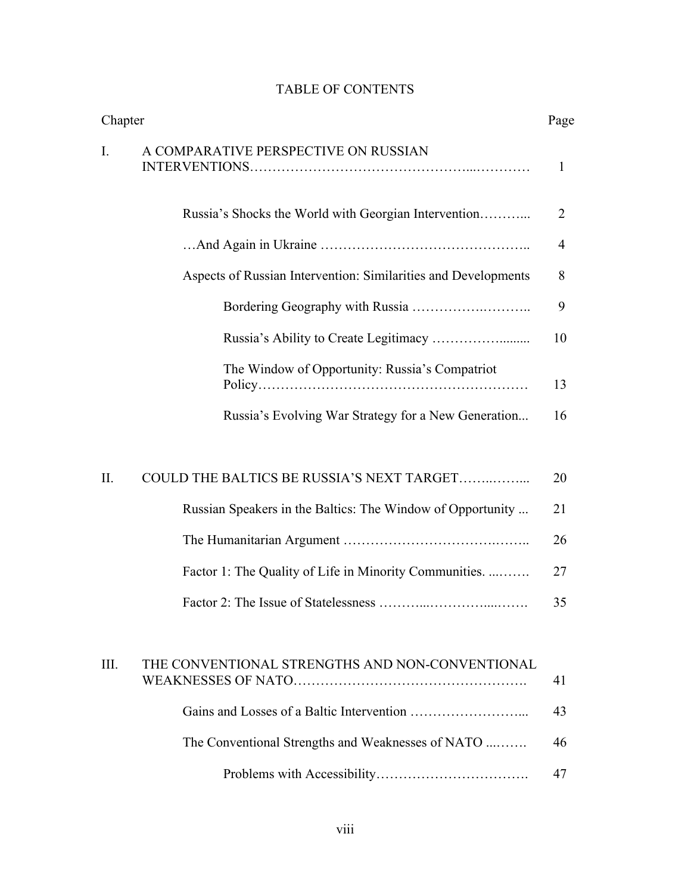# TABLE OF CONTENTS

| Chapter | | Page |
|---|---|---|
| I. | A COMPARATIVE PERSPECTIVE ON RUSSIAN INTERVENTIONS | 1 |
| | Russia's Shocks the World with Georgian Intervention | 2 |
| | …And Again in Ukraine | 4 |
| | Aspects of Russian Intervention: Similarities and Developments | 8 |
| | Bordering Geography with Russia | 9 |
| | Russia's Ability to Create Legitimacy | 10 |
| | The Window of Opportunity: Russia's Compatriot Policy | 13 |
| | Russia's Evolving War Strategy for a New Generation | 16 |
| II. | COULD THE BALTICS BE RUSSIA'S NEXT TARGET | 20 |
| | Russian Speakers in the Baltics: The Window of Opportunity | 21 |
| | The Humanitarian Argument | 26 |
| | Factor 1: The Quality of Life in Minority Communities. | 27 |
| | Factor 2: The Issue of Statelessness | 35 |
| III. | THE CONVENTIONAL STRENGTHS AND NON-CONVENTIONAL WEAKNESSES OF NATO | 41 |
| | Gains and Losses of a Baltic Intervention | 43 |
| | The Conventional Strengths and Weaknesses of NATO | 46 |
| | Problems with Accessibility | 47 |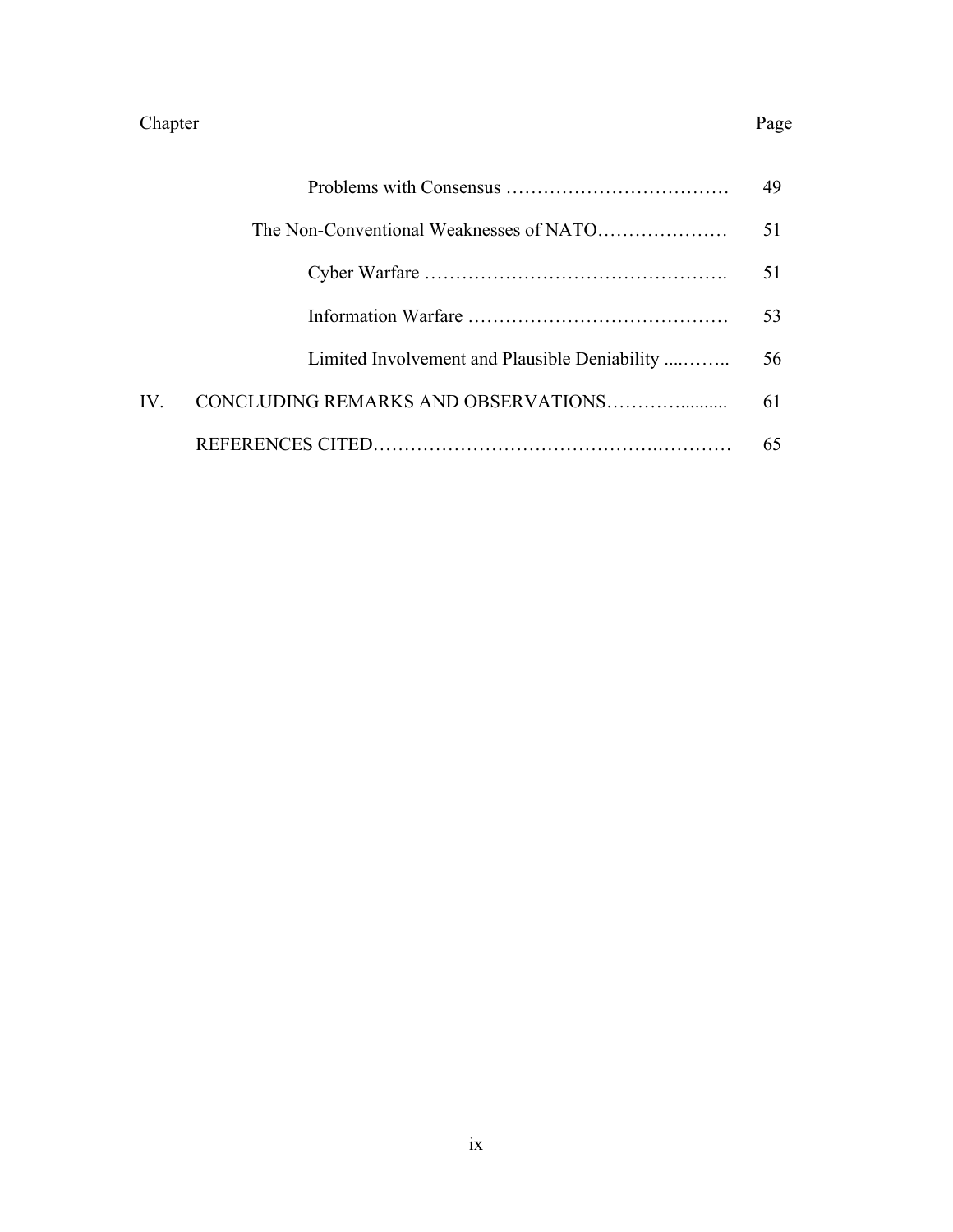| Chapter | | Page |
|---|---|---|
| | Problems with Consensus | 49 |
| | The Non-Conventional Weaknesses of NATO | 51 |
| | Cyber Warfare | 51 |
| | Information Warfare | 53 |
| | Limited Involvement and Plausible Deniability | 56 |
| IV. | CONCLUDING REMARKS AND OBSERVATIONS | 61 |
| | REFERENCES CITED | 65 |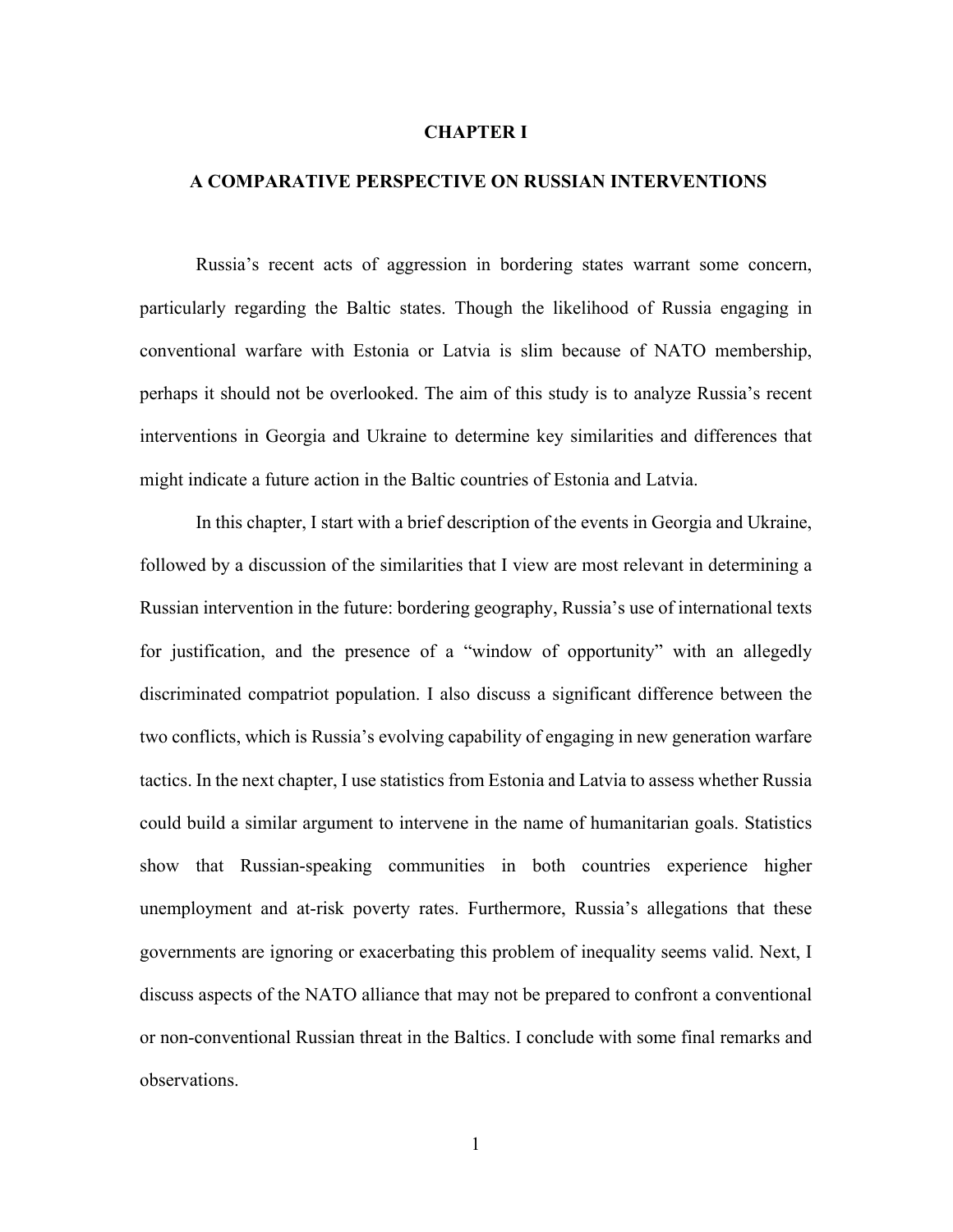# CHAPTER I

## A COMPARATIVE PERSPECTIVE ON RUSSIAN INTERVENTIONS

Russia's recent acts of aggression in bordering states warrant some concern, particularly regarding the Baltic states. Though the likelihood of Russia engaging in conventional warfare with Estonia or Latvia is slim because of NATO membership, perhaps it should not be overlooked. The aim of this study is to analyze Russia's recent interventions in Georgia and Ukraine to determine key similarities and differences that might indicate a future action in the Baltic countries of Estonia and Latvia.

In this chapter, I start with a brief description of the events in Georgia and Ukraine, followed by a discussion of the similarities that I view are most relevant in determining a Russian intervention in the future: bordering geography, Russia's use of international texts for justification, and the presence of a "window of opportunity" with an allegedly discriminated compatriot population. I also discuss a significant difference between the two conflicts, which is Russia's evolving capability of engaging in new generation warfare tactics. In the next chapter, I use statistics from Estonia and Latvia to assess whether Russia could build a similar argument to intervene in the name of humanitarian goals. Statistics show that Russian-speaking communities in both countries experience higher unemployment and at-risk poverty rates. Furthermore, Russia's allegations that these governments are ignoring or exacerbating this problem of inequality seems valid. Next, I discuss aspects of the NATO alliance that may not be prepared to confront a conventional or non-conventional Russian threat in the Baltics. I conclude with some final remarks and observations.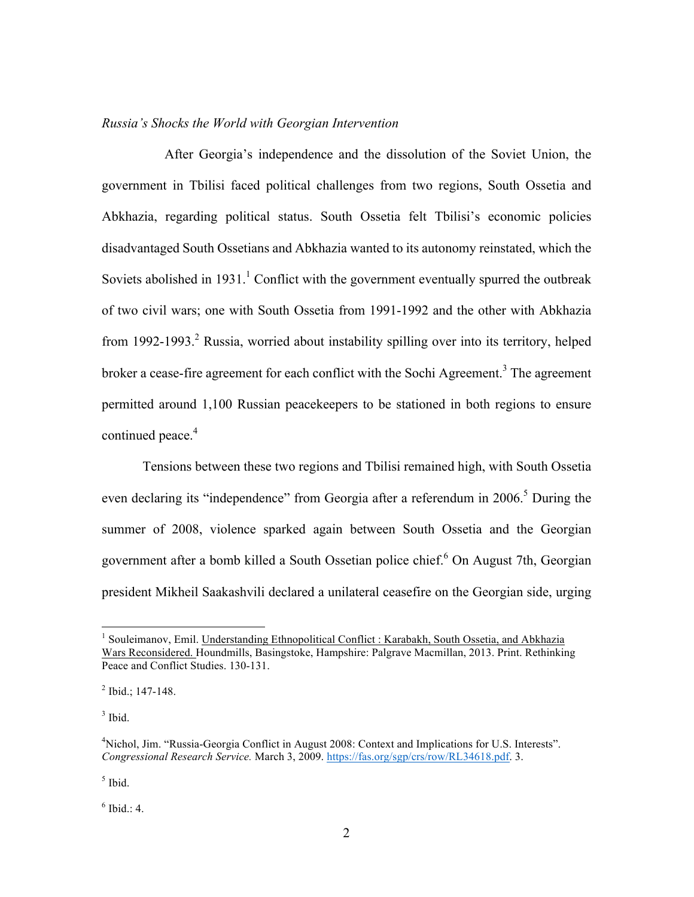*Russia's Shocks the World with Georgian Intervention*

After Georgia's independence and the dissolution of the Soviet Union, the government in Tbilisi faced political challenges from two regions, South Ossetia and Abkhazia, regarding political status. South Ossetia felt Tbilisi's economic policies disadvantaged South Ossetians and Abkhazia wanted to its autonomy reinstated, which the Soviets abolished in 1931.[1] Conflict with the government eventually spurred the outbreak of two civil wars; one with South Ossetia from 1991-1992 and the other with Abkhazia from 1992-1993.[2] Russia, worried about instability spilling over into its territory, helped broker a cease-fire agreement for each conflict with the Sochi Agreement.[3] The agreement permitted around 1,100 Russian peacekeepers to be stationed in both regions to ensure continued peace.[4]

Tensions between these two regions and Tbilisi remained high, with South Ossetia even declaring its "independence" from Georgia after a referendum in 2006.[5] During the summer of 2008, violence sparked again between South Ossetia and the Georgian government after a bomb killed a South Ossetian police chief.[6] On August 7th, Georgian president Mikheil Saakashvili declared a unilateral ceasefire on the Georgian side, urging

---

[1] Souleimanov, Emil. Understanding Ethnopolitical Conflict : Karabakh, South Ossetia, and Abkhazia Wars Reconsidered. Houndmills, Basingstoke, Hampshire: Palgrave Macmillan, 2013. Print. Rethinking Peace and Conflict Studies. 130-131.

[2] Ibid.; 147-148.

[3] Ibid.

[4] Nichol, Jim. "Russia-Georgia Conflict in August 2008: Context and Implications for U.S. Interests". *Congressional Research Service.* March 3, 2009. https://fas.org/sgp/crs/row/RL34618.pdf. 3.

[5] Ibid.

[6] Ibid.: 4.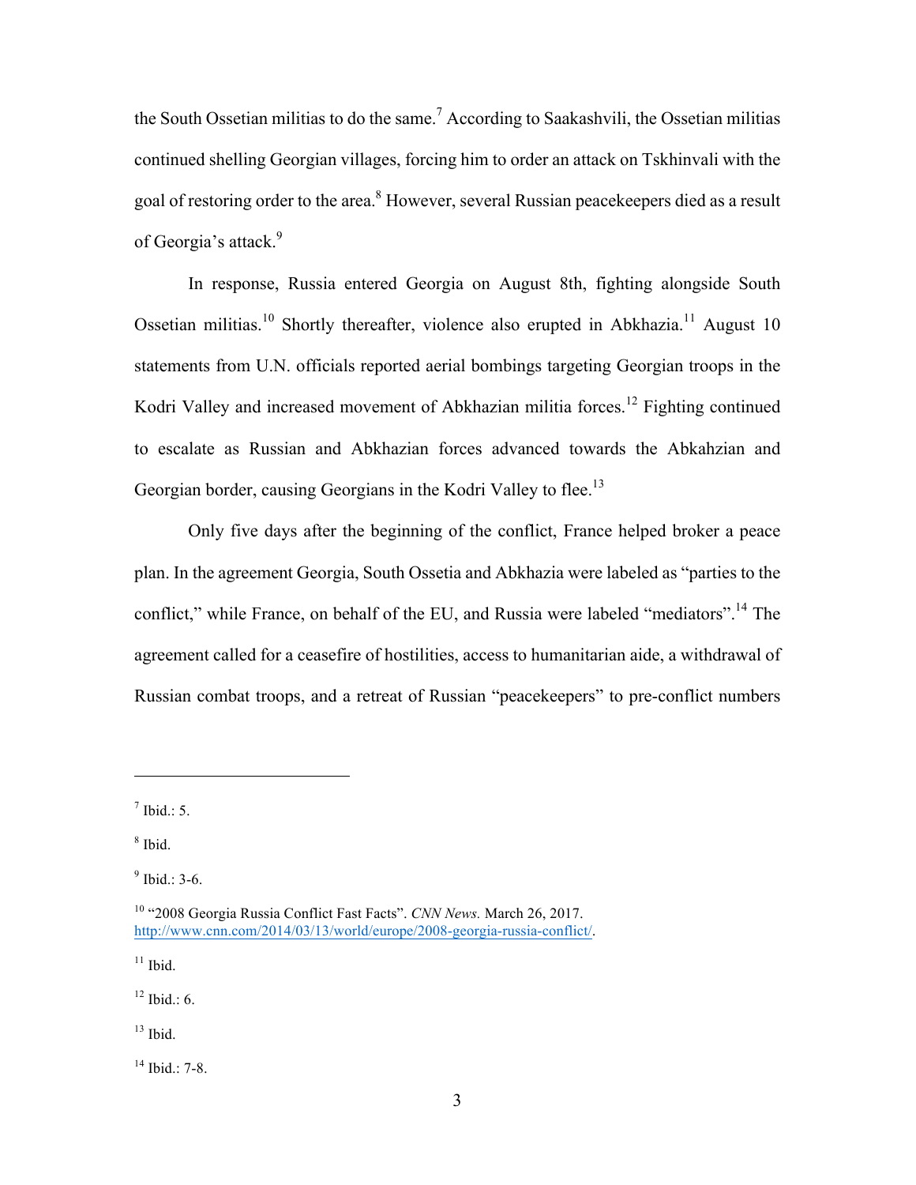the South Ossetian militias to do the same.[7] According to Saakashvili, the Ossetian militias continued shelling Georgian villages, forcing him to order an attack on Tskhinvali with the goal of restoring order to the area.[8] However, several Russian peacekeepers died as a result of Georgia's attack.[9]

In response, Russia entered Georgia on August 8th, fighting alongside South Ossetian militias.[10] Shortly thereafter, violence also erupted in Abkhazia.[11] August 10 statements from U.N. officials reported aerial bombings targeting Georgian troops in the Kodri Valley and increased movement of Abkhazian militia forces.[12] Fighting continued to escalate as Russian and Abkhazian forces advanced towards the Abkahzian and Georgian border, causing Georgians in the Kodri Valley to flee.[13]

Only five days after the beginning of the conflict, France helped broker a peace plan. In the agreement Georgia, South Ossetia and Abkhazia were labeled as "parties to the conflict," while France, on behalf of the EU, and Russia were labeled "mediators".[14] The agreement called for a ceasefire of hostilities, access to humanitarian aide, a withdrawal of Russian combat troops, and a retreat of Russian "peacekeepers" to pre-conflict numbers

---

[7] Ibid.: 5.

[8] Ibid.

[9] Ibid.: 3-6.

[10] "2008 Georgia Russia Conflict Fast Facts". *CNN News.* March 26, 2017. http://www.cnn.com/2014/03/13/world/europe/2008-georgia-russia-conflict/.

[11] Ibid.

[12] Ibid.: 6.

[13] Ibid.

[14] Ibid.: 7-8.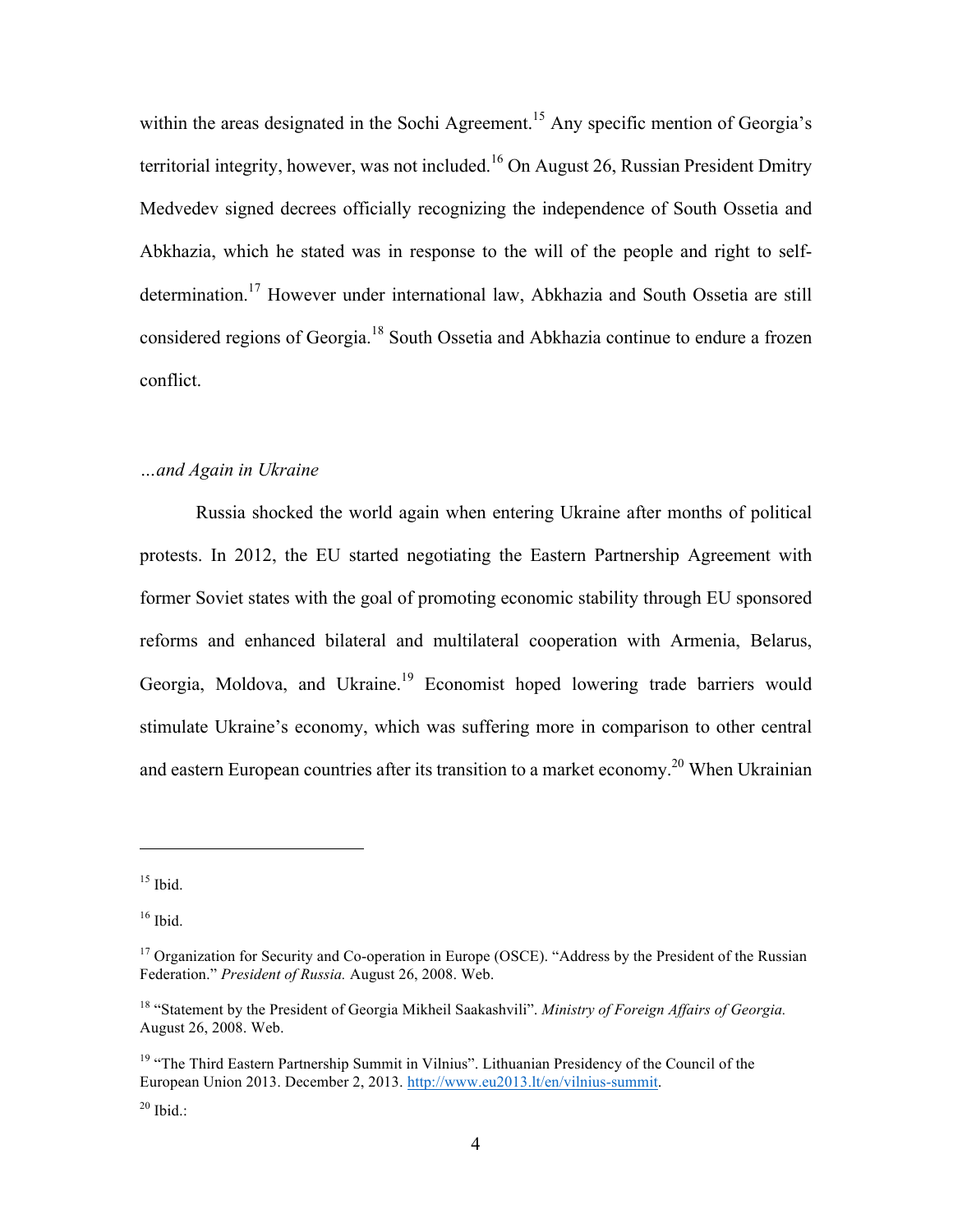within the areas designated in the Sochi Agreement.[15] Any specific mention of Georgia's territorial integrity, however, was not included.[16] On August 26, Russian President Dmitry Medvedev signed decrees officially recognizing the independence of South Ossetia and Abkhazia, which he stated was in response to the will of the people and right to self-determination.[17] However under international law, Abkhazia and South Ossetia are still considered regions of Georgia.[18] South Ossetia and Abkhazia continue to endure a frozen conflict.

*…and Again in Ukraine*

Russia shocked the world again when entering Ukraine after months of political protests. In 2012, the EU started negotiating the Eastern Partnership Agreement with former Soviet states with the goal of promoting economic stability through EU sponsored reforms and enhanced bilateral and multilateral cooperation with Armenia, Belarus, Georgia, Moldova, and Ukraine.[19] Economist hoped lowering trade barriers would stimulate Ukraine's economy, which was suffering more in comparison to other central and eastern European countries after its transition to a market economy.[20] When Ukrainian

---

[15] Ibid.

[16] Ibid.

[17] Organization for Security and Co-operation in Europe (OSCE). "Address by the President of the Russian Federation." *President of Russia.* August 26, 2008. Web.

[18] "Statement by the President of Georgia Mikheil Saakashvili". *Ministry of Foreign Affairs of Georgia.* August 26, 2008. Web.

[19] "The Third Eastern Partnership Summit in Vilnius". Lithuanian Presidency of the Council of the European Union 2013. December 2, 2013. http://www.eu2013.lt/en/vilnius-summit.

[20] Ibid.: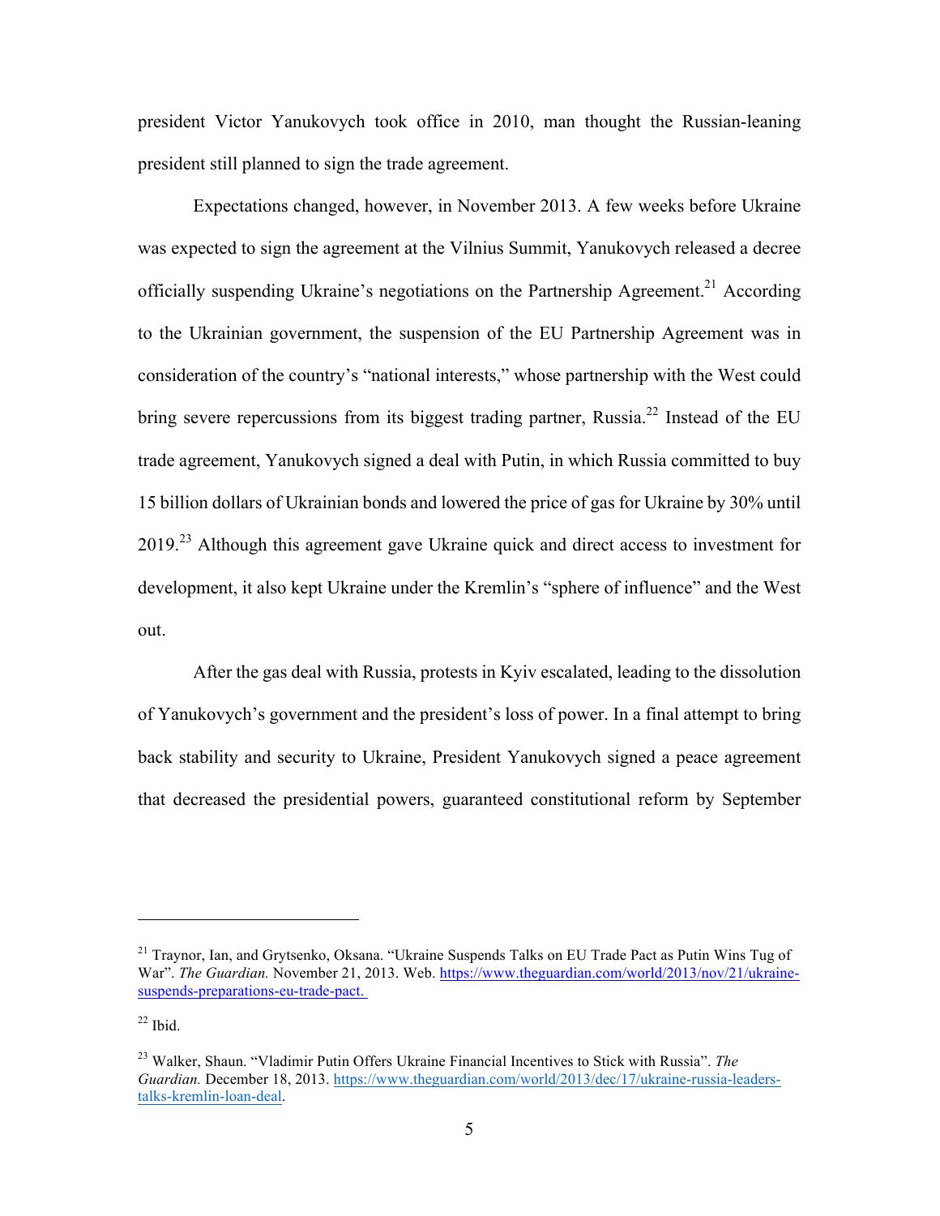president Victor Yanukovych took office in 2010, man thought the Russian-leaning president still planned to sign the trade agreement.

Expectations changed, however, in November 2013. A few weeks before Ukraine was expected to sign the agreement at the Vilnius Summit, Yanukovych released a decree officially suspending Ukraine's negotiations on the Partnership Agreement.[21] According to the Ukrainian government, the suspension of the EU Partnership Agreement was in consideration of the country's "national interests," whose partnership with the West could bring severe repercussions from its biggest trading partner, Russia.[22] Instead of the EU trade agreement, Yanukovych signed a deal with Putin, in which Russia committed to buy 15 billion dollars of Ukrainian bonds and lowered the price of gas for Ukraine by 30% until 2019.[23] Although this agreement gave Ukraine quick and direct access to investment for development, it also kept Ukraine under the Kremlin's "sphere of influence" and the West out.

After the gas deal with Russia, protests in Kyiv escalated, leading to the dissolution of Yanukovych's government and the president's loss of power. In a final attempt to bring back stability and security to Ukraine, President Yanukovych signed a peace agreement that decreased the presidential powers, guaranteed constitutional reform by September

---

[21] Traynor, Ian, and Grytsenko, Oksana. "Ukraine Suspends Talks on EU Trade Pact as Putin Wins Tug of War". *The Guardian.* November 21, 2013. Web. https://www.theguardian.com/world/2013/nov/21/ukraine-suspends-preparations-eu-trade-pact.

[22] Ibid.

[23] Walker, Shaun. "Vladimir Putin Offers Ukraine Financial Incentives to Stick with Russia". *The Guardian.* December 18, 2013. https://www.theguardian.com/world/2013/dec/17/ukraine-russia-leaders-talks-kremlin-loan-deal.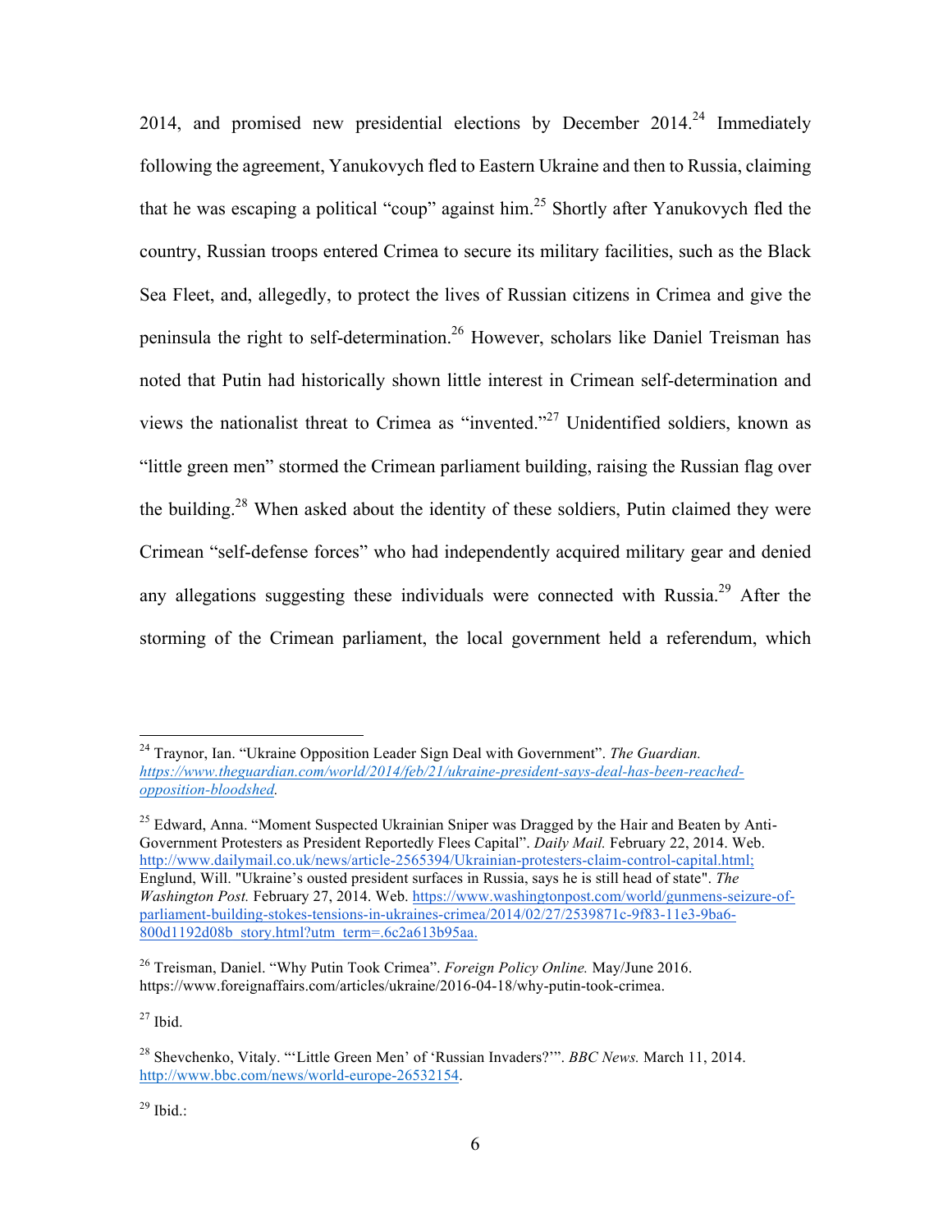2014, and promised new presidential elections by December 2014.[24] Immediately following the agreement, Yanukovych fled to Eastern Ukraine and then to Russia, claiming that he was escaping a political "coup" against him.[25] Shortly after Yanukovych fled the country, Russian troops entered Crimea to secure its military facilities, such as the Black Sea Fleet, and, allegedly, to protect the lives of Russian citizens in Crimea and give the peninsula the right to self-determination.[26] However, scholars like Daniel Treisman has noted that Putin had historically shown little interest in Crimean self-determination and views the nationalist threat to Crimea as "invented."[27] Unidentified soldiers, known as "little green men" stormed the Crimean parliament building, raising the Russian flag over the building.[28] When asked about the identity of these soldiers, Putin claimed they were Crimean "self-defense forces" who had independently acquired military gear and denied any allegations suggesting these individuals were connected with Russia.[29] After the storming of the Crimean parliament, the local government held a referendum, which

---

[24] Traynor, Ian. "Ukraine Opposition Leader Sign Deal with Government". *The Guardian.* https://www.theguardian.com/world/2014/feb/21/ukraine-president-says-deal-has-been-reached-opposition-bloodshed.

[25] Edward, Anna. "Moment Suspected Ukrainian Sniper was Dragged by the Hair and Beaten by Anti-Government Protesters as President Reportedly Flees Capital". *Daily Mail.* February 22, 2014. Web. http://www.dailymail.co.uk/news/article-2565394/Ukrainian-protesters-claim-control-capital.html; Englund, Will. "Ukraine's ousted president surfaces in Russia, says he is still head of state". *The Washington Post.* February 27, 2014. Web. https://www.washingtonpost.com/world/gunmen-seize-of-parliament-building-stokes-tensions-in-ukraines-crimea/2014/02/27/2539871c-9f83-11e3-9ba6-800d1192d08b_story.html?utm_term=.6c2a613b95aa.

[26] Treisman, Daniel. "Why Putin Took Crimea". *Foreign Policy Online.* May/June 2016. https://www.foreignaffairs.com/articles/ukraine/2016-04-18/why-putin-took-crimea.

[27] Ibid.

[28] Shevchenko, Vitaly. "'Little Green Men' of 'Russian Invaders?'". *BBC News.* March 11, 2014. http://www.bbc.com/news/world-europe-26532154.

[29] Ibid.: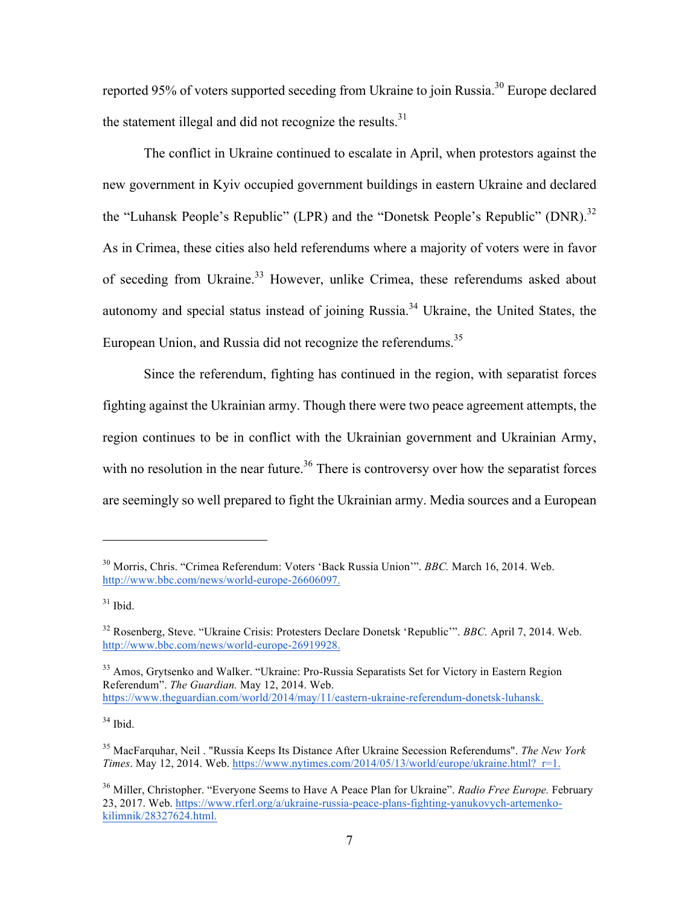reported 95% of voters supported seceding from Ukraine to join Russia.[30] Europe declared the statement illegal and did not recognize the results.[31]

The conflict in Ukraine continued to escalate in April, when protestors against the new government in Kyiv occupied government buildings in eastern Ukraine and declared the "Luhansk People's Republic" (LPR) and the "Donetsk People's Republic" (DNR).[32] As in Crimea, these cities also held referendums where a majority of voters were in favor of seceding from Ukraine.[33] However, unlike Crimea, these referendums asked about autonomy and special status instead of joining Russia.[34] Ukraine, the United States, the European Union, and Russia did not recognize the referendums.[35]

Since the referendum, fighting has continued in the region, with separatist forces fighting against the Ukrainian army. Though there were two peace agreement attempts, the region continues to be in conflict with the Ukrainian government and Ukrainian Army, with no resolution in the near future.[36] There is controversy over how the separatist forces are seemingly so well prepared to fight the Ukrainian army. Media sources and a European

---

[30] Morris, Chris. "Crimea Referendum: Voters 'Back Russia Union'". *BBC.* March 16, 2014. Web. http://www.bbc.com/news/world-europe-26606097.

[31] Ibid.

[32] Rosenberg, Steve. "Ukraine Crisis: Protesters Declare Donetsk 'Republic'". *BBC.* April 7, 2014. Web. http://www.bbc.com/news/world-europe-26919928.

[33] Amos, Grytsenko and Walker. "Ukraine: Pro-Russia Separatists Set for Victory in Eastern Region Referendum". *The Guardian.* May 12, 2014. Web. https://www.theguardian.com/world/2014/may/11/eastern-ukraine-referendum-donetsk-luhansk.

[34] Ibid.

[35] MacFarquhar, Neil . "Russia Keeps Its Distance After Ukraine Secession Referendums". *The New York Times*. May 12, 2014. Web. https://www.nytimes.com/2014/05/13/world/europe/ukraine.html?_r=1.

[36] Miller, Christopher. "Everyone Seems to Have A Peace Plan for Ukraine". *Radio Free Europe.* February 23, 2017. Web. https://www.rferl.org/a/ukraine-russia-peace-plans-fighting-yanukovych-artemenko-kilimnik/28327624.html.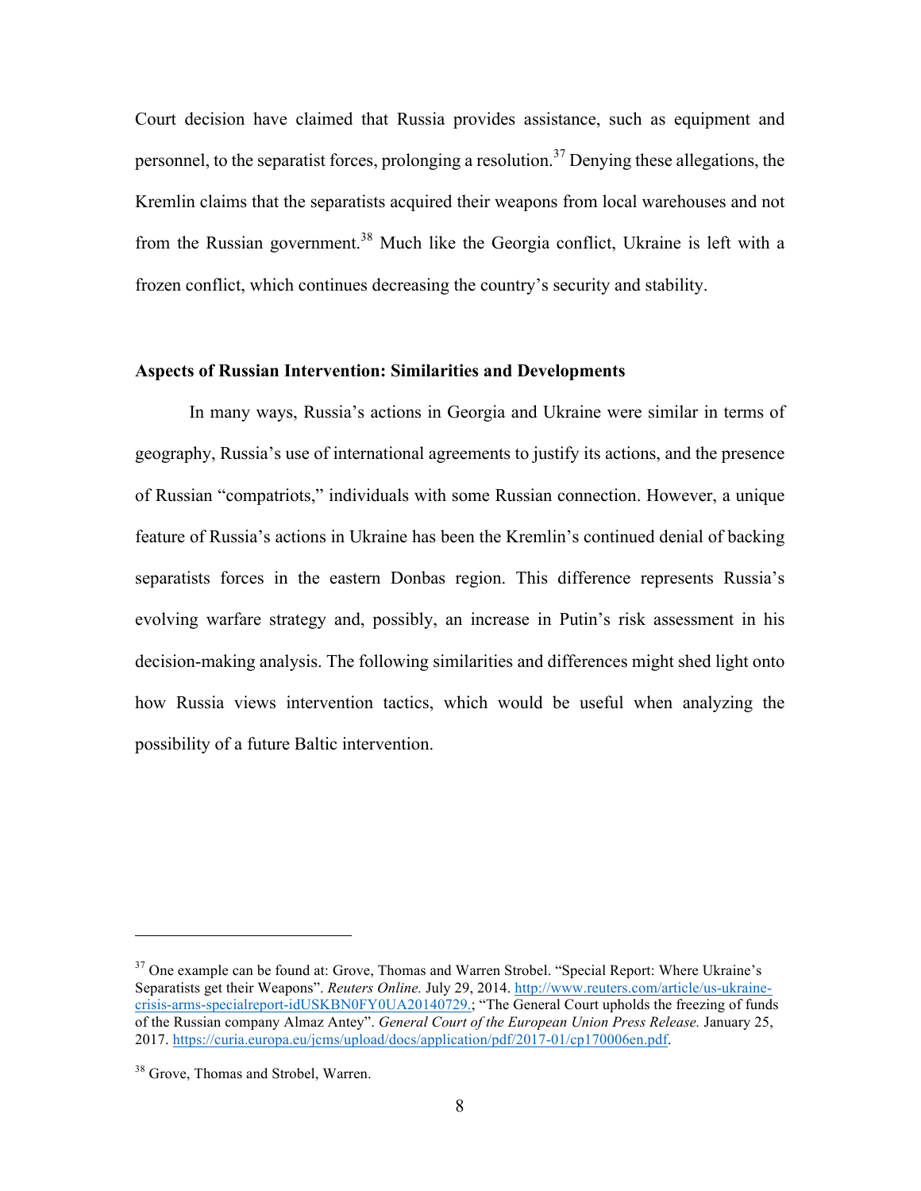Court decision have claimed that Russia provides assistance, such as equipment and personnel, to the separatist forces, prolonging a resolution.[37] Denying these allegations, the Kremlin claims that the separatists acquired their weapons from local warehouses and not from the Russian government.[38] Much like the Georgia conflict, Ukraine is left with a frozen conflict, which continues decreasing the country's security and stability.

**Aspects of Russian Intervention: Similarities and Developments**

In many ways, Russia's actions in Georgia and Ukraine were similar in terms of geography, Russia's use of international agreements to justify its actions, and the presence of Russian "compatriots," individuals with some Russian connection. However, a unique feature of Russia's actions in Ukraine has been the Kremlin's continued denial of backing separatists forces in the eastern Donbas region. This difference represents Russia's evolving warfare strategy and, possibly, an increase in Putin's risk assessment in his decision-making analysis. The following similarities and differences might shed light onto how Russia views intervention tactics, which would be useful when analyzing the possibility of a future Baltic intervention.

---

[37] One example can be found at: Grove, Thomas and Warren Strobel. "Special Report: Where Ukraine's Separatists get their Weapons". *Reuters Online.* July 29, 2014. http://www.reuters.com/article/us-ukraine-crisis-arms-specialreport-idUSKBN0FY0UA20140729.; "The General Court upholds the freezing of funds of the Russian company Almaz Antey". *General Court of the European Union Press Release.* January 25, 2017. https://curia.europa.eu/jcms/upload/docs/application/pdf/2017-01/cp170006en.pdf.

[38] Grove, Thomas and Strobel, Warren.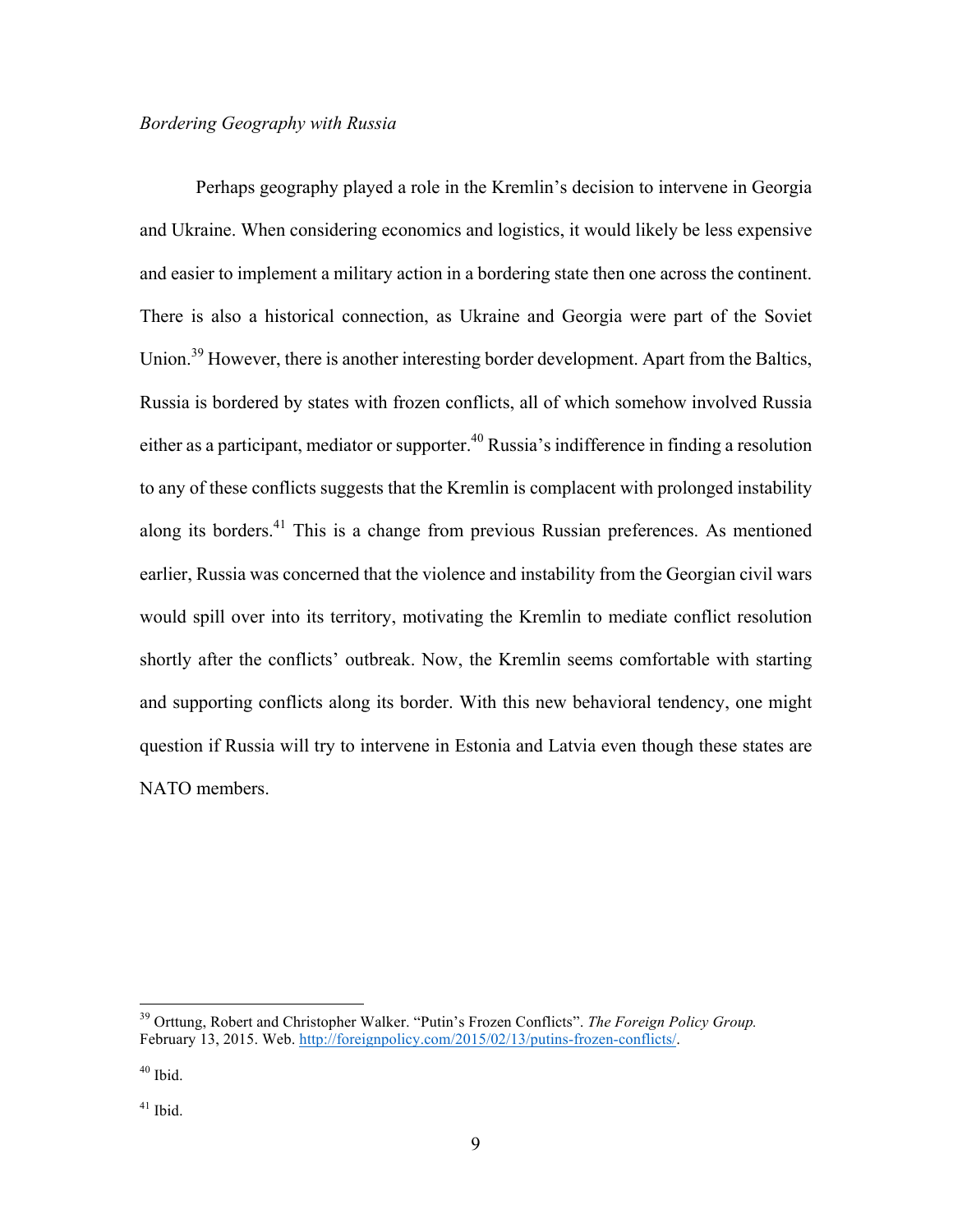*Bordering Geography with Russia*

Perhaps geography played a role in the Kremlin's decision to intervene in Georgia and Ukraine. When considering economics and logistics, it would likely be less expensive and easier to implement a military action in a bordering state then one across the continent. There is also a historical connection, as Ukraine and Georgia were part of the Soviet Union.[39] However, there is another interesting border development. Apart from the Baltics, Russia is bordered by states with frozen conflicts, all of which somehow involved Russia either as a participant, mediator or supporter.[40] Russia's indifference in finding a resolution to any of these conflicts suggests that the Kremlin is complacent with prolonged instability along its borders.[41] This is a change from previous Russian preferences. As mentioned earlier, Russia was concerned that the violence and instability from the Georgian civil wars would spill over into its territory, motivating the Kremlin to mediate conflict resolution shortly after the conflicts' outbreak. Now, the Kremlin seems comfortable with starting and supporting conflicts along its border. With this new behavioral tendency, one might question if Russia will try to intervene in Estonia and Latvia even though these states are NATO members.

---

[39] Orttung, Robert and Christopher Walker. "Putin's Frozen Conflicts". *The Foreign Policy Group.* February 13, 2015. Web. http://foreignpolicy.com/2015/02/13/putins-frozen-conflicts/.

[40] Ibid.

[41] Ibid.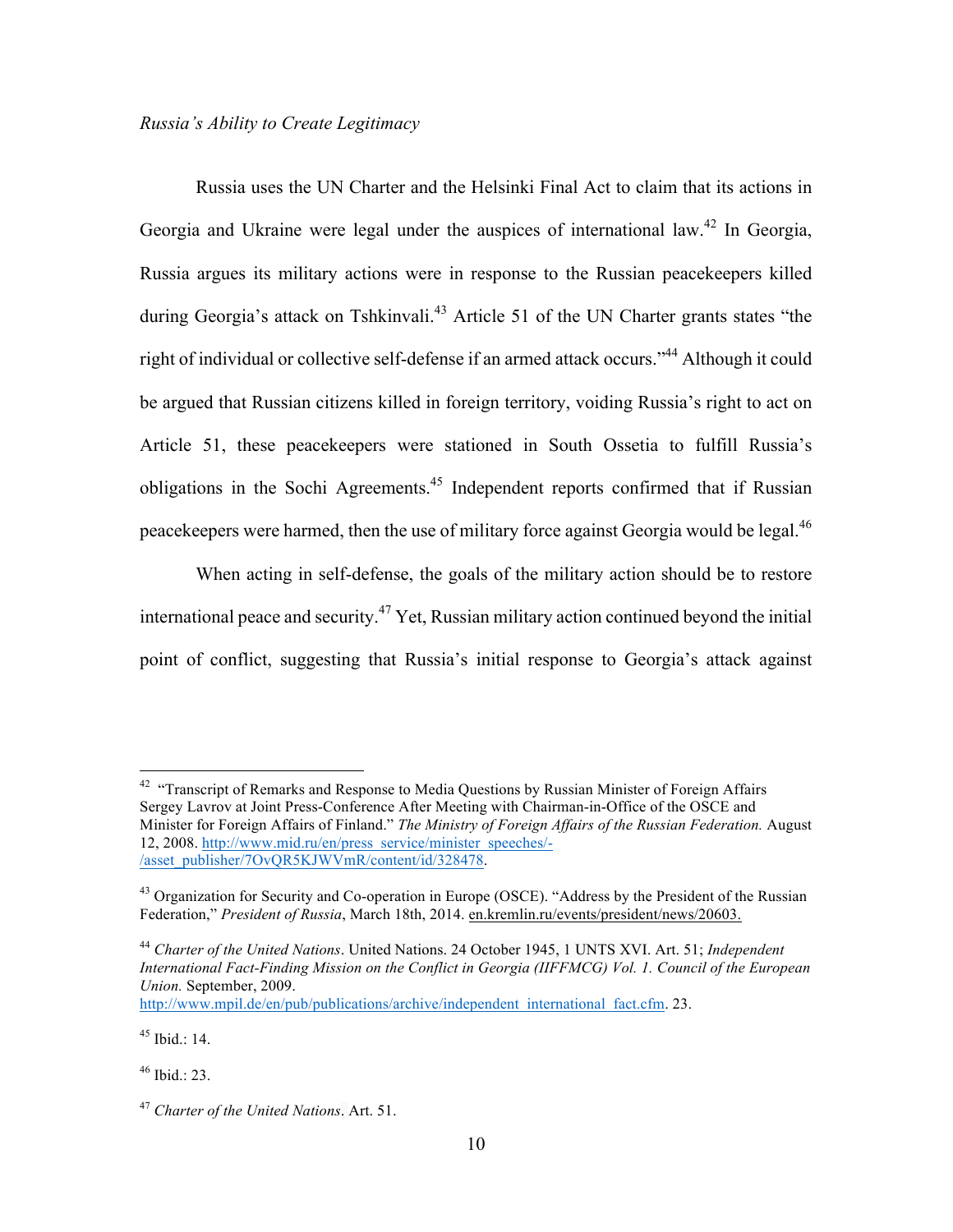*Russia's Ability to Create Legitimacy*

Russia uses the UN Charter and the Helsinki Final Act to claim that its actions in Georgia and Ukraine were legal under the auspices of international law.[42] In Georgia, Russia argues its military actions were in response to the Russian peacekeepers killed during Georgia's attack on Tshkinvali.[43] Article 51 of the UN Charter grants states "the right of individual or collective self-defense if an armed attack occurs."[44] Although it could be argued that Russian citizens killed in foreign territory, voiding Russia's right to act on Article 51, these peacekeepers were stationed in South Ossetia to fulfill Russia's obligations in the Sochi Agreements.[45] Independent reports confirmed that if Russian peacekeepers were harmed, then the use of military force against Georgia would be legal.[46]

When acting in self-defense, the goals of the military action should be to restore international peace and security.[47] Yet, Russian military action continued beyond the initial point of conflict, suggesting that Russia's initial response to Georgia's attack against

---

[42] "Transcript of Remarks and Response to Media Questions by Russian Minister of Foreign Affairs Sergey Lavrov at Joint Press-Conference After Meeting with Chairman-in-Office of the OSCE and Minister for Foreign Affairs of Finland." *The Ministry of Foreign Affairs of the Russian Federation.* August 12, 2008. http://www.mid.ru/en/press_service/minister_speeches/-/asset_publisher/7OvQR5KJWVmR/content/id/328478.

[43] Organization for Security and Co-operation in Europe (OSCE). "Address by the President of the Russian Federation," *President of Russia*, March 18th, 2014. en.kremlin.ru/events/president/news/20603.

[44] *Charter of the United Nations*. United Nations. 24 October 1945, 1 UNTS XVI. Art. 51; *Independent International Fact-Finding Mission on the Conflict in Georgia (IIFFMCG) Vol. 1. Council of the European Union.* September, 2009. http://www.mpil.de/en/pub/publications/archive/independent_international_fact.cfm. 23.

[45] Ibid.: 14.

[46] Ibid.: 23.

[47] *Charter of the United Nations*. Art. 51.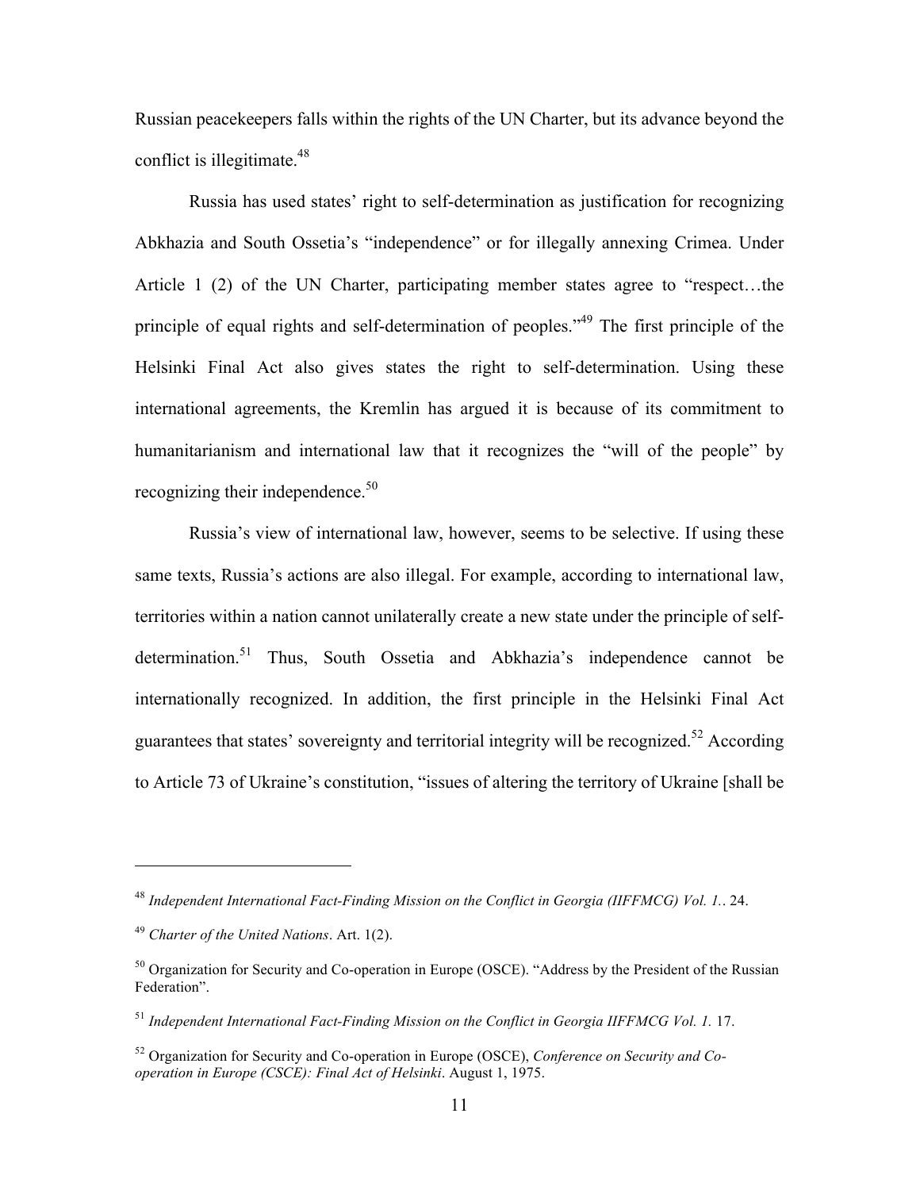Russian peacekeepers falls within the rights of the UN Charter, but its advance beyond the conflict is illegitimate.[48]

Russia has used states' right to self-determination as justification for recognizing Abkhazia and South Ossetia's "independence" or for illegally annexing Crimea. Under Article 1 (2) of the UN Charter, participating member states agree to "respect…the principle of equal rights and self-determination of peoples."[49] The first principle of the Helsinki Final Act also gives states the right to self-determination. Using these international agreements, the Kremlin has argued it is because of its commitment to humanitarianism and international law that it recognizes the "will of the people" by recognizing their independence.[50]

Russia's view of international law, however, seems to be selective. If using these same texts, Russia's actions are also illegal. For example, according to international law, territories within a nation cannot unilaterally create a new state under the principle of self-determination.[51] Thus, South Ossetia and Abkhazia's independence cannot be internationally recognized. In addition, the first principle in the Helsinki Final Act guarantees that states' sovereignty and territorial integrity will be recognized.[52] According to Article 73 of Ukraine's constitution, "issues of altering the territory of Ukraine [shall be

---

[48] *Independent International Fact-Finding Mission on the Conflict in Georgia (IIFFMCG) Vol. 1.*. 24.

[49] *Charter of the United Nations*. Art. 1(2).

[50] Organization for Security and Co-operation in Europe (OSCE). "Address by the President of the Russian Federation".

[51] *Independent International Fact-Finding Mission on the Conflict in Georgia IIFFMCG Vol. 1.* 17.

[52] Organization for Security and Co-operation in Europe (OSCE), *Conference on Security and Co-operation in Europe (CSCE): Final Act of Helsinki*. August 1, 1975.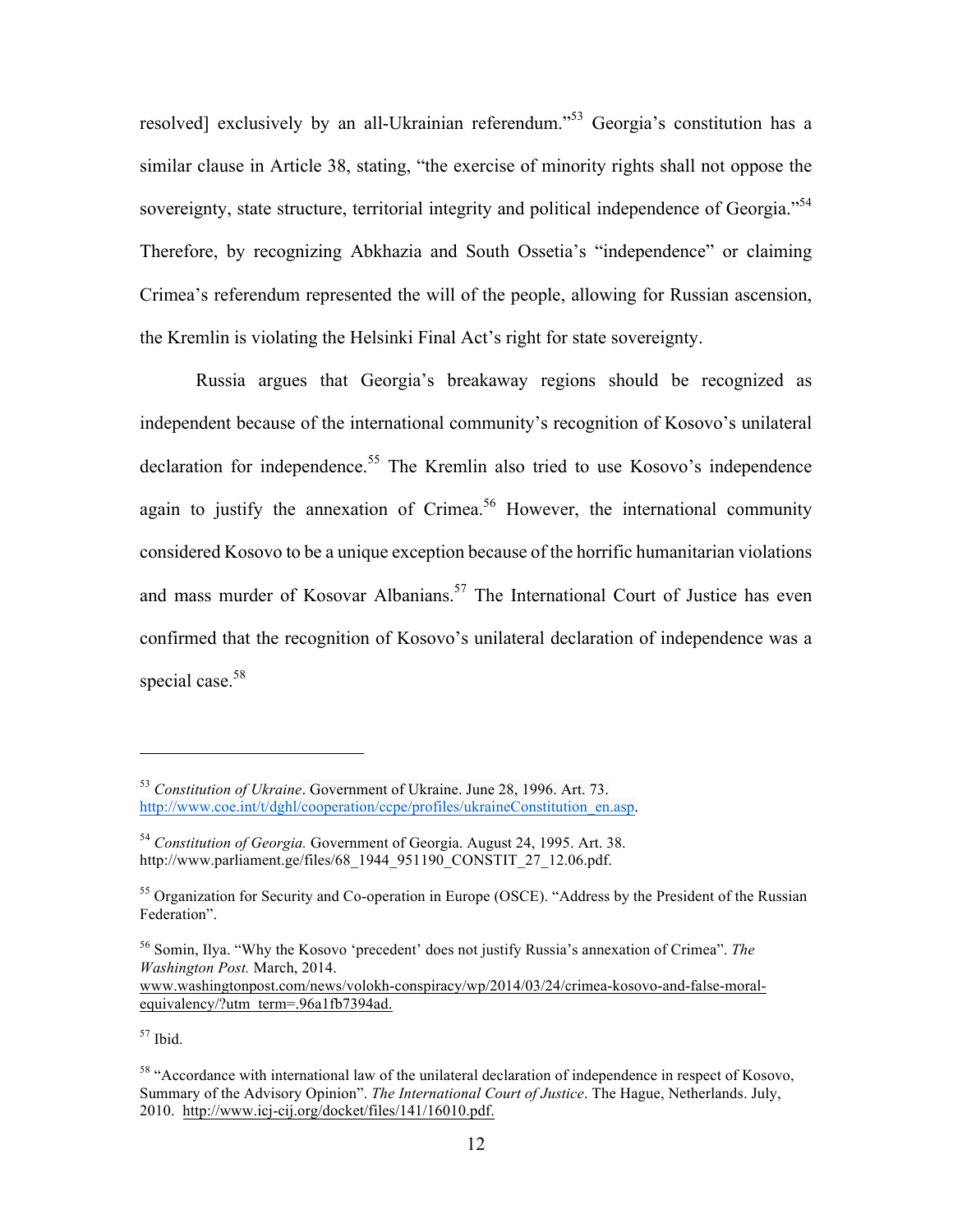resolved] exclusively by an all-Ukrainian referendum."[53] Georgia's constitution has a similar clause in Article 38, stating, "the exercise of minority rights shall not oppose the sovereignty, state structure, territorial integrity and political independence of Georgia."[54] Therefore, by recognizing Abkhazia and South Ossetia's "independence" or claiming Crimea's referendum represented the will of the people, allowing for Russian ascension, the Kremlin is violating the Helsinki Final Act's right for state sovereignty.

Russia argues that Georgia's breakaway regions should be recognized as independent because of the international community's recognition of Kosovo's unilateral declaration for independence.[55] The Kremlin also tried to use Kosovo's independence again to justify the annexation of Crimea.[56] However, the international community considered Kosovo to be a unique exception because of the horrific humanitarian violations and mass murder of Kosovar Albanians.[57] The International Court of Justice has even confirmed that the recognition of Kosovo's unilateral declaration of independence was a special case.[58]

---

[53] *Constitution of Ukraine*. Government of Ukraine. June 28, 1996. Art. 73. http://www.coe.int/t/dghl/cooperation/ccpe/profiles/ukraineConstitution_en.asp.

[54] *Constitution of Georgia.* Government of Georgia. August 24, 1995. Art. 38. http://www.parliament.ge/files/68_1944_951190_CONSTIT_27_12.06.pdf.

[55] Organization for Security and Co-operation in Europe (OSCE). "Address by the President of the Russian Federation".

[56] Somin, Ilya. "Why the Kosovo 'precedent' does not justify Russia's annexation of Crimea". *The Washington Post.* March, 2014. www.washingtonpost.com/news/volokh-conspiracy/wp/2014/03/24/crimea-kosovo-and-false-moral-equivalency/?utm_term=.96a1fb7394ad.

[57] Ibid.

[58] "Accordance with international law of the unilateral declaration of independence in respect of Kosovo, Summary of the Advisory Opinion". *The International Court of Justice*. The Hague, Netherlands. July, 2010. http://www.icj-cij.org/docket/files/141/16010.pdf.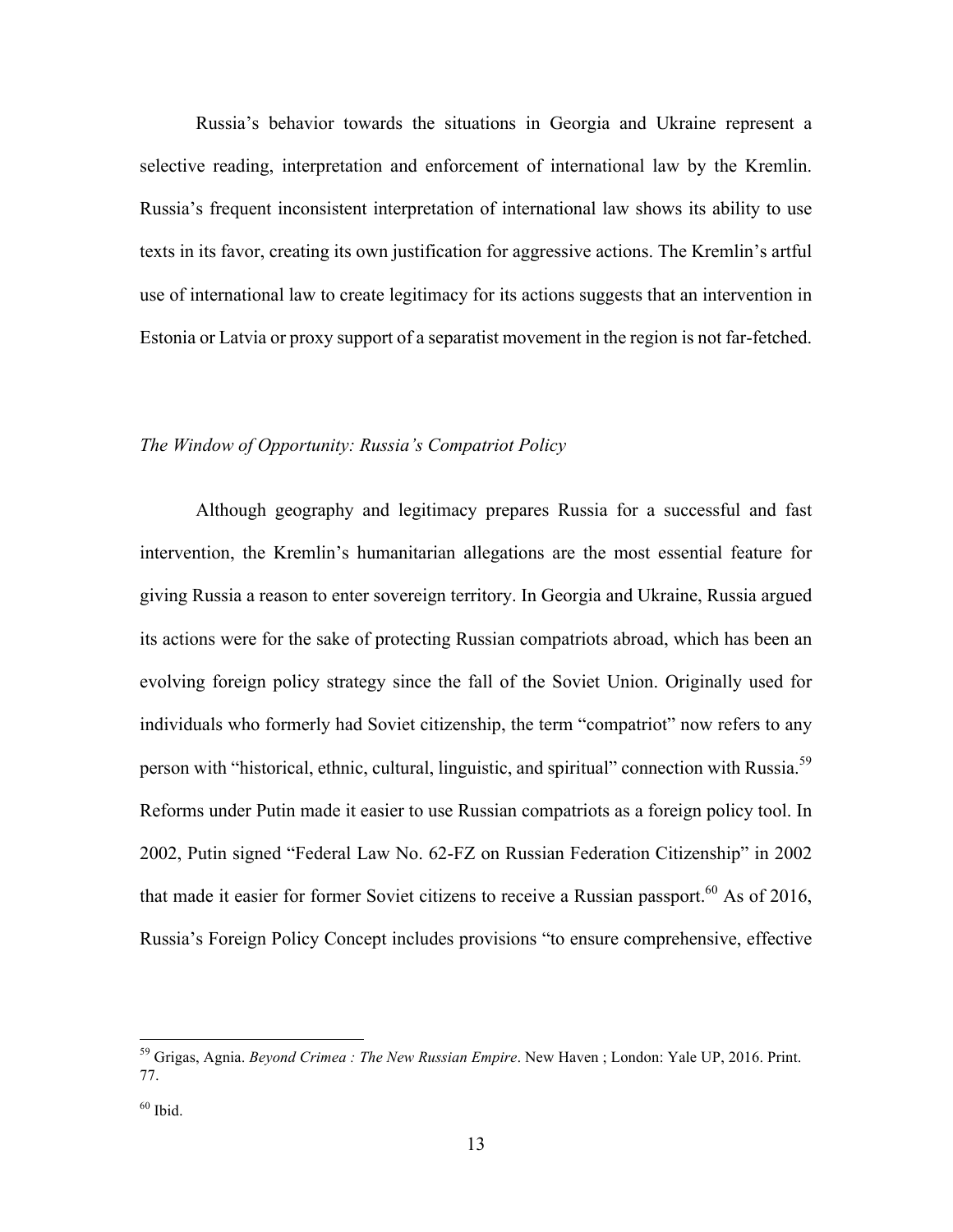Russia's behavior towards the situations in Georgia and Ukraine represent a selective reading, interpretation and enforcement of international law by the Kremlin. Russia's frequent inconsistent interpretation of international law shows its ability to use texts in its favor, creating its own justification for aggressive actions. The Kremlin's artful use of international law to create legitimacy for its actions suggests that an intervention in Estonia or Latvia or proxy support of a separatist movement in the region is not far-fetched.

*The Window of Opportunity: Russia's Compatriot Policy*

Although geography and legitimacy prepares Russia for a successful and fast intervention, the Kremlin's humanitarian allegations are the most essential feature for giving Russia a reason to enter sovereign territory. In Georgia and Ukraine, Russia argued its actions were for the sake of protecting Russian compatriots abroad, which has been an evolving foreign policy strategy since the fall of the Soviet Union. Originally used for individuals who formerly had Soviet citizenship, the term "compatriot" now refers to any person with "historical, ethnic, cultural, linguistic, and spiritual" connection with Russia.[59] Reforms under Putin made it easier to use Russian compatriots as a foreign policy tool. In 2002, Putin signed "Federal Law No. 62-FZ on Russian Federation Citizenship" in 2002 that made it easier for former Soviet citizens to receive a Russian passport.[60] As of 2016, Russia's Foreign Policy Concept includes provisions "to ensure comprehensive, effective

[59] Grigas, Agnia. *Beyond Crimea : The New Russian Empire*. New Haven ; London: Yale UP, 2016. Print. 77.

[60] Ibid.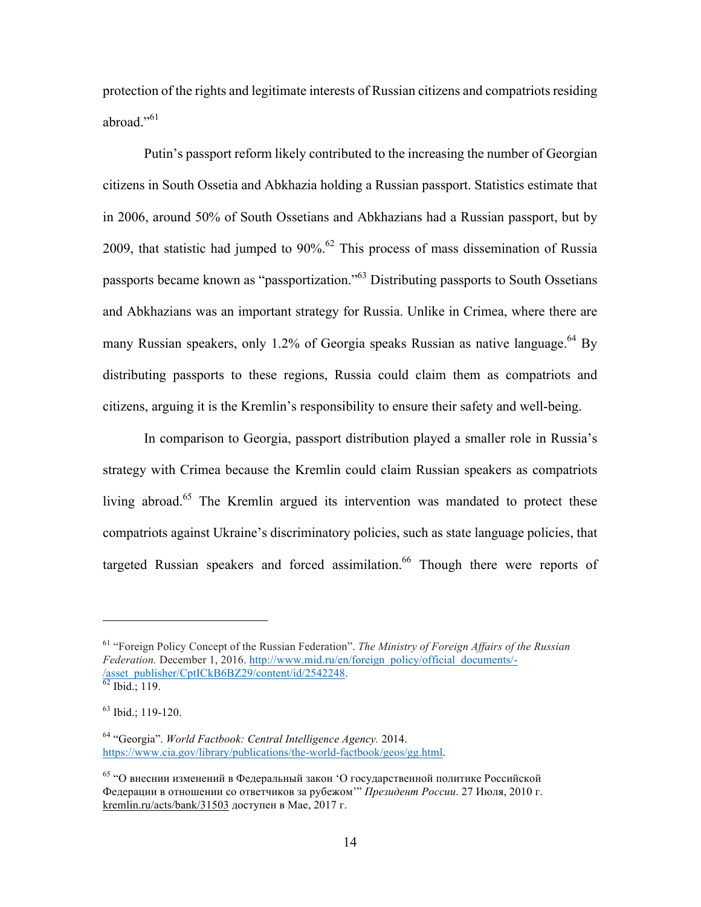protection of the rights and legitimate interests of Russian citizens and compatriots residing abroad."[61]

Putin's passport reform likely contributed to the increasing the number of Georgian citizens in South Ossetia and Abkhazia holding a Russian passport. Statistics estimate that in 2006, around 50% of South Ossetians and Abkhazians had a Russian passport, but by 2009, that statistic had jumped to 90%.[62] This process of mass dissemination of Russia passports became known as "passportization."[63] Distributing passports to South Ossetians and Abkhazians was an important strategy for Russia. Unlike in Crimea, where there are many Russian speakers, only 1.2% of Georgia speaks Russian as native language.[64] By distributing passports to these regions, Russia could claim them as compatriots and citizens, arguing it is the Kremlin's responsibility to ensure their safety and well-being.

In comparison to Georgia, passport distribution played a smaller role in Russia's strategy with Crimea because the Kremlin could claim Russian speakers as compatriots living abroad.[65] The Kremlin argued its intervention was mandated to protect these compatriots against Ukraine's discriminatory policies, such as state language policies, that targeted Russian speakers and forced assimilation.[66] Though there were reports of

---

[61] "Foreign Policy Concept of the Russian Federation". *The Ministry of Foreign Affairs of the Russian Federation.* December 1, 2016. http://www.mid.ru/en/foreign_policy/official_documents/-/asset_publisher/CptICkB6BZ29/content/id/2542248.

[62] Ibid.; 119.

[63] Ibid.; 119-120.

[64] "Georgia". *World Factbook: Central Intelligence Agency.* 2014. https://www.cia.gov/library/publications/the-world-factbook/geos/gg.html.

[65] "О внеснии изменений в Федеральный закон 'О государственной политике Российской Федерации в отношении со ответчиков за рубежом'" *Президент России*. 27 Июля, 2010 г. kremlin.ru/acts/bank/31503 доступен в Мае, 2017 г.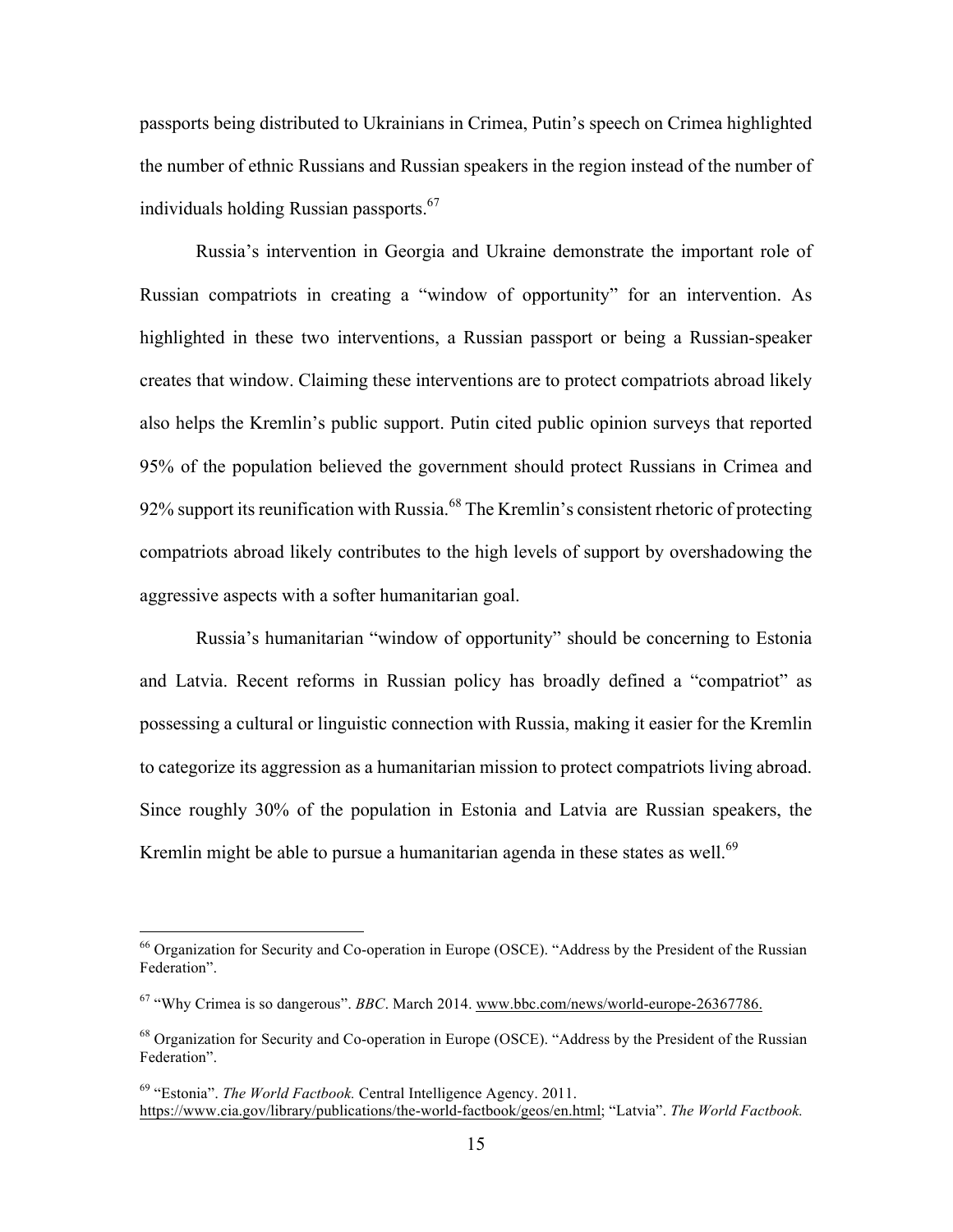passports being distributed to Ukrainians in Crimea, Putin's speech on Crimea highlighted the number of ethnic Russians and Russian speakers in the region instead of the number of individuals holding Russian passports.[67]

Russia's intervention in Georgia and Ukraine demonstrate the important role of Russian compatriots in creating a "window of opportunity" for an intervention. As highlighted in these two interventions, a Russian passport or being a Russian-speaker creates that window. Claiming these interventions are to protect compatriots abroad likely also helps the Kremlin's public support. Putin cited public opinion surveys that reported 95% of the population believed the government should protect Russians in Crimea and 92% support its reunification with Russia.[68] The Kremlin's consistent rhetoric of protecting compatriots abroad likely contributes to the high levels of support by overshadowing the aggressive aspects with a softer humanitarian goal.

Russia's humanitarian "window of opportunity" should be concerning to Estonia and Latvia. Recent reforms in Russian policy has broadly defined a "compatriot" as possessing a cultural or linguistic connection with Russia, making it easier for the Kremlin to categorize its aggression as a humanitarian mission to protect compatriots living abroad. Since roughly 30% of the population in Estonia and Latvia are Russian speakers, the Kremlin might be able to pursue a humanitarian agenda in these states as well.[69]

---

[66] Organization for Security and Co-operation in Europe (OSCE). "Address by the President of the Russian Federation".

[67] "Why Crimea is so dangerous". *BBC*. March 2014. www.bbc.com/news/world-europe-26367786.

[68] Organization for Security and Co-operation in Europe (OSCE). "Address by the President of the Russian Federation".

[69] "Estonia". *The World Factbook.* Central Intelligence Agency. 2011. https://www.cia.gov/library/publications/the-world-factbook/geos/en.html; "Latvia". *The World Factbook.*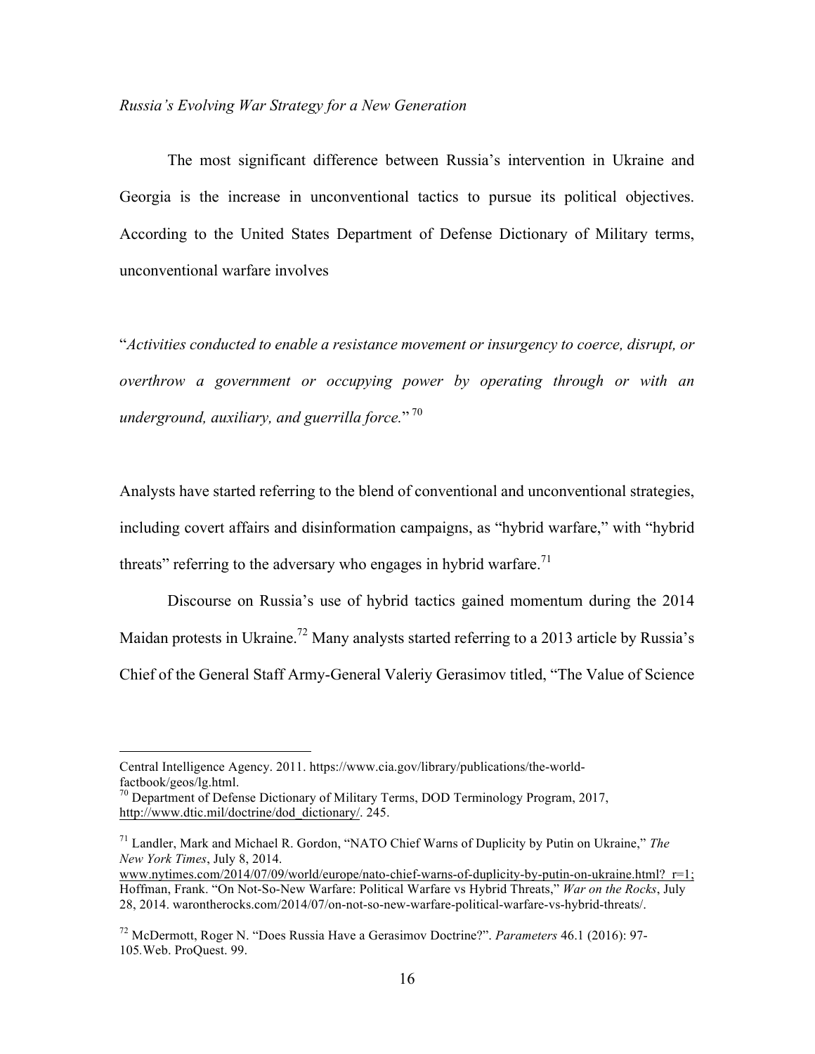*Russia's Evolving War Strategy for a New Generation*

The most significant difference between Russia's intervention in Ukraine and Georgia is the increase in unconventional tactics to pursue its political objectives. According to the United States Department of Defense Dictionary of Military terms, unconventional warfare involves

"*Activities conducted to enable a resistance movement or insurgency to coerce, disrupt, or overthrow a government or occupying power by operating through or with an underground, auxiliary, and guerrilla force.*" [70]

Analysts have started referring to the blend of conventional and unconventional strategies, including covert affairs and disinformation campaigns, as "hybrid warfare," with "hybrid threats" referring to the adversary who engages in hybrid warfare.[71]

Discourse on Russia's use of hybrid tactics gained momentum during the 2014 Maidan protests in Ukraine.[72] Many analysts started referring to a 2013 article by Russia's Chief of the General Staff Army-General Valeriy Gerasimov titled, "The Value of Science

---

Central Intelligence Agency. 2011. https://www.cia.gov/library/publications/the-world-factbook/geos/lg.html.

[70] Department of Defense Dictionary of Military Terms, DOD Terminology Program, 2017, http://www.dtic.mil/doctrine/dod_dictionary/. 245.

[71] Landler, Mark and Michael R. Gordon, "NATO Chief Warns of Duplicity by Putin on Ukraine," *The New York Times*, July 8, 2014. www.nytimes.com/2014/07/09/world/europe/nato-chief-warns-of-duplicity-by-putin-on-ukraine.html?_r=1; Hoffman, Frank. "On Not-So-New Warfare: Political Warfare vs Hybrid Threats," *War on the Rocks*, July 28, 2014. warontherocks.com/2014/07/on-not-so-new-warfare-political-warfare-vs-hybrid-threats/.

[72] McDermott, Roger N. "Does Russia Have a Gerasimov Doctrine?". *Parameters* 46.1 (2016): 97-105.Web. ProQuest. 99.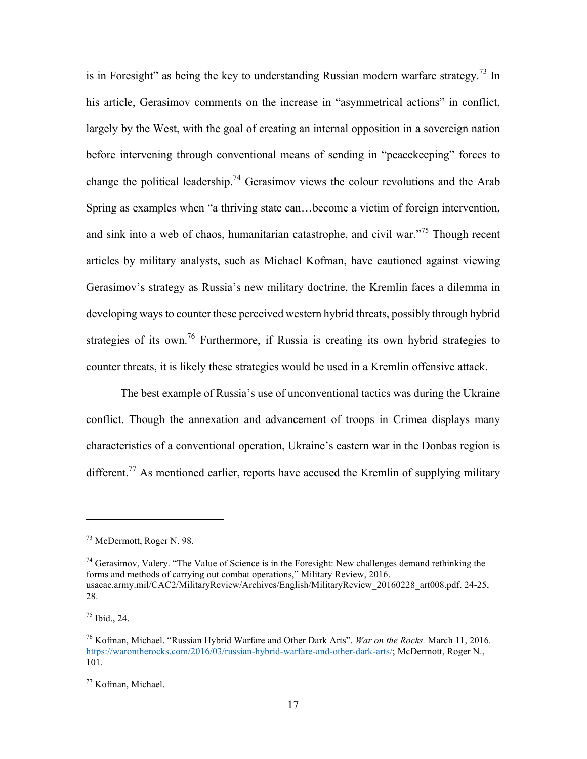is in Foresight" as being the key to understanding Russian modern warfare strategy.[73] In his article, Gerasimov comments on the increase in "asymmetrical actions" in conflict, largely by the West, with the goal of creating an internal opposition in a sovereign nation before intervening through conventional means of sending in "peacekeeping" forces to change the political leadership.[74] Gerasimov views the colour revolutions and the Arab Spring as examples when "a thriving state can…become a victim of foreign intervention, and sink into a web of chaos, humanitarian catastrophe, and civil war."[75] Though recent articles by military analysts, such as Michael Kofman, have cautioned against viewing Gerasimov's strategy as Russia's new military doctrine, the Kremlin faces a dilemma in developing ways to counter these perceived western hybrid threats, possibly through hybrid strategies of its own.[76] Furthermore, if Russia is creating its own hybrid strategies to counter threats, it is likely these strategies would be used in a Kremlin offensive attack.

The best example of Russia's use of unconventional tactics was during the Ukraine conflict. Though the annexation and advancement of troops in Crimea displays many characteristics of a conventional operation, Ukraine's eastern war in the Donbas region is different.[77] As mentioned earlier, reports have accused the Kremlin of supplying military

---

[73] McDermott, Roger N. 98.

[74] Gerasimov, Valery. "The Value of Science is in the Foresight: New challenges demand rethinking the forms and methods of carrying out combat operations," Military Review, 2016. usacac.army.mil/CAC2/MilitaryReview/Archives/English/MilitaryReview_20160228_art008.pdf. 24-25, 28.

[75] Ibid., 24.

[76] Kofman, Michael. "Russian Hybrid Warfare and Other Dark Arts". *War on the Rocks.* March 11, 2016. https://warontherocks.com/2016/03/russian-hybrid-warfare-and-other-dark-arts/; McDermott, Roger N., 101.

[77] Kofman, Michael.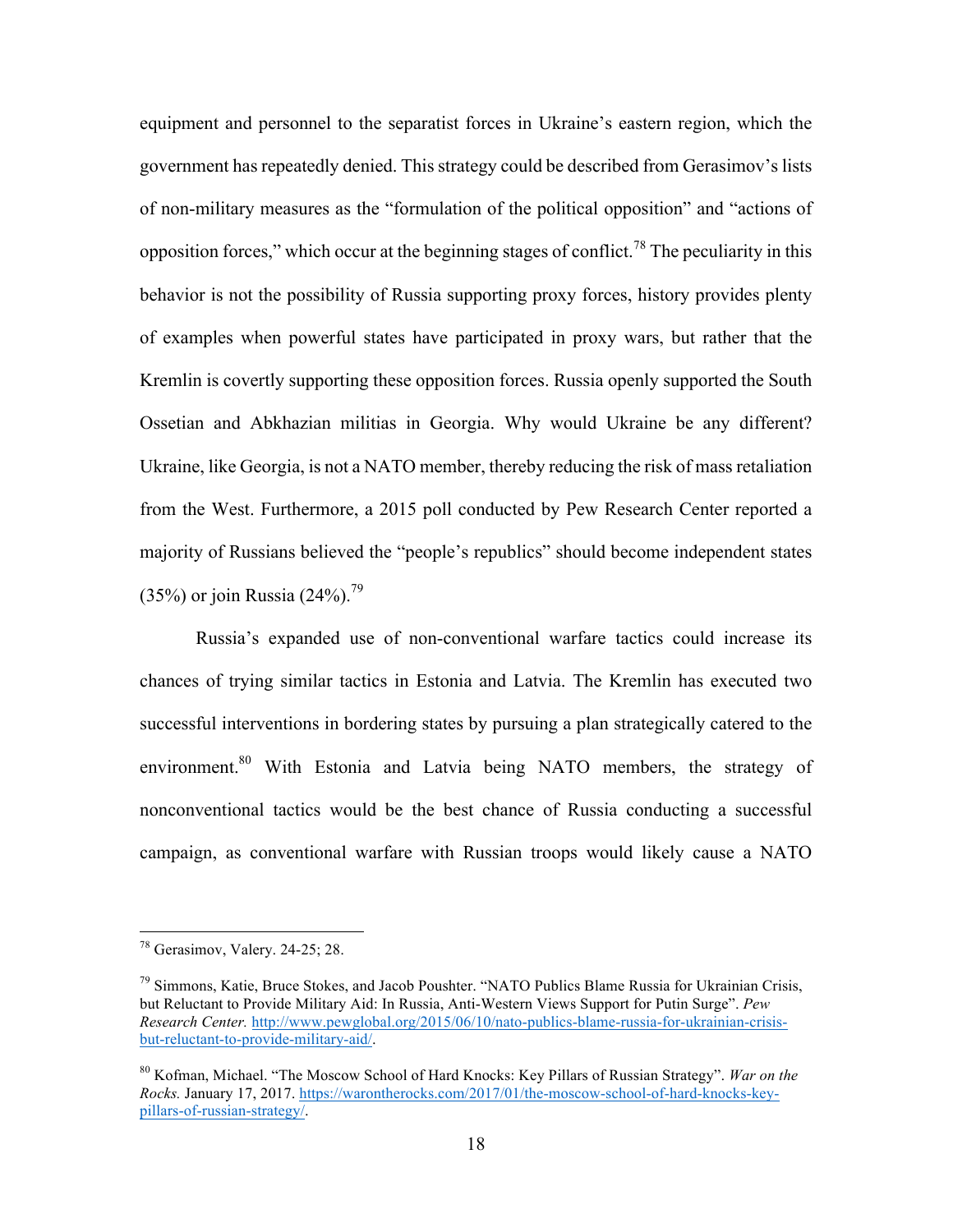equipment and personnel to the separatist forces in Ukraine's eastern region, which the government has repeatedly denied. This strategy could be described from Gerasimov's lists of non-military measures as the "formulation of the political opposition" and "actions of opposition forces," which occur at the beginning stages of conflict.[78] The peculiarity in this behavior is not the possibility of Russia supporting proxy forces, history provides plenty of examples when powerful states have participated in proxy wars, but rather that the Kremlin is covertly supporting these opposition forces. Russia openly supported the South Ossetian and Abkhazian militias in Georgia. Why would Ukraine be any different? Ukraine, like Georgia, is not a NATO member, thereby reducing the risk of mass retaliation from the West. Furthermore, a 2015 poll conducted by Pew Research Center reported a majority of Russians believed the "people's republics" should become independent states (35%) or join Russia (24%).[79]

Russia's expanded use of non-conventional warfare tactics could increase its chances of trying similar tactics in Estonia and Latvia. The Kremlin has executed two successful interventions in bordering states by pursuing a plan strategically catered to the environment.[80] With Estonia and Latvia being NATO members, the strategy of nonconventional tactics would be the best chance of Russia conducting a successful campaign, as conventional warfare with Russian troops would likely cause a NATO

---

[78] Gerasimov, Valery. 24-25; 28.

[79] Simmons, Katie, Bruce Stokes, and Jacob Poushter. "NATO Publics Blame Russia for Ukrainian Crisis, but Reluctant to Provide Military Aid: In Russia, Anti-Western Views Support for Putin Surge". *Pew Research Center.* http://www.pewglobal.org/2015/06/10/nato-publics-blame-russia-for-ukrainian-crisis-but-reluctant-to-provide-military-aid/.

[80] Kofman, Michael. "The Moscow School of Hard Knocks: Key Pillars of Russian Strategy". *War on the Rocks.* January 17, 2017. https://warontherocks.com/2017/01/the-moscow-school-of-hard-knocks-key-pillars-of-russian-strategy/.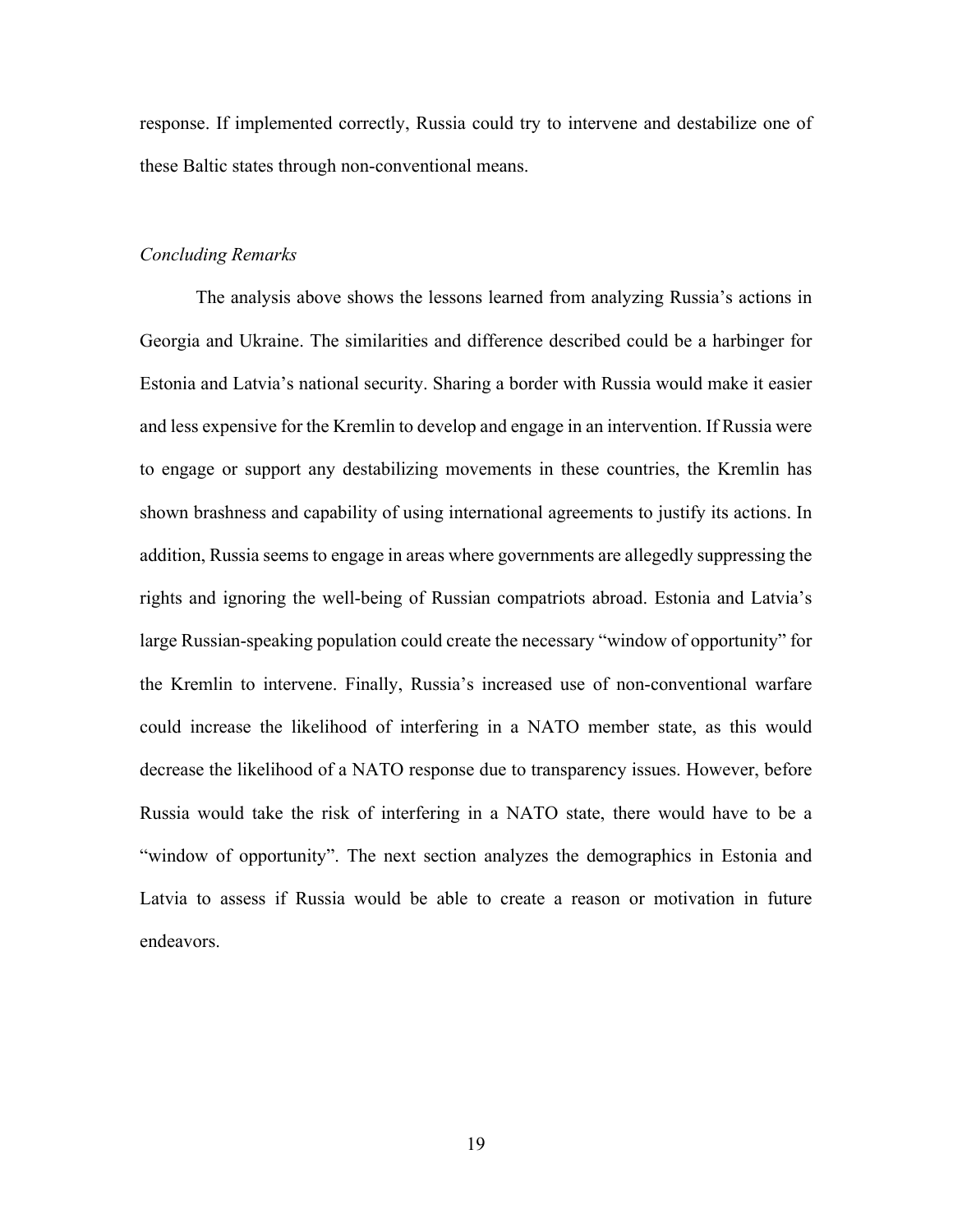response. If implemented correctly, Russia could try to intervene and destabilize one of these Baltic states through non-conventional means.

*Concluding Remarks*

The analysis above shows the lessons learned from analyzing Russia's actions in Georgia and Ukraine. The similarities and difference described could be a harbinger for Estonia and Latvia's national security. Sharing a border with Russia would make it easier and less expensive for the Kremlin to develop and engage in an intervention. If Russia were to engage or support any destabilizing movements in these countries, the Kremlin has shown brashness and capability of using international agreements to justify its actions. In addition, Russia seems to engage in areas where governments are allegedly suppressing the rights and ignoring the well-being of Russian compatriots abroad. Estonia and Latvia's large Russian-speaking population could create the necessary "window of opportunity" for the Kremlin to intervene. Finally, Russia's increased use of non-conventional warfare could increase the likelihood of interfering in a NATO member state, as this would decrease the likelihood of a NATO response due to transparency issues. However, before Russia would take the risk of interfering in a NATO state, there would have to be a "window of opportunity". The next section analyzes the demographics in Estonia and Latvia to assess if Russia would be able to create a reason or motivation in future endeavors.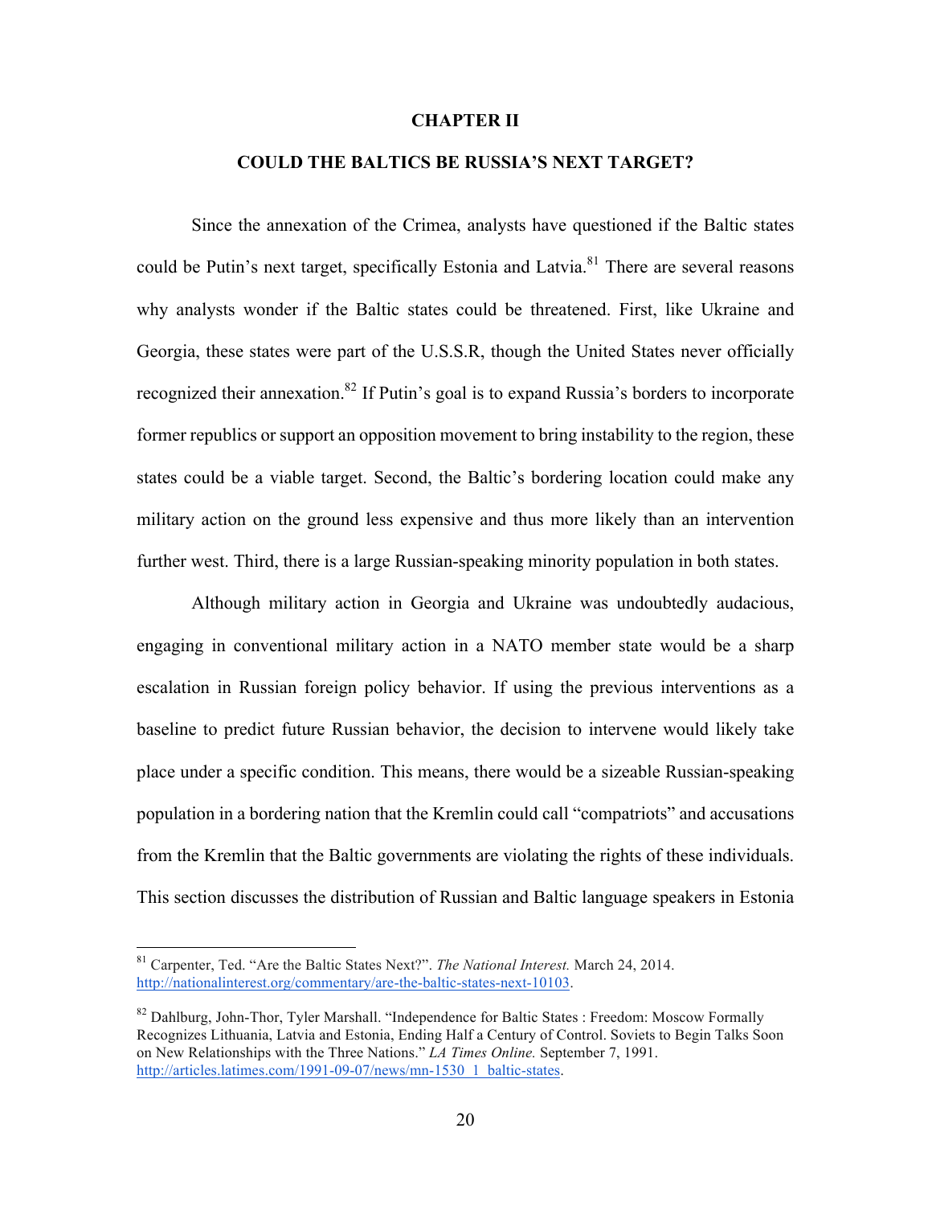# CHAPTER II

## COULD THE BALTICS BE RUSSIA'S NEXT TARGET?

Since the annexation of the Crimea, analysts have questioned if the Baltic states could be Putin's next target, specifically Estonia and Latvia.[81] There are several reasons why analysts wonder if the Baltic states could be threatened. First, like Ukraine and Georgia, these states were part of the U.S.S.R, though the United States never officially recognized their annexation.[82] If Putin's goal is to expand Russia's borders to incorporate former republics or support an opposition movement to bring instability to the region, these states could be a viable target. Second, the Baltic's bordering location could make any military action on the ground less expensive and thus more likely than an intervention further west. Third, there is a large Russian-speaking minority population in both states.

Although military action in Georgia and Ukraine was undoubtedly audacious, engaging in conventional military action in a NATO member state would be a sharp escalation in Russian foreign policy behavior. If using the previous interventions as a baseline to predict future Russian behavior, the decision to intervene would likely take place under a specific condition. This means, there would be a sizeable Russian-speaking population in a bordering nation that the Kremlin could call "compatriots" and accusations from the Kremlin that the Baltic governments are violating the rights of these individuals. This section discusses the distribution of Russian and Baltic language speakers in Estonia

---

[81] Carpenter, Ted. "Are the Baltic States Next?". *The National Interest.* March 24, 2014. http://nationalinterest.org/commentary/are-the-baltic-states-next-10103.

[82] Dahlburg, John-Thor, Tyler Marshall. "Independence for Baltic States : Freedom: Moscow Formally Recognizes Lithuania, Latvia and Estonia, Ending Half a Century of Control. Soviets to Begin Talks Soon on New Relationships with the Three Nations." *LA Times Online.* September 7, 1991. http://articles.latimes.com/1991-09-07/news/mn-1530_1_baltic-states.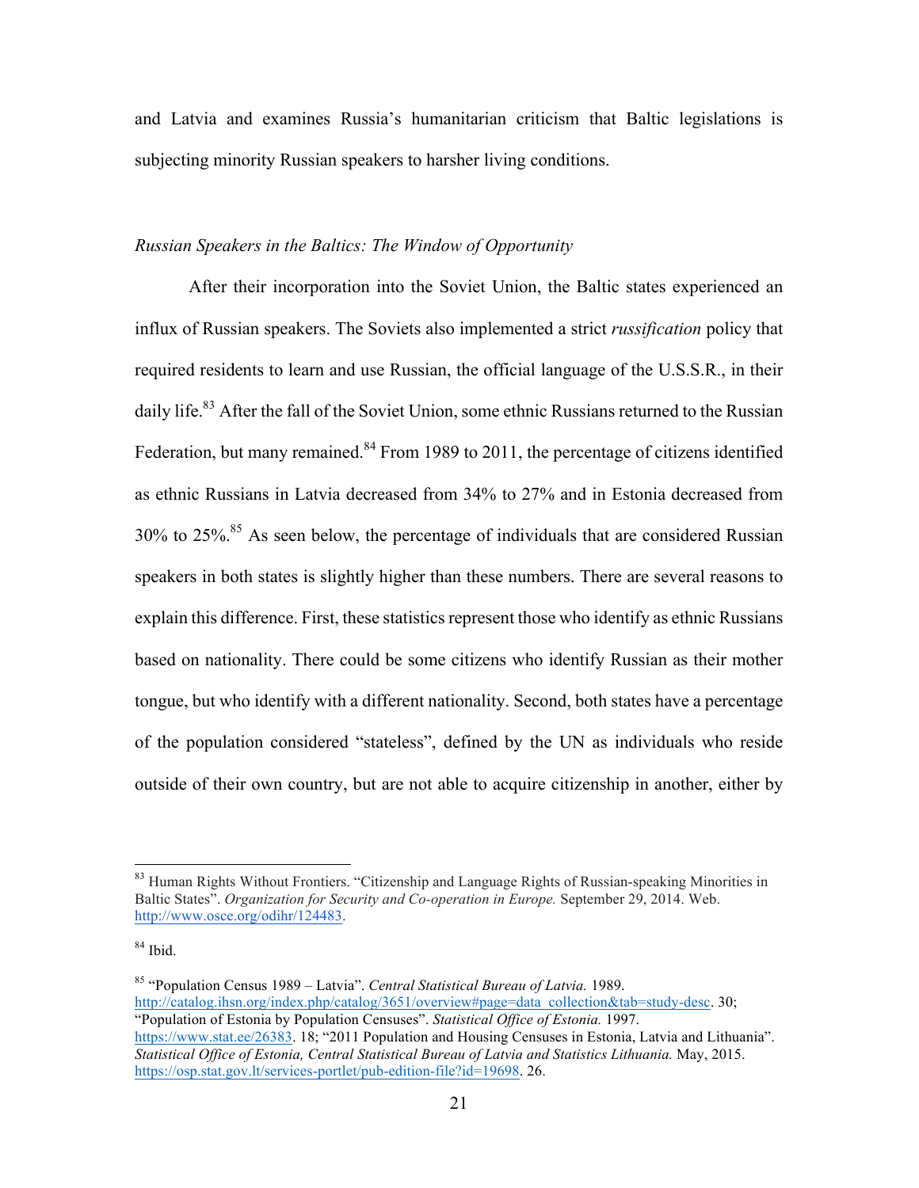and Latvia and examines Russia's humanitarian criticism that Baltic legislations is subjecting minority Russian speakers to harsher living conditions.

*Russian Speakers in the Baltics: The Window of Opportunity*

After their incorporation into the Soviet Union, the Baltic states experienced an influx of Russian speakers. The Soviets also implemented a strict *russification* policy that required residents to learn and use Russian, the official language of the U.S.S.R., in their daily life.[83] After the fall of the Soviet Union, some ethnic Russians returned to the Russian Federation, but many remained.[84] From 1989 to 2011, the percentage of citizens identified as ethnic Russians in Latvia decreased from 34% to 27% and in Estonia decreased from 30% to 25%.[85] As seen below, the percentage of individuals that are considered Russian speakers in both states is slightly higher than these numbers. There are several reasons to explain this difference. First, these statistics represent those who identify as ethnic Russians based on nationality. There could be some citizens who identify Russian as their mother tongue, but who identify with a different nationality. Second, both states have a percentage of the population considered "stateless", defined by the UN as individuals who reside outside of their own country, but are not able to acquire citizenship in another, either by

---

[83] Human Rights Without Frontiers. "Citizenship and Language Rights of Russian-speaking Minorities in Baltic States". *Organization for Security and Co-operation in Europe.* September 29, 2014. Web. http://www.osce.org/odihr/124483.

[84] Ibid.

[85] "Population Census 1989 – Latvia". *Central Statistical Bureau of Latvia.* 1989. http://catalog.ihsn.org/index.php/catalog/3651/overview#page=data_collection&tab=study-desc. 30; "Population of Estonia by Population Censuses". *Statistical Office of Estonia.* 1997. https://www.stat.ee/26383. 18; "2011 Population and Housing Censuses in Estonia, Latvia and Lithuania". *Statistical Office of Estonia, Central Statistical Bureau of Latvia and Statistics Lithuania.* May, 2015. https://osp.stat.gov.lt/services-portlet/pub-edition-file?id=19698. 26.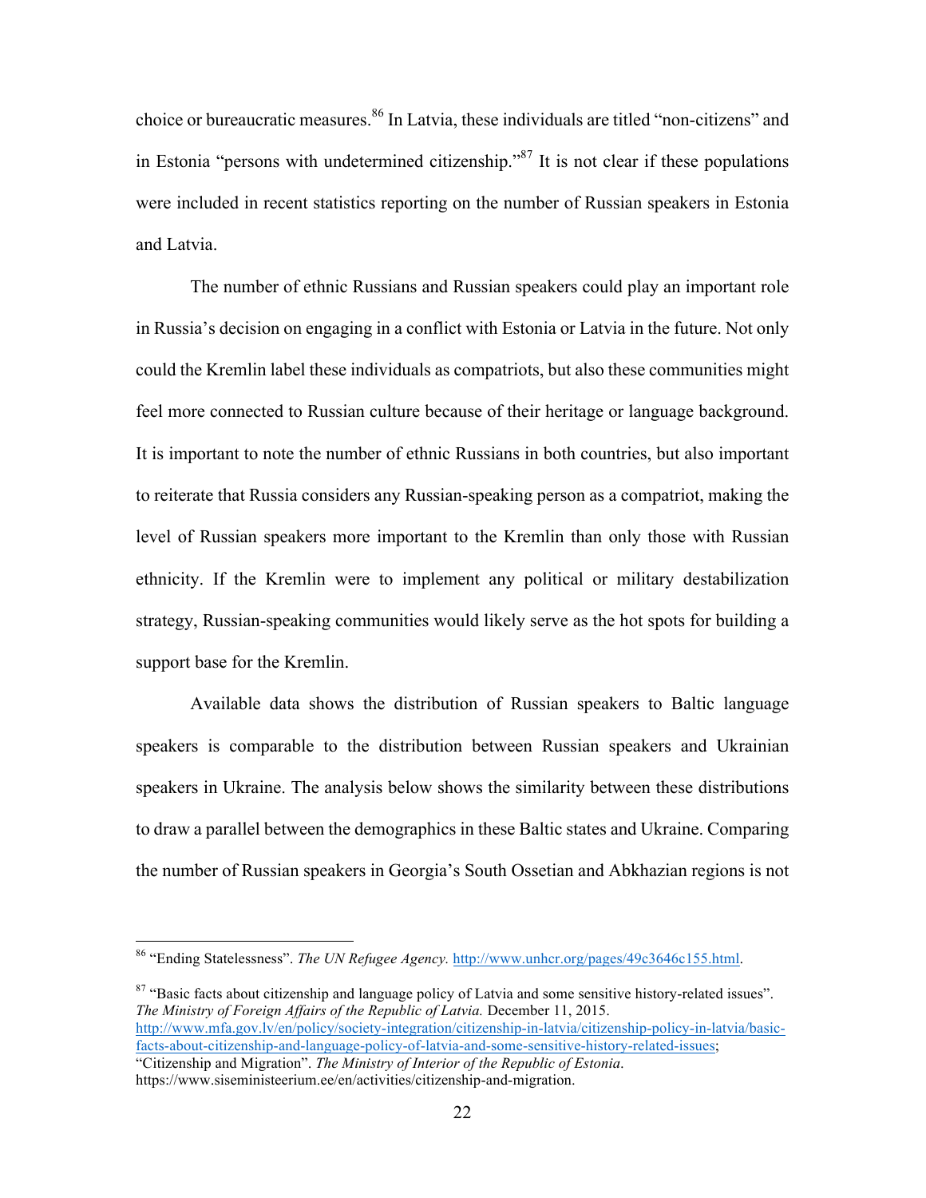choice or bureaucratic measures.[86] In Latvia, these individuals are titled "non-citizens" and in Estonia "persons with undetermined citizenship."[87] It is not clear if these populations were included in recent statistics reporting on the number of Russian speakers in Estonia and Latvia.

The number of ethnic Russians and Russian speakers could play an important role in Russia's decision on engaging in a conflict with Estonia or Latvia in the future. Not only could the Kremlin label these individuals as compatriots, but also these communities might feel more connected to Russian culture because of their heritage or language background. It is important to note the number of ethnic Russians in both countries, but also important to reiterate that Russia considers any Russian-speaking person as a compatriot, making the level of Russian speakers more important to the Kremlin than only those with Russian ethnicity. If the Kremlin were to implement any political or military destabilization strategy, Russian-speaking communities would likely serve as the hot spots for building a support base for the Kremlin.

Available data shows the distribution of Russian speakers to Baltic language speakers is comparable to the distribution between Russian speakers and Ukrainian speakers in Ukraine. The analysis below shows the similarity between these distributions to draw a parallel between the demographics in these Baltic states and Ukraine. Comparing the number of Russian speakers in Georgia's South Ossetian and Abkhazian regions is not

---

[86] "Ending Statelessness". *The UN Refugee Agency.* http://www.unhcr.org/pages/49c3646c155.html.

[87] "Basic facts about citizenship and language policy of Latvia and some sensitive history-related issues". *The Ministry of Foreign Affairs of the Republic of Latvia.* December 11, 2015. http://www.mfa.gov.lv/en/policy/society-integration/citizenship-in-latvia/citizenship-policy-in-latvia/basic-facts-about-citizenship-and-language-policy-of-latvia-and-some-sensitive-history-related-issues; "Citizenship and Migration". *The Ministry of Interior of the Republic of Estonia*. https://www.siseministeerium.ee/en/activities/citizenship-and-migration.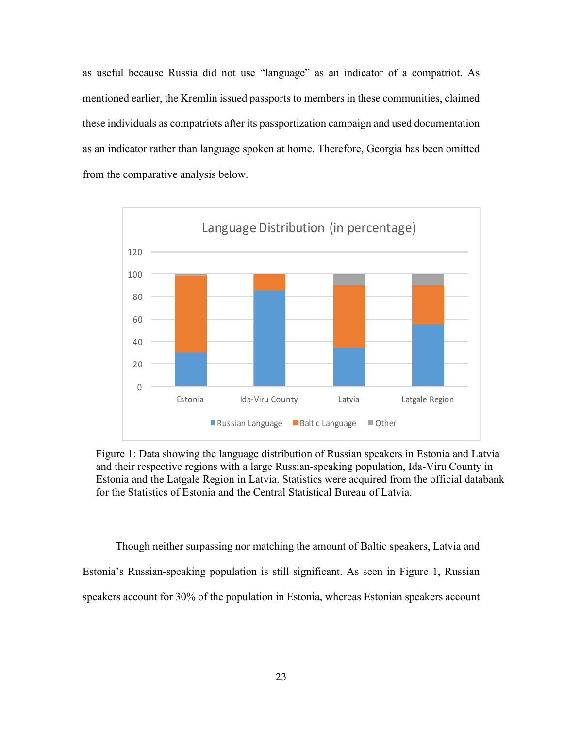as useful because Russia did not use "language" as an indicator of a compatriot. As mentioned earlier, the Kremlin issued passports to members in these communities, claimed these individuals as compatriots after its passportization campaign and used documentation as an indicator rather than language spoken at home. Therefore, Georgia has been omitted from the comparative analysis below.

Figure 1: Data showing the language distribution of Russian speakers in Estonia and Latvia and their respective regions with a large Russian-speaking population, Ida-Viru County in Estonia and the Latgale Region in Latvia. Statistics were acquired from the official databank for the Statistics of Estonia and the Central Statistical Bureau of Latvia.

Though neither surpassing nor matching the amount of Baltic speakers, Latvia and Estonia's Russian-speaking population is still significant. As seen in Figure 1, Russian speakers account for 30% of the population in Estonia, whereas Estonian speakers account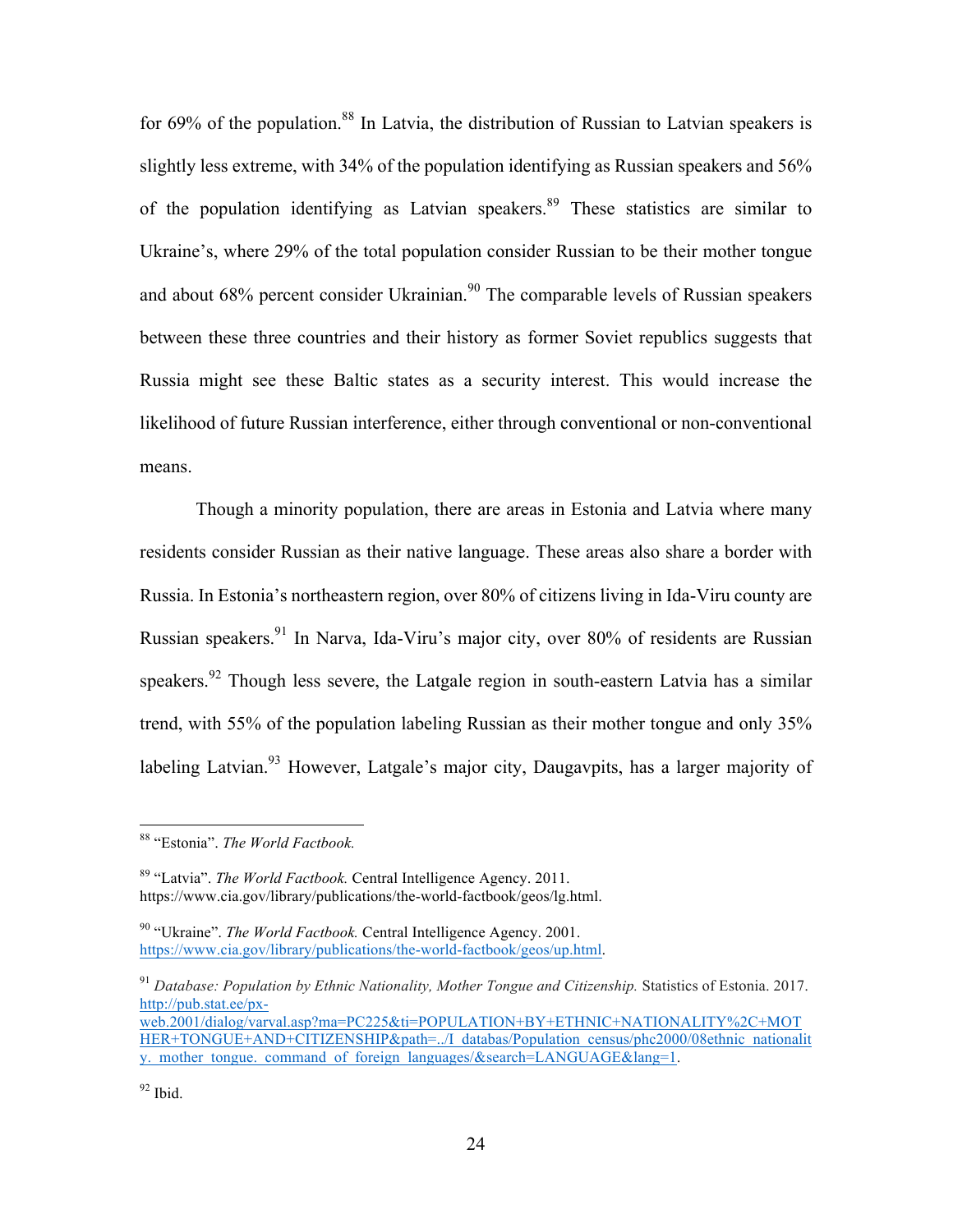for 69% of the population.[88] In Latvia, the distribution of Russian to Latvian speakers is slightly less extreme, with 34% of the population identifying as Russian speakers and 56% of the population identifying as Latvian speakers.[89] These statistics are similar to Ukraine's, where 29% of the total population consider Russian to be their mother tongue and about 68% percent consider Ukrainian.[90] The comparable levels of Russian speakers between these three countries and their history as former Soviet republics suggests that Russia might see these Baltic states as a security interest. This would increase the likelihood of future Russian interference, either through conventional or non-conventional means.

Though a minority population, there are areas in Estonia and Latvia where many residents consider Russian as their native language. These areas also share a border with Russia. In Estonia's northeastern region, over 80% of citizens living in Ida-Viru county are Russian speakers.[91] In Narva, Ida-Viru's major city, over 80% of residents are Russian speakers.[92] Though less severe, the Latgale region in south-eastern Latvia has a similar trend, with 55% of the population labeling Russian as their mother tongue and only 35% labeling Latvian.[93] However, Latgale's major city, Daugavpits, has a larger majority of

---

[88] "Estonia". *The World Factbook.*

[89] "Latvia". *The World Factbook.* Central Intelligence Agency. 2011. https://www.cia.gov/library/publications/the-world-factbook/geos/lg.html.

[90] "Ukraine". *The World Factbook.* Central Intelligence Agency. 2001. https://www.cia.gov/library/publications/the-world-factbook/geos/up.html.

[91] *Database: Population by Ethnic Nationality, Mother Tongue and Citizenship.* Statistics of Estonia. 2017. http://pub.stat.ee/px-web.2001/dialog/varval.asp?ma=PC225&ti=POPULATION+BY+ETHNIC+NATIONALITY%2C+MOTHER+TONGUE+AND+CITIZENSHIP&path=../I_databas/Population_census/phc2000/08ethnic_nationality._mother_tongue._command_of_foreign_languages/&search=LANGUAGE&lang=1.

[92] Ibid.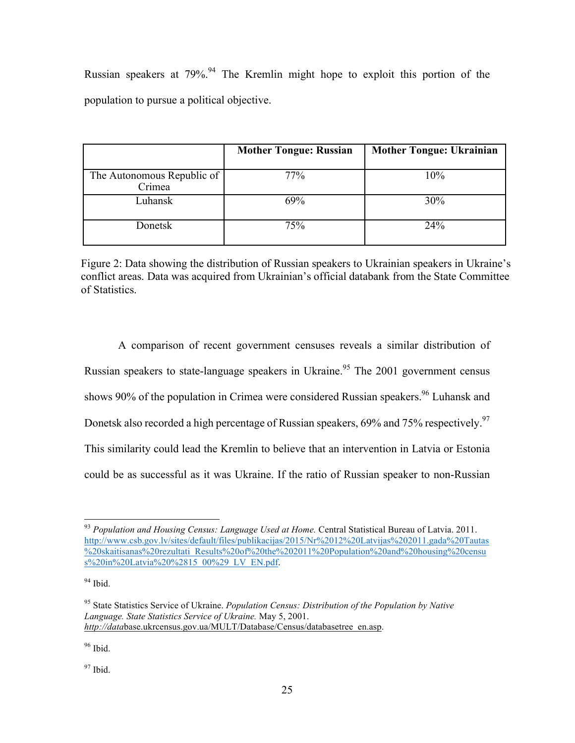Russian speakers at 79%.[94] The Kremlin might hope to exploit this portion of the population to pursue a political objective.

| | Mother Tongue: Russian | Mother Tongue: Ukrainian |
|---|---|---|
| The Autonomous Republic of Crimea | 77% | 10% |
| Luhansk | 69% | 30% |
| Donetsk | 75% | 24% |

Figure 2: Data showing the distribution of Russian speakers to Ukrainian speakers in Ukraine's conflict areas. Data was acquired from Ukrainian's official databank from the State Committee of Statistics.

A comparison of recent government censuses reveals a similar distribution of Russian speakers to state-language speakers in Ukraine.[95] The 2001 government census shows 90% of the population in Crimea were considered Russian speakers.[96] Luhansk and Donetsk also recorded a high percentage of Russian speakers, 69% and 75% respectively.[97] This similarity could lead the Kremlin to believe that an intervention in Latvia or Estonia could be as successful as it was Ukraine. If the ratio of Russian speaker to non-Russian

---

[93] *Population and Housing Census: Language Used at Home.* Central Statistical Bureau of Latvia. 2011. http://www.csb.gov.lv/sites/default/files/publikacijas/2015/Nr%2012%20Latvijas%202011.gada%20Tautas%20skaitisanas%20rezultati_Results%20of%20the%202011%20Population%20and%20housing%20census%20in%20Latvia%20%2815_00%29_LV_EN.pdf.

[94] Ibid.

[95] State Statistics Service of Ukraine. *Population Census: Distribution of the Population by Native Language. State Statistics Service of Ukraine.* May 5, 2001. *http://data*base.ukrcensus.gov.ua/MULT/Database/Census/databasetree_en.asp.

[96] Ibid.

[97] Ibid.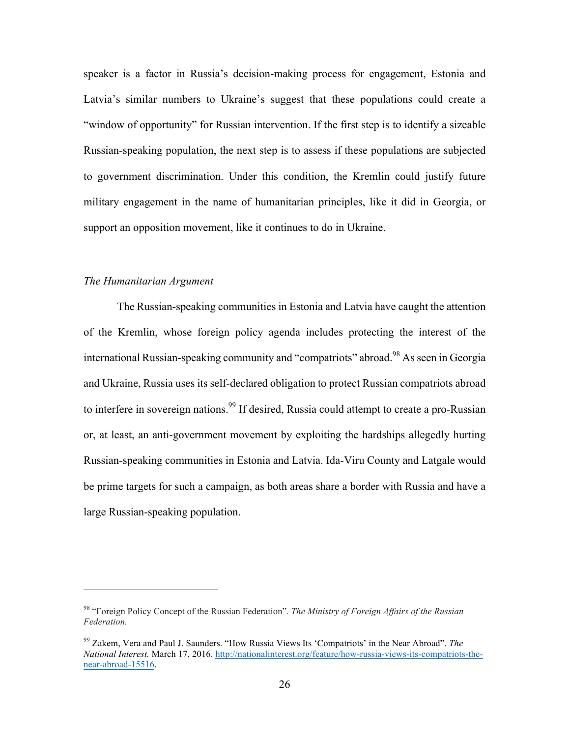speaker is a factor in Russia's decision-making process for engagement, Estonia and Latvia's similar numbers to Ukraine's suggest that these populations could create a "window of opportunity" for Russian intervention. If the first step is to identify a sizeable Russian-speaking population, the next step is to assess if these populations are subjected to government discrimination. Under this condition, the Kremlin could justify future military engagement in the name of humanitarian principles, like it did in Georgia, or support an opposition movement, like it continues to do in Ukraine.

### *The Humanitarian Argument*

The Russian-speaking communities in Estonia and Latvia have caught the attention of the Kremlin, whose foreign policy agenda includes protecting the interest of the international Russian-speaking community and "compatriots" abroad.[98] As seen in Georgia and Ukraine, Russia uses its self-declared obligation to protect Russian compatriots abroad to interfere in sovereign nations.[99] If desired, Russia could attempt to create a pro-Russian or, at least, an anti-government movement by exploiting the hardships allegedly hurting Russian-speaking communities in Estonia and Latvia. Ida-Viru County and Latgale would be prime targets for such a campaign, as both areas share a border with Russia and have a large Russian-speaking population.

---

[98] "Foreign Policy Concept of the Russian Federation". *The Ministry of Foreign Affairs of the Russian Federation.*

[99] Zakem, Vera and Paul J. Saunders. "How Russia Views Its 'Compatriots' in the Near Abroad". *The National Interest.* March 17, 2016. http://nationalinterest.org/feature/how-russia-views-its-compatriots-the-near-abroad-15516.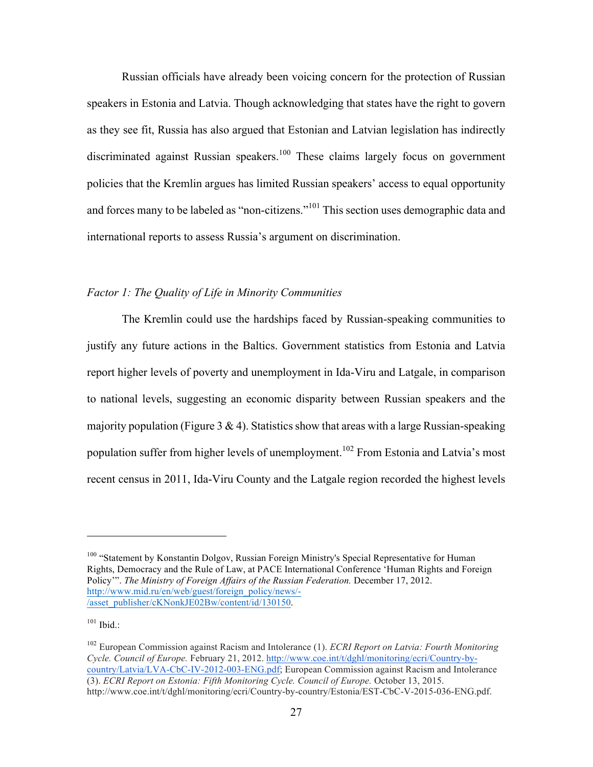Russian officials have already been voicing concern for the protection of Russian speakers in Estonia and Latvia. Though acknowledging that states have the right to govern as they see fit, Russia has also argued that Estonian and Latvian legislation has indirectly discriminated against Russian speakers.[100] These claims largely focus on government policies that the Kremlin argues has limited Russian speakers' access to equal opportunity and forces many to be labeled as "non-citizens."[101] This section uses demographic data and international reports to assess Russia's argument on discrimination.

*Factor 1: The Quality of Life in Minority Communities*

The Kremlin could use the hardships faced by Russian-speaking communities to justify any future actions in the Baltics. Government statistics from Estonia and Latvia report higher levels of poverty and unemployment in Ida-Viru and Latgale, in comparison to national levels, suggesting an economic disparity between Russian speakers and the majority population (Figure 3 & 4). Statistics show that areas with a large Russian-speaking population suffer from higher levels of unemployment.[102] From Estonia and Latvia's most recent census in 2011, Ida-Viru County and the Latgale region recorded the highest levels

---

[100] "Statement by Konstantin Dolgov, Russian Foreign Ministry's Special Representative for Human Rights, Democracy and the Rule of Law, at PACE International Conference 'Human Rights and Foreign Policy'". *The Ministry of Foreign Affairs of the Russian Federation.* December 17, 2012. http://www.mid.ru/en/web/guest/foreign_policy/news/-/asset_publisher/cKNonkJE02Bw/content/id/130150.

[101] Ibid.:

[102] European Commission against Racism and Intolerance (1). *ECRI Report on Latvia: Fourth Monitoring Cycle. Council of Europe.* February 21, 2012. http://www.coe.int/t/dghl/monitoring/ecri/Country-by-country/Latvia/LVA-CbC-IV-2012-003-ENG.pdf; European Commission against Racism and Intolerance (3). *ECRI Report on Estonia: Fifth Monitoring Cycle. Council of Europe.* October 13, 2015. http://www.coe.int/t/dghl/monitoring/ecri/Country-by-country/Estonia/EST-CbC-V-2015-036-ENG.pdf.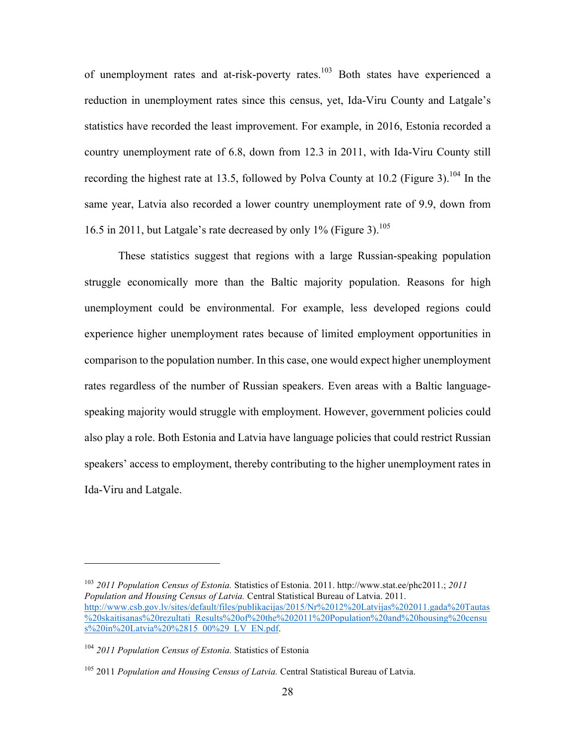of unemployment rates and at-risk-poverty rates.[103] Both states have experienced a reduction in unemployment rates since this census, yet, Ida-Viru County and Latgale's statistics have recorded the least improvement. For example, in 2016, Estonia recorded a country unemployment rate of 6.8, down from 12.3 in 2011, with Ida-Viru County still recording the highest rate at 13.5, followed by Polva County at 10.2 (Figure 3).[104] In the same year, Latvia also recorded a lower country unemployment rate of 9.9, down from 16.5 in 2011, but Latgale's rate decreased by only 1% (Figure 3).[105]

These statistics suggest that regions with a large Russian-speaking population struggle economically more than the Baltic majority population. Reasons for high unemployment could be environmental. For example, less developed regions could experience higher unemployment rates because of limited employment opportunities in comparison to the population number. In this case, one would expect higher unemployment rates regardless of the number of Russian speakers. Even areas with a Baltic language-speaking majority would struggle with employment. However, government policies could also play a role. Both Estonia and Latvia have language policies that could restrict Russian speakers' access to employment, thereby contributing to the higher unemployment rates in Ida-Viru and Latgale.

---

[103] *2011 Population Census of Estonia.* Statistics of Estonia. 2011. http://www.stat.ee/phc2011.; *2011 Population and Housing Census of Latvia.* Central Statistical Bureau of Latvia. 2011. http://www.csb.gov.lv/sites/default/files/publikacijas/2015/Nr%2012%20Latvijas%202011.gada%20Tautas%20skaitisanas%20rezultati_Results%20of%20the%202011%20Population%20and%20housing%20census%20in%20Latvia%20%2815_00%29_LV_EN.pdf.

[104] *2011 Population Census of Estonia.* Statistics of Estonia

[105] 2011 *Population and Housing Census of Latvia.* Central Statistical Bureau of Latvia.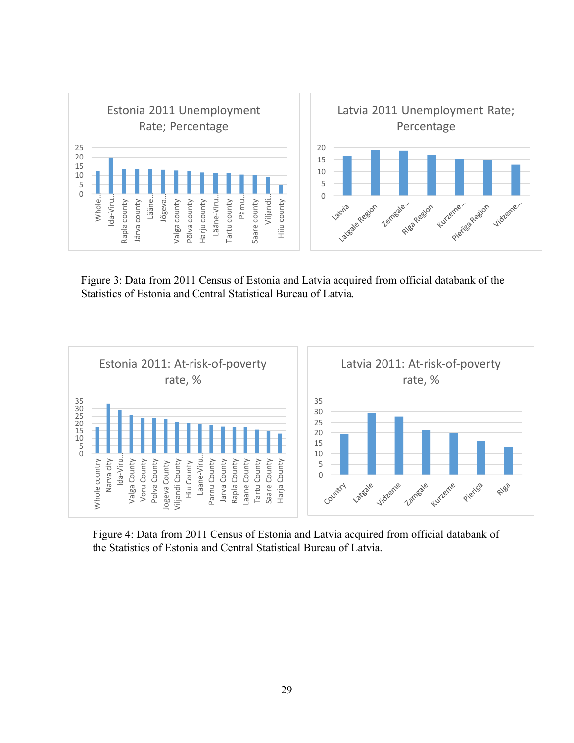Figure 3: Data from 2011 Census of Estonia and Latvia acquired from official databank of the Statistics of Estonia and Central Statistical Bureau of Latvia.

Figure 4: Data from 2011 Census of Estonia and Latvia acquired from official databank of the Statistics of Estonia and Central Statistical Bureau of Latvia.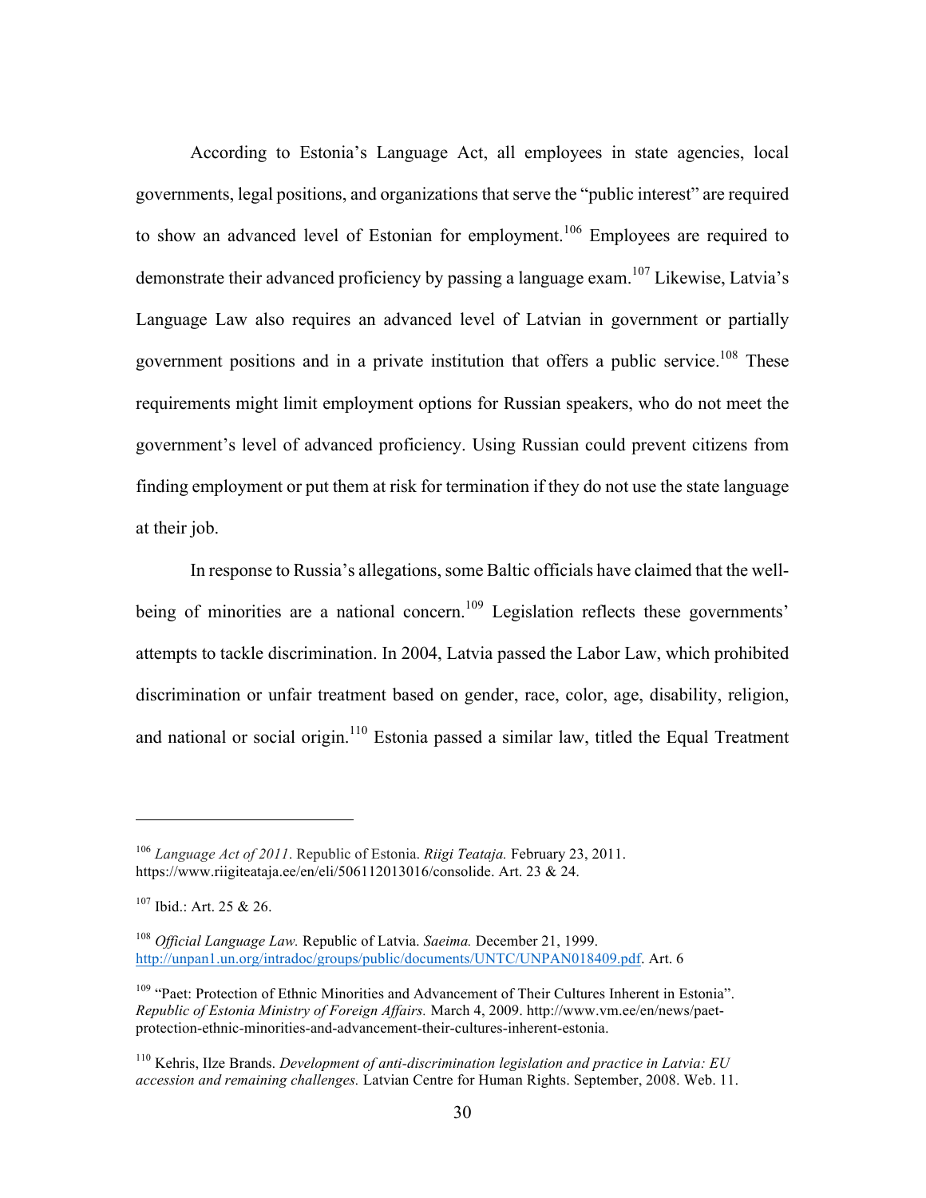According to Estonia's Language Act, all employees in state agencies, local governments, legal positions, and organizations that serve the "public interest" are required to show an advanced level of Estonian for employment.[106] Employees are required to demonstrate their advanced proficiency by passing a language exam.[107] Likewise, Latvia's Language Law also requires an advanced level of Latvian in government or partially government positions and in a private institution that offers a public service.[108] These requirements might limit employment options for Russian speakers, who do not meet the government's level of advanced proficiency. Using Russian could prevent citizens from finding employment or put them at risk for termination if they do not use the state language at their job.

In response to Russia's allegations, some Baltic officials have claimed that the well-being of minorities are a national concern.[109] Legislation reflects these governments' attempts to tackle discrimination. In 2004, Latvia passed the Labor Law, which prohibited discrimination or unfair treatment based on gender, race, color, age, disability, religion, and national or social origin.[110] Estonia passed a similar law, titled the Equal Treatment

---

[106] *Language Act of 2011*. Republic of Estonia. *Riigi Teataja.* February 23, 2011. https://www.riigiteataja.ee/en/eli/506112013016/consolide. Art. 23 & 24.

[107] Ibid.: Art. 25 & 26.

[108] *Official Language Law.* Republic of Latvia. *Saeima.* December 21, 1999. http://unpan1.un.org/intradoc/groups/public/documents/UNTC/UNPAN018409.pdf. Art. 6

[109] "Paet: Protection of Ethnic Minorities and Advancement of Their Cultures Inherent in Estonia". *Republic of Estonia Ministry of Foreign Affairs.* March 4, 2009. http://www.vm.ee/en/news/paet-protection-ethnic-minorities-and-advancement-their-cultures-inherent-estonia.

[110] Kehris, Ilze Brands. *Development of anti-discrimination legislation and practice in Latvia: EU accession and remaining challenges.* Latvian Centre for Human Rights. September, 2008. Web. 11.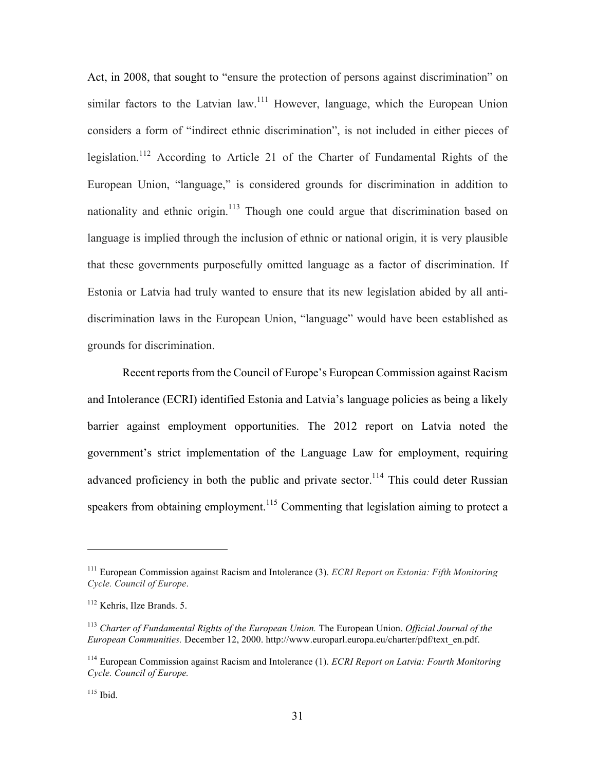Act, in 2008, that sought to "ensure the protection of persons against discrimination" on similar factors to the Latvian law.[111] However, language, which the European Union considers a form of "indirect ethnic discrimination", is not included in either pieces of legislation.[112] According to Article 21 of the Charter of Fundamental Rights of the European Union, "language," is considered grounds for discrimination in addition to nationality and ethnic origin.[113] Though one could argue that discrimination based on language is implied through the inclusion of ethnic or national origin, it is very plausible that these governments purposefully omitted language as a factor of discrimination. If Estonia or Latvia had truly wanted to ensure that its new legislation abided by all anti-discrimination laws in the European Union, "language" would have been established as grounds for discrimination.

Recent reports from the Council of Europe's European Commission against Racism and Intolerance (ECRI) identified Estonia and Latvia's language policies as being a likely barrier against employment opportunities. The 2012 report on Latvia noted the government's strict implementation of the Language Law for employment, requiring advanced proficiency in both the public and private sector.[114] This could deter Russian speakers from obtaining employment.[115] Commenting that legislation aiming to protect a

---

[111] European Commission against Racism and Intolerance (3). *ECRI Report on Estonia: Fifth Monitoring Cycle. Council of Europe*.

[112] Kehris, Ilze Brands. 5.

[113] *Charter of Fundamental Rights of the European Union.* The European Union. *Official Journal of the European Communities.* December 12, 2000. http://www.europarl.europa.eu/charter/pdf/text_en.pdf.

[114] European Commission against Racism and Intolerance (1). *ECRI Report on Latvia: Fourth Monitoring Cycle. Council of Europe.*

[115] Ibid.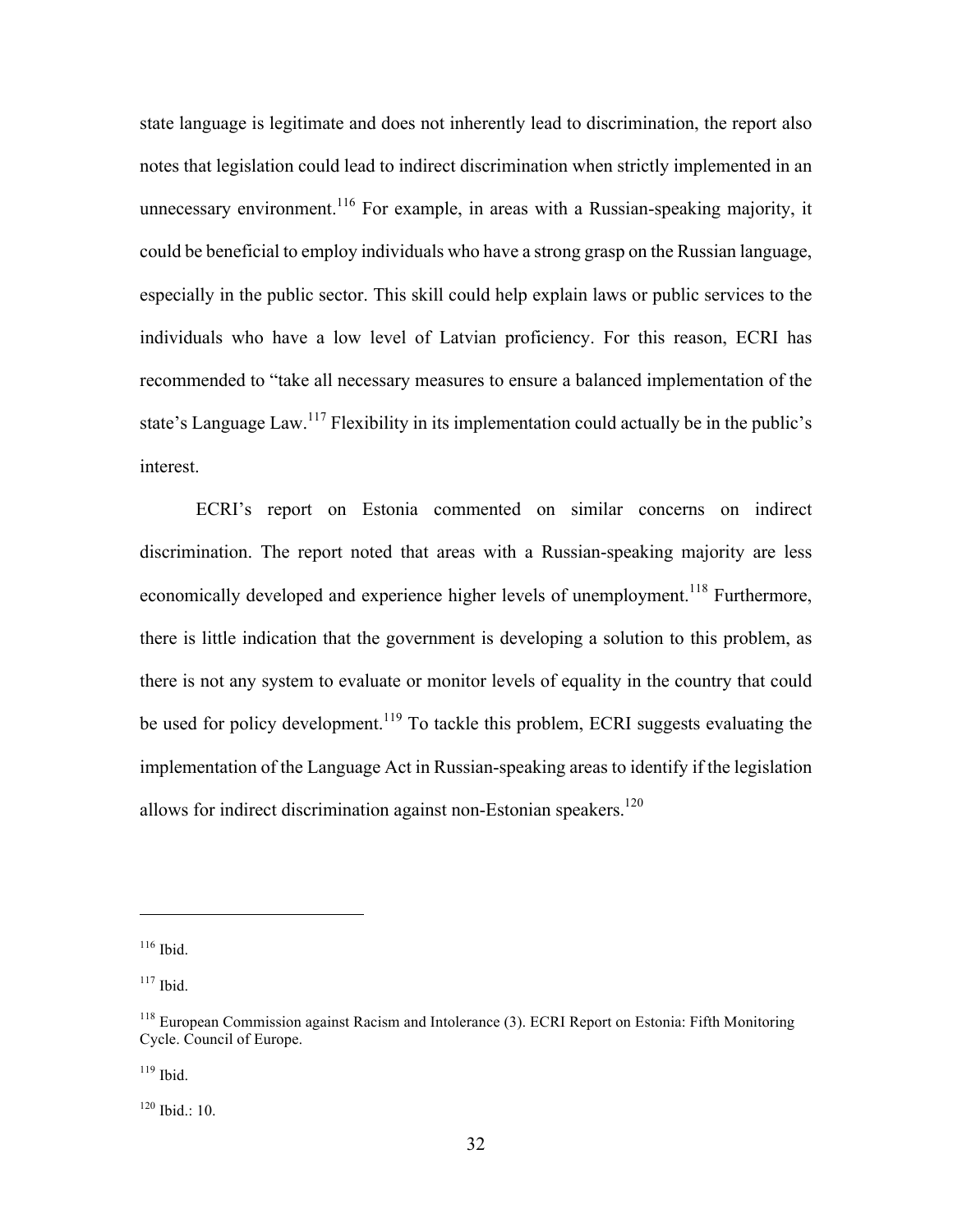state language is legitimate and does not inherently lead to discrimination, the report also notes that legislation could lead to indirect discrimination when strictly implemented in an unnecessary environment.[116] For example, in areas with a Russian-speaking majority, it could be beneficial to employ individuals who have a strong grasp on the Russian language, especially in the public sector. This skill could help explain laws or public services to the individuals who have a low level of Latvian proficiency. For this reason, ECRI has recommended to "take all necessary measures to ensure a balanced implementation of the state's Language Law.[117] Flexibility in its implementation could actually be in the public's interest.

ECRI's report on Estonia commented on similar concerns on indirect discrimination. The report noted that areas with a Russian-speaking majority are less economically developed and experience higher levels of unemployment.[118] Furthermore, there is little indication that the government is developing a solution to this problem, as there is not any system to evaluate or monitor levels of equality in the country that could be used for policy development.[119] To tackle this problem, ECRI suggests evaluating the implementation of the Language Act in Russian-speaking areas to identify if the legislation allows for indirect discrimination against non-Estonian speakers.[120]

---

[116] Ibid.

[117] Ibid.

[118] European Commission against Racism and Intolerance (3). ECRI Report on Estonia: Fifth Monitoring Cycle. Council of Europe.

[119] Ibid.

[120] Ibid.: 10.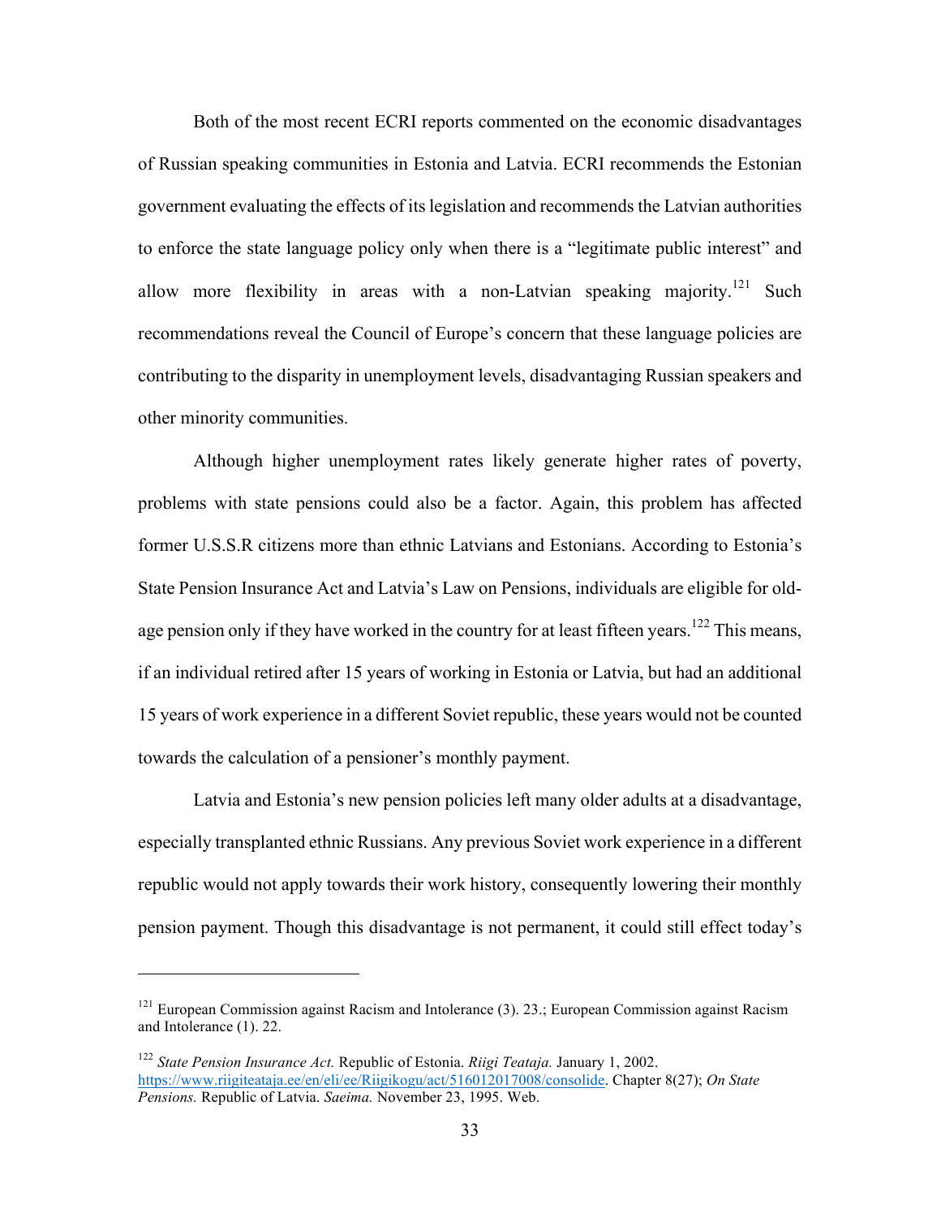Both of the most recent ECRI reports commented on the economic disadvantages of Russian speaking communities in Estonia and Latvia. ECRI recommends the Estonian government evaluating the effects of its legislation and recommends the Latvian authorities to enforce the state language policy only when there is a "legitimate public interest" and allow more flexibility in areas with a non-Latvian speaking majority.[121] Such recommendations reveal the Council of Europe's concern that these language policies are contributing to the disparity in unemployment levels, disadvantaging Russian speakers and other minority communities.

Although higher unemployment rates likely generate higher rates of poverty, problems with state pensions could also be a factor. Again, this problem has affected former U.S.S.R citizens more than ethnic Latvians and Estonians. According to Estonia's State Pension Insurance Act and Latvia's Law on Pensions, individuals are eligible for old-age pension only if they have worked in the country for at least fifteen years.[122] This means, if an individual retired after 15 years of working in Estonia or Latvia, but had an additional 15 years of work experience in a different Soviet republic, these years would not be counted towards the calculation of a pensioner's monthly payment.

Latvia and Estonia's new pension policies left many older adults at a disadvantage, especially transplanted ethnic Russians. Any previous Soviet work experience in a different republic would not apply towards their work history, consequently lowering their monthly pension payment. Though this disadvantage is not permanent, it could still effect today's

---

[121] European Commission against Racism and Intolerance (3). 23.; European Commission against Racism and Intolerance (1). 22.

[122] *State Pension Insurance Act.* Republic of Estonia. *Riigi Teataja.* January 1, 2002. https://www.riigiteataja.ee/en/eli/ee/Riigikogu/act/516012017008/consolide. Chapter 8(27); *On State Pensions.* Republic of Latvia. *Saeima.* November 23, 1995. Web.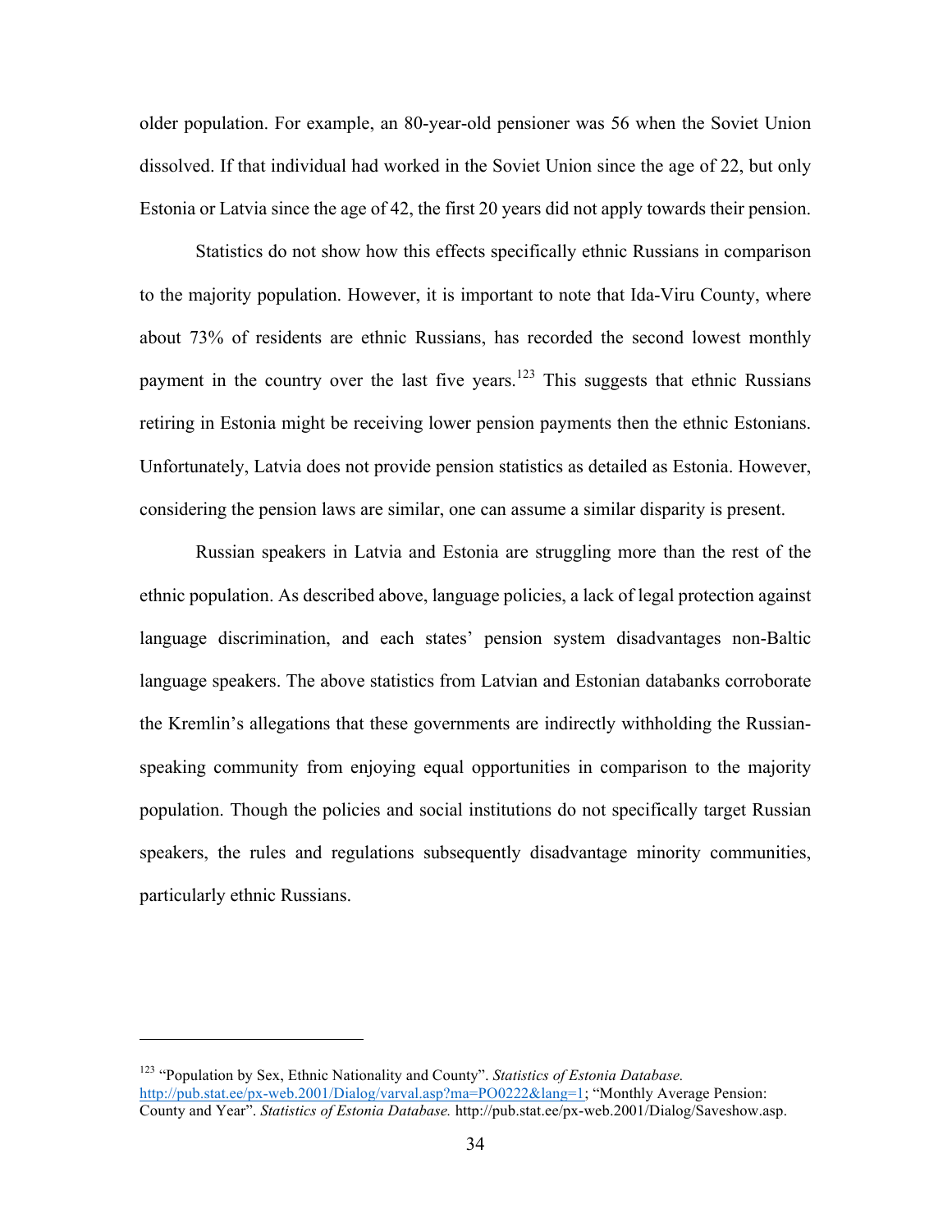older population. For example, an 80-year-old pensioner was 56 when the Soviet Union dissolved. If that individual had worked in the Soviet Union since the age of 22, but only Estonia or Latvia since the age of 42, the first 20 years did not apply towards their pension.

Statistics do not show how this effects specifically ethnic Russians in comparison to the majority population. However, it is important to note that Ida-Viru County, where about 73% of residents are ethnic Russians, has recorded the second lowest monthly payment in the country over the last five years.[123] This suggests that ethnic Russians retiring in Estonia might be receiving lower pension payments then the ethnic Estonians. Unfortunately, Latvia does not provide pension statistics as detailed as Estonia. However, considering the pension laws are similar, one can assume a similar disparity is present.

Russian speakers in Latvia and Estonia are struggling more than the rest of the ethnic population. As described above, language policies, a lack of legal protection against language discrimination, and each states' pension system disadvantages non-Baltic language speakers. The above statistics from Latvian and Estonian databanks corroborate the Kremlin's allegations that these governments are indirectly withholding the Russian-speaking community from enjoying equal opportunities in comparison to the majority population. Though the policies and social institutions do not specifically target Russian speakers, the rules and regulations subsequently disadvantage minority communities, particularly ethnic Russians.

---

[123] "Population by Sex, Ethnic Nationality and County". *Statistics of Estonia Database.* http://pub.stat.ee/px-web.2001/Dialog/varval.asp?ma=PO0222&lang=1; "Monthly Average Pension: County and Year". *Statistics of Estonia Database.* http://pub.stat.ee/px-web.2001/Dialog/Saveshow.asp.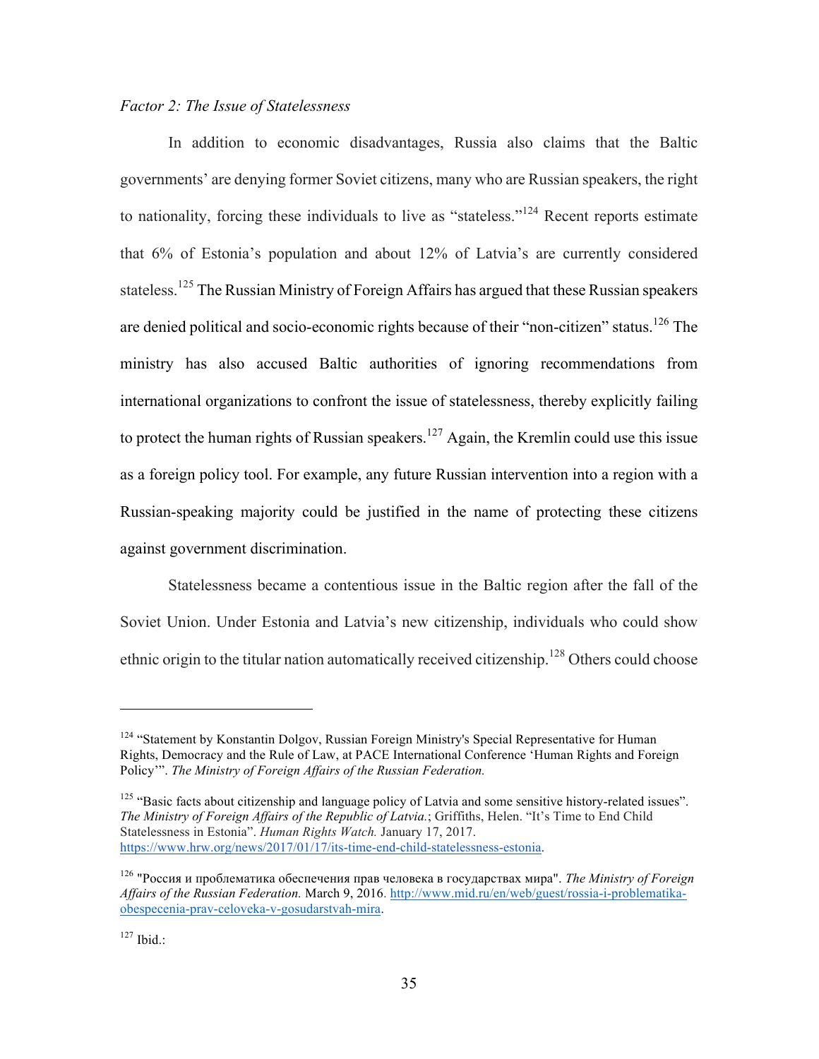*Factor 2: The Issue of Statelessness*

In addition to economic disadvantages, Russia also claims that the Baltic governments' are denying former Soviet citizens, many who are Russian speakers, the right to nationality, forcing these individuals to live as "stateless."[124] Recent reports estimate that 6% of Estonia's population and about 12% of Latvia's are currently considered stateless.[125] The Russian Ministry of Foreign Affairs has argued that these Russian speakers are denied political and socio-economic rights because of their "non-citizen" status.[126] The ministry has also accused Baltic authorities of ignoring recommendations from international organizations to confront the issue of statelessness, thereby explicitly failing to protect the human rights of Russian speakers.[127] Again, the Kremlin could use this issue as a foreign policy tool. For example, any future Russian intervention into a region with a Russian-speaking majority could be justified in the name of protecting these citizens against government discrimination.

Statelessness became a contentious issue in the Baltic region after the fall of the Soviet Union. Under Estonia and Latvia's new citizenship, individuals who could show ethnic origin to the titular nation automatically received citizenship.[128] Others could choose

---

[124] "Statement by Konstantin Dolgov, Russian Foreign Ministry's Special Representative for Human Rights, Democracy and the Rule of Law, at PACE International Conference 'Human Rights and Foreign Policy'". *The Ministry of Foreign Affairs of the Russian Federation.*

[125] "Basic facts about citizenship and language policy of Latvia and some sensitive history-related issues". *The Ministry of Foreign Affairs of the Republic of Latvia.*; Griffiths, Helen. "It's Time to End Child Statelessness in Estonia". *Human Rights Watch.* January 17, 2017. https://www.hrw.org/news/2017/01/17/its-time-end-child-statelessness-estonia.

[126] "Россия и проблематика обеспечения прав человека в государствах мира". *The Ministry of Foreign Affairs of the Russian Federation.* March 9, 2016. http://www.mid.ru/en/web/guest/rossia-i-problematika-obespecenia-prav-celoveka-v-gosudarstvah-mira.

[127] Ibid.: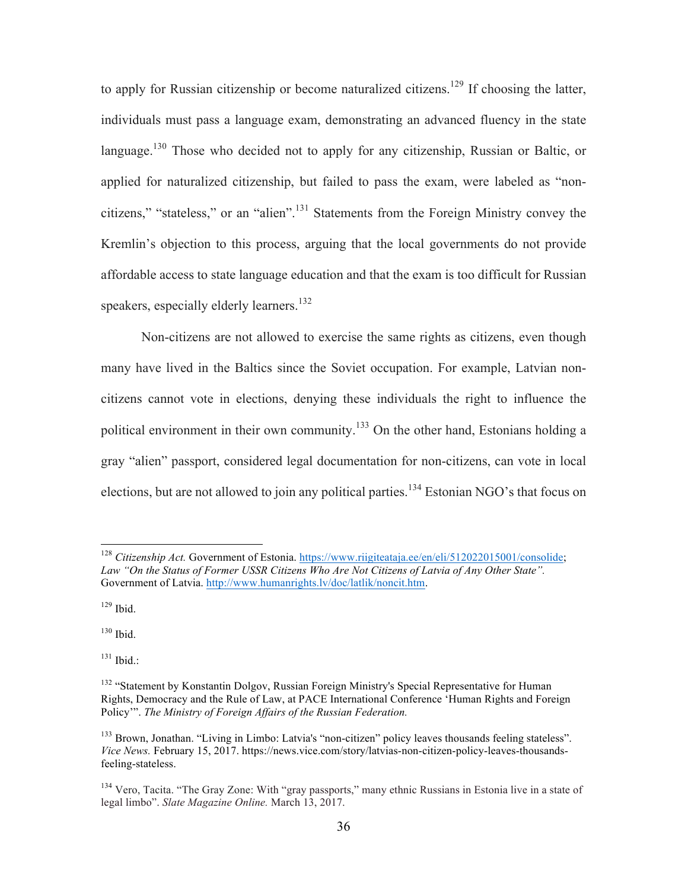to apply for Russian citizenship or become naturalized citizens.[129] If choosing the latter, individuals must pass a language exam, demonstrating an advanced fluency in the state language.[130] Those who decided not to apply for any citizenship, Russian or Baltic, or applied for naturalized citizenship, but failed to pass the exam, were labeled as "non-citizens," "stateless," or an "alien".[131] Statements from the Foreign Ministry convey the Kremlin's objection to this process, arguing that the local governments do not provide affordable access to state language education and that the exam is too difficult for Russian speakers, especially elderly learners.[132]

Non-citizens are not allowed to exercise the same rights as citizens, even though many have lived in the Baltics since the Soviet occupation. For example, Latvian non-citizens cannot vote in elections, denying these individuals the right to influence the political environment in their own community.[133] On the other hand, Estonians holding a gray "alien" passport, considered legal documentation for non-citizens, can vote in local elections, but are not allowed to join any political parties.[134] Estonian NGO's that focus on

---

[128] *Citizenship Act.* Government of Estonia. https://www.riigiteataja.ee/en/eli/512022015001/consolide; *Law "On the Status of Former USSR Citizens Who Are Not Citizens of Latvia of Any Other State".* Government of Latvia. http://www.humanrights.lv/doc/latlik/noncit.htm.

[129] Ibid.

[130] Ibid.

[131] Ibid.:

[132] "Statement by Konstantin Dolgov, Russian Foreign Ministry's Special Representative for Human Rights, Democracy and the Rule of Law, at PACE International Conference 'Human Rights and Foreign Policy'". *The Ministry of Foreign Affairs of the Russian Federation.*

[133] Brown, Jonathan. "Living in Limbo: Latvia's "non-citizen" policy leaves thousands feeling stateless". *Vice News.* February 15, 2017. https://news.vice.com/story/latvias-non-citizen-policy-leaves-thousands-feeling-stateless.

[134] Vero, Tacita. "The Gray Zone: With "gray passports," many ethnic Russians in Estonia live in a state of legal limbo". *Slate Magazine Online.* March 13, 2017.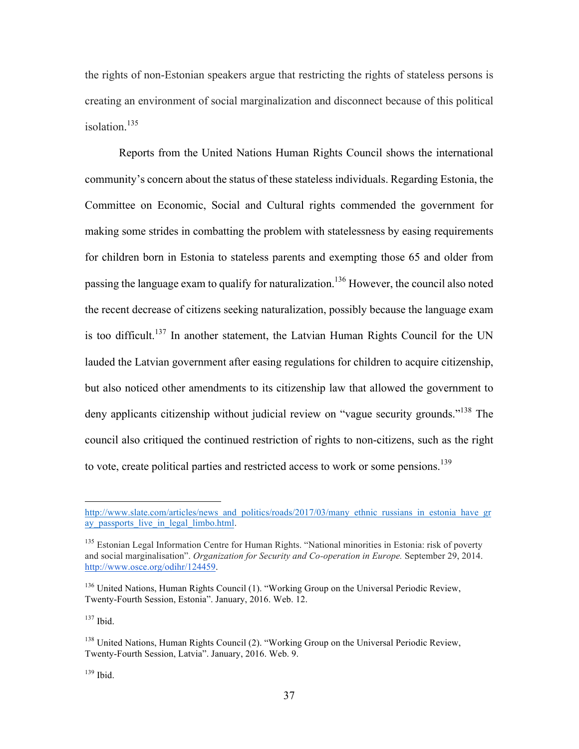the rights of non-Estonian speakers argue that restricting the rights of stateless persons is creating an environment of social marginalization and disconnect because of this political isolation.[135]

Reports from the United Nations Human Rights Council shows the international community's concern about the status of these stateless individuals. Regarding Estonia, the Committee on Economic, Social and Cultural rights commended the government for making some strides in combatting the problem with statelessness by easing requirements for children born in Estonia to stateless parents and exempting those 65 and older from passing the language exam to qualify for naturalization.[136] However, the council also noted the recent decrease of citizens seeking naturalization, possibly because the language exam is too difficult.[137] In another statement, the Latvian Human Rights Council for the UN lauded the Latvian government after easing regulations for children to acquire citizenship, but also noticed other amendments to its citizenship law that allowed the government to deny applicants citizenship without judicial review on "vague security grounds."[138] The council also critiqued the continued restriction of rights to non-citizens, such as the right to vote, create political parties and restricted access to work or some pensions.[139]

---

http://www.slate.com/articles/news_and_politics/roads/2017/03/many_ethnic_russians_in_estonia_have_gray_passports_live_in_legal_limbo.html.

[135] Estonian Legal Information Centre for Human Rights. "National minorities in Estonia: risk of poverty and social marginalisation". *Organization for Security and Co-operation in Europe.* September 29, 2014. http://www.osce.org/odihr/124459.

[136] United Nations, Human Rights Council (1). "Working Group on the Universal Periodic Review, Twenty-Fourth Session, Estonia". January, 2016. Web. 12.

[137] Ibid.

[138] United Nations, Human Rights Council (2). "Working Group on the Universal Periodic Review, Twenty-Fourth Session, Latvia". January, 2016. Web. 9.

[139] Ibid.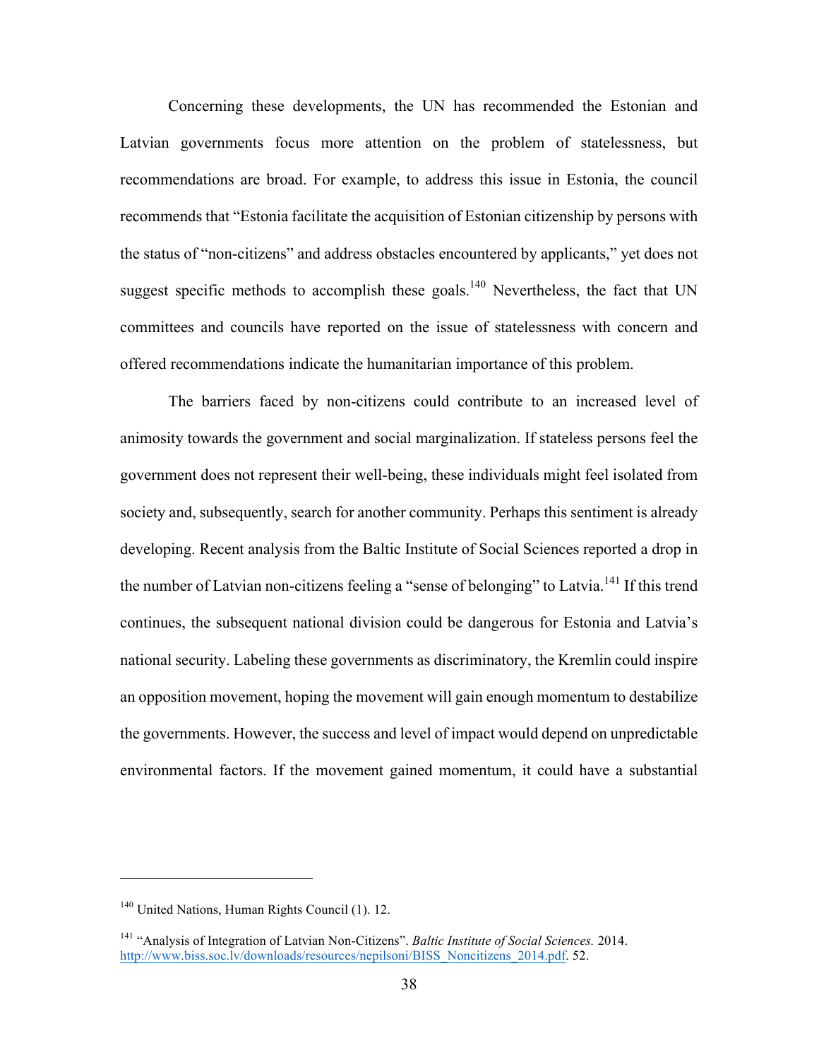Concerning these developments, the UN has recommended the Estonian and Latvian governments focus more attention on the problem of statelessness, but recommendations are broad. For example, to address this issue in Estonia, the council recommends that "Estonia facilitate the acquisition of Estonian citizenship by persons with the status of "non-citizens" and address obstacles encountered by applicants," yet does not suggest specific methods to accomplish these goals.[140] Nevertheless, the fact that UN committees and councils have reported on the issue of statelessness with concern and offered recommendations indicate the humanitarian importance of this problem.

The barriers faced by non-citizens could contribute to an increased level of animosity towards the government and social marginalization. If stateless persons feel the government does not represent their well-being, these individuals might feel isolated from society and, subsequently, search for another community. Perhaps this sentiment is already developing. Recent analysis from the Baltic Institute of Social Sciences reported a drop in the number of Latvian non-citizens feeling a "sense of belonging" to Latvia.[141] If this trend continues, the subsequent national division could be dangerous for Estonia and Latvia's national security. Labeling these governments as discriminatory, the Kremlin could inspire an opposition movement, hoping the movement will gain enough momentum to destabilize the governments. However, the success and level of impact would depend on unpredictable environmental factors. If the movement gained momentum, it could have a substantial

---

[140] United Nations, Human Rights Council (1). 12.

[141] "Analysis of Integration of Latvian Non-Citizens". *Baltic Institute of Social Sciences.* 2014. http://www.biss.soc.lv/downloads/resources/nepilsoni/BISS_Noncitizens_2014.pdf. 52.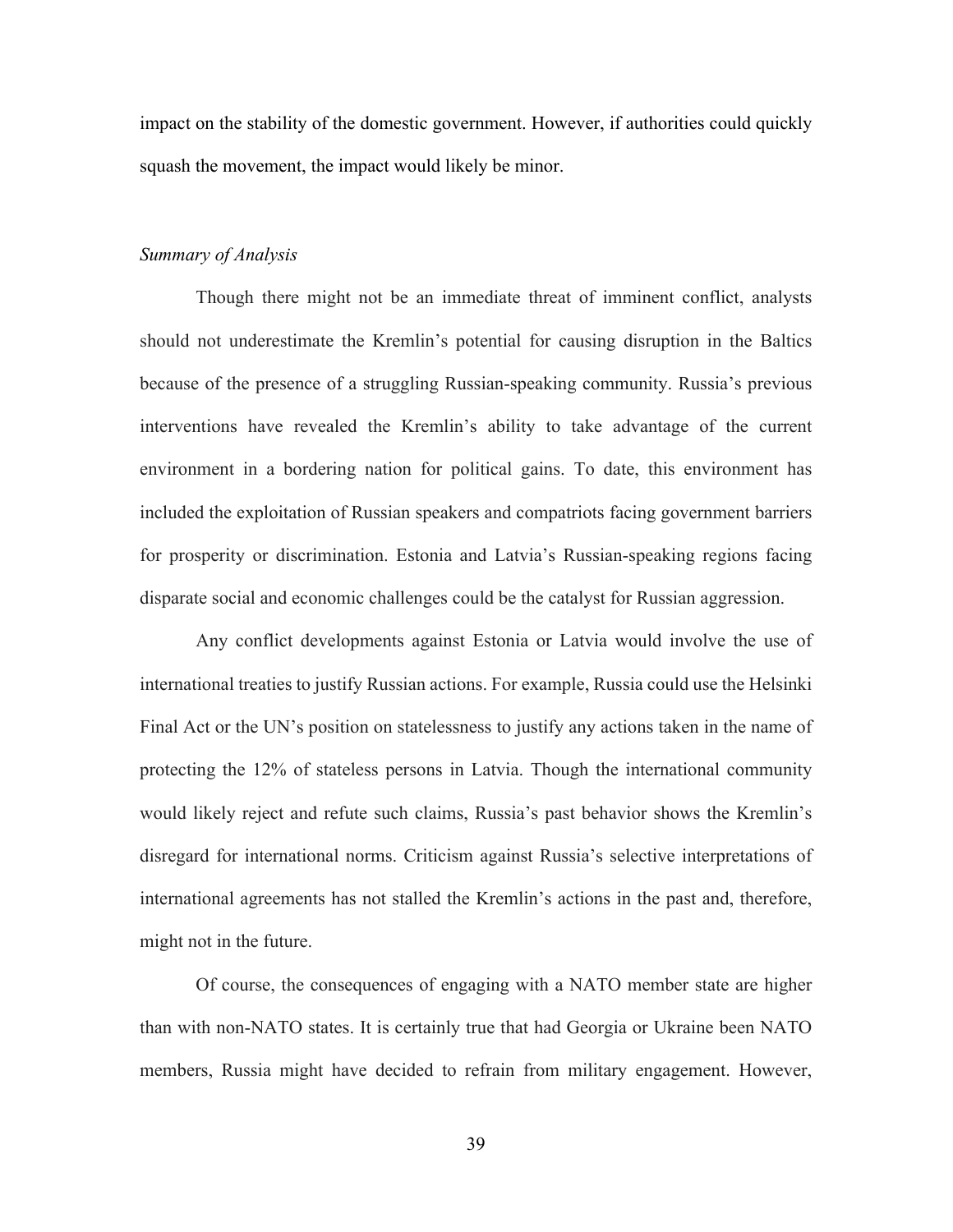impact on the stability of the domestic government. However, if authorities could quickly squash the movement, the impact would likely be minor.

*Summary of Analysis*

Though there might not be an immediate threat of imminent conflict, analysts should not underestimate the Kremlin's potential for causing disruption in the Baltics because of the presence of a struggling Russian-speaking community. Russia's previous interventions have revealed the Kremlin's ability to take advantage of the current environment in a bordering nation for political gains. To date, this environment has included the exploitation of Russian speakers and compatriots facing government barriers for prosperity or discrimination. Estonia and Latvia's Russian-speaking regions facing disparate social and economic challenges could be the catalyst for Russian aggression.

Any conflict developments against Estonia or Latvia would involve the use of international treaties to justify Russian actions. For example, Russia could use the Helsinki Final Act or the UN's position on statelessness to justify any actions taken in the name of protecting the 12% of stateless persons in Latvia. Though the international community would likely reject and refute such claims, Russia's past behavior shows the Kremlin's disregard for international norms. Criticism against Russia's selective interpretations of international agreements has not stalled the Kremlin's actions in the past and, therefore, might not in the future.

Of course, the consequences of engaging with a NATO member state are higher than with non-NATO states. It is certainly true that had Georgia or Ukraine been NATO members, Russia might have decided to refrain from military engagement. However,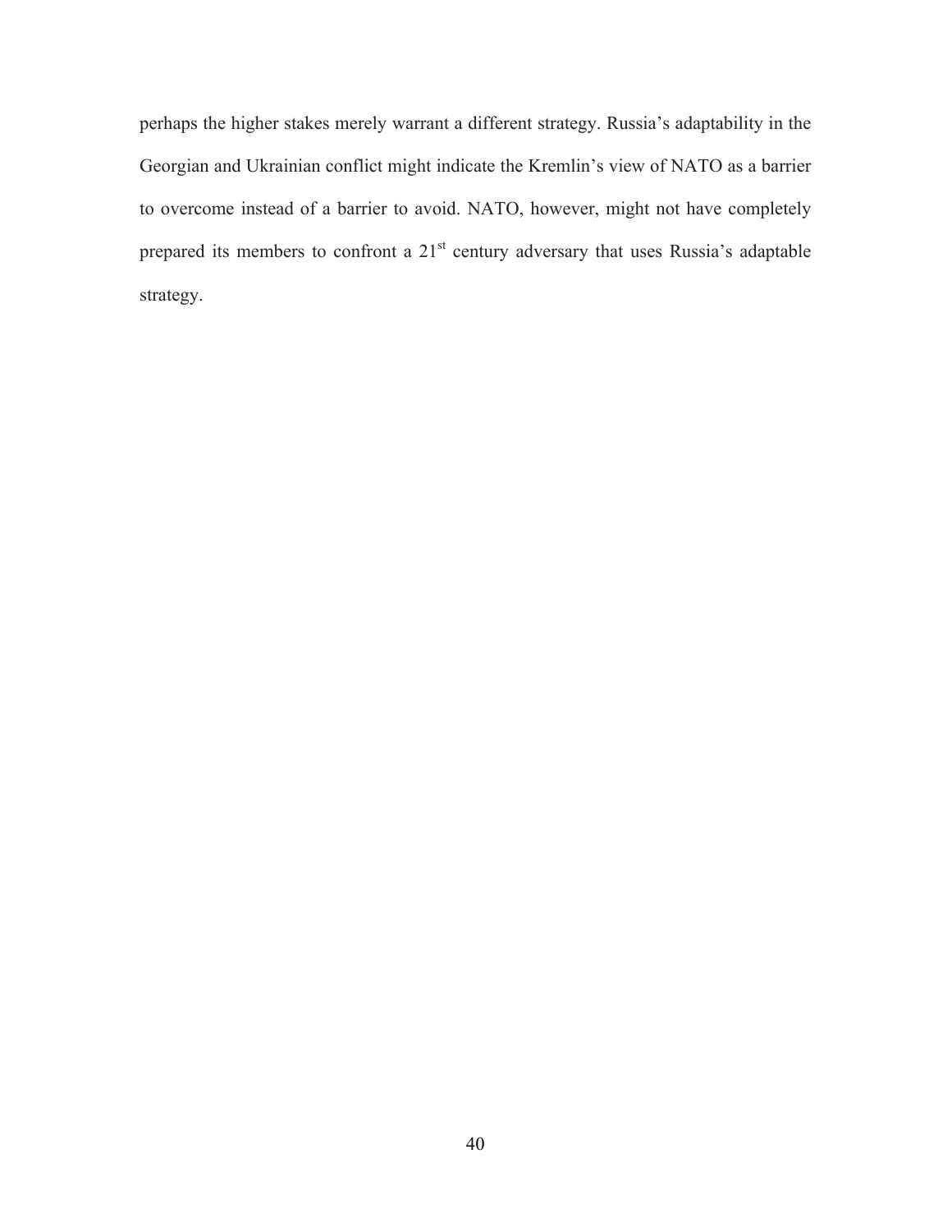perhaps the higher stakes merely warrant a different strategy. Russia's adaptability in the Georgian and Ukrainian conflict might indicate the Kremlin's view of NATO as a barrier to overcome instead of a barrier to avoid. NATO, however, might not have completely prepared its members to confront a 21st century adversary that uses Russia's adaptable strategy.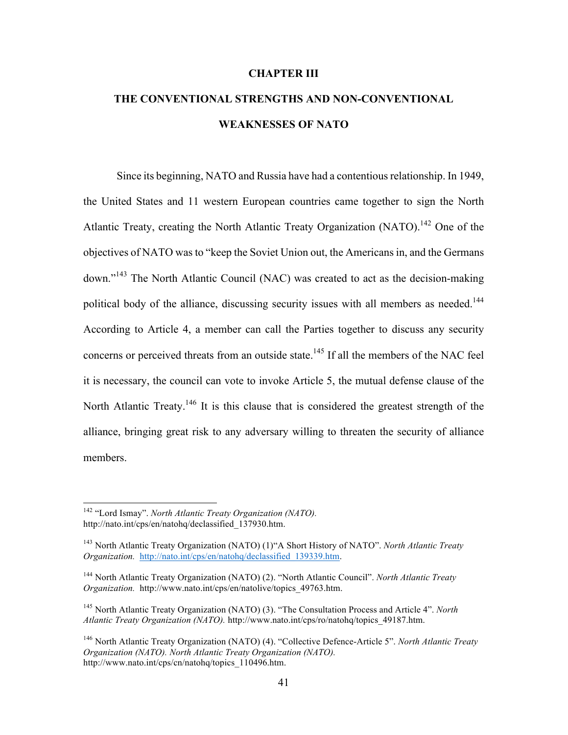# CHAPTER III

## THE CONVENTIONAL STRENGTHS AND NON-CONVENTIONAL WEAKNESSES OF NATO

Since its beginning, NATO and Russia have had a contentious relationship. In 1949, the United States and 11 western European countries came together to sign the North Atlantic Treaty, creating the North Atlantic Treaty Organization (NATO).[142] One of the objectives of NATO was to "keep the Soviet Union out, the Americans in, and the Germans down."[143] The North Atlantic Council (NAC) was created to act as the decision-making political body of the alliance, discussing security issues with all members as needed.[144] According to Article 4, a member can call the Parties together to discuss any security concerns or perceived threats from an outside state.[145] If all the members of the NAC feel it is necessary, the council can vote to invoke Article 5, the mutual defense clause of the North Atlantic Treaty.[146] It is this clause that is considered the greatest strength of the alliance, bringing great risk to any adversary willing to threaten the security of alliance members.

---

[142] "Lord Ismay". *North Atlantic Treaty Organization (NATO).* http://nato.int/cps/en/natohq/declassified_137930.htm.

[143] North Atlantic Treaty Organization (NATO) (1)"A Short History of NATO". *North Atlantic Treaty Organization.* http://nato.int/cps/en/natohq/declassified_139339.htm.

[144] North Atlantic Treaty Organization (NATO) (2). "North Atlantic Council". *North Atlantic Treaty Organization.* http://www.nato.int/cps/en/natolive/topics_49763.htm.

[145] North Atlantic Treaty Organization (NATO) (3). "The Consultation Process and Article 4". *North Atlantic Treaty Organization (NATO).* http://www.nato.int/cps/ro/natohq/topics_49187.htm.

[146] North Atlantic Treaty Organization (NATO) (4). "Collective Defence-Article 5". *North Atlantic Treaty Organization (NATO). North Atlantic Treaty Organization (NATO).* http://www.nato.int/cps/cn/natohq/topics_110496.htm.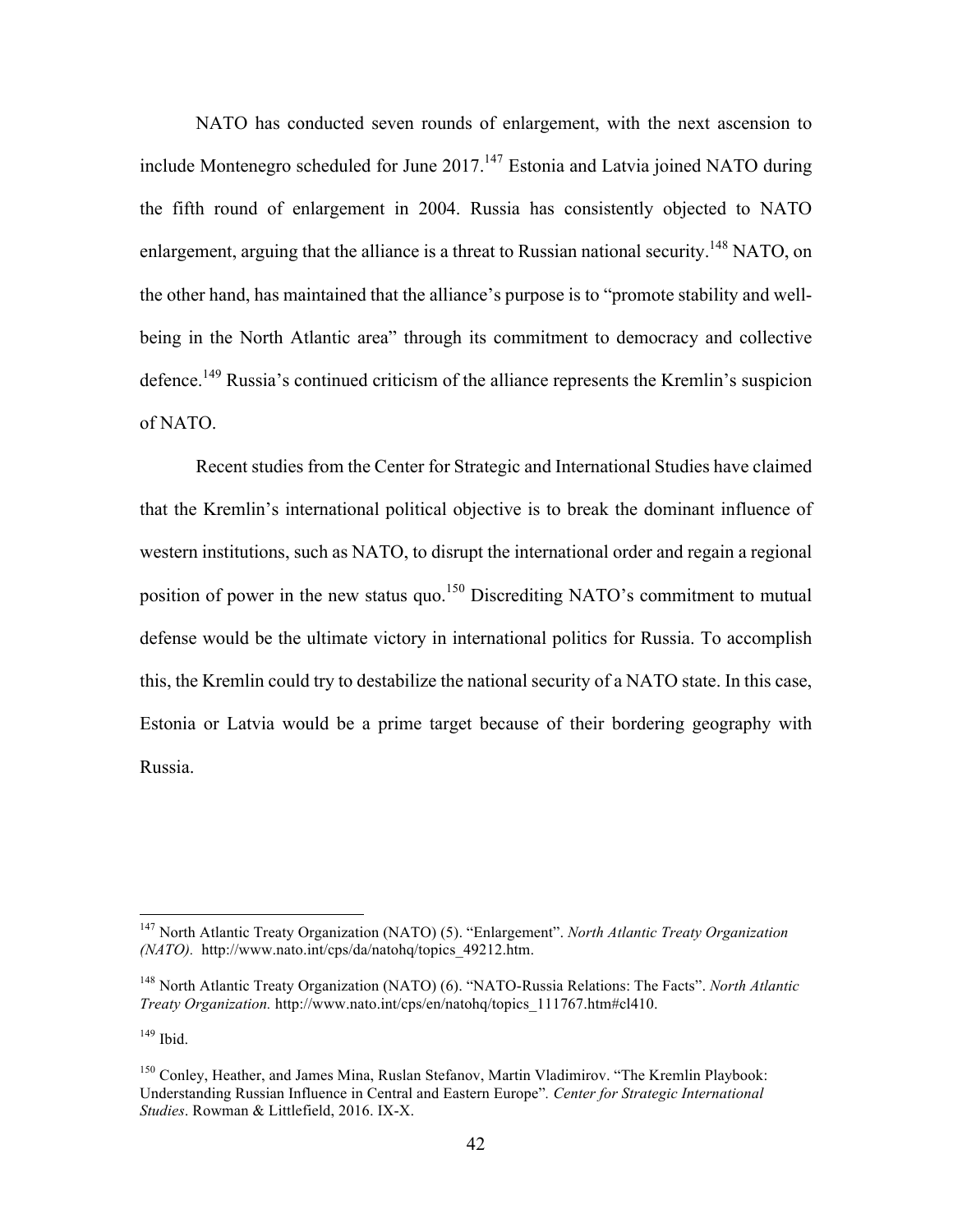NATO has conducted seven rounds of enlargement, with the next ascension to include Montenegro scheduled for June 2017.[147] Estonia and Latvia joined NATO during the fifth round of enlargement in 2004. Russia has consistently objected to NATO enlargement, arguing that the alliance is a threat to Russian national security.[148] NATO, on the other hand, has maintained that the alliance's purpose is to "promote stability and well-being in the North Atlantic area" through its commitment to democracy and collective defence.[149] Russia's continued criticism of the alliance represents the Kremlin's suspicion of NATO.

Recent studies from the Center for Strategic and International Studies have claimed that the Kremlin's international political objective is to break the dominant influence of western institutions, such as NATO, to disrupt the international order and regain a regional position of power in the new status quo.[150] Discrediting NATO's commitment to mutual defense would be the ultimate victory in international politics for Russia. To accomplish this, the Kremlin could try to destabilize the national security of a NATO state. In this case, Estonia or Latvia would be a prime target because of their bordering geography with Russia.

---

[147] North Atlantic Treaty Organization (NATO) (5). "Enlargement". *North Atlantic Treaty Organization (NATO).* http://www.nato.int/cps/da/natohq/topics_49212.htm.

[148] North Atlantic Treaty Organization (NATO) (6). "NATO-Russia Relations: The Facts". *North Atlantic Treaty Organization.* http://www.nato.int/cps/en/natohq/topics_111767.htm#cl410.

[149] Ibid.

[150] Conley, Heather, and James Mina, Ruslan Stefanov, Martin Vladimirov. "The Kremlin Playbook: Understanding Russian Influence in Central and Eastern Europe". *Center for Strategic International Studies*. Rowman & Littlefield, 2016. IX-X.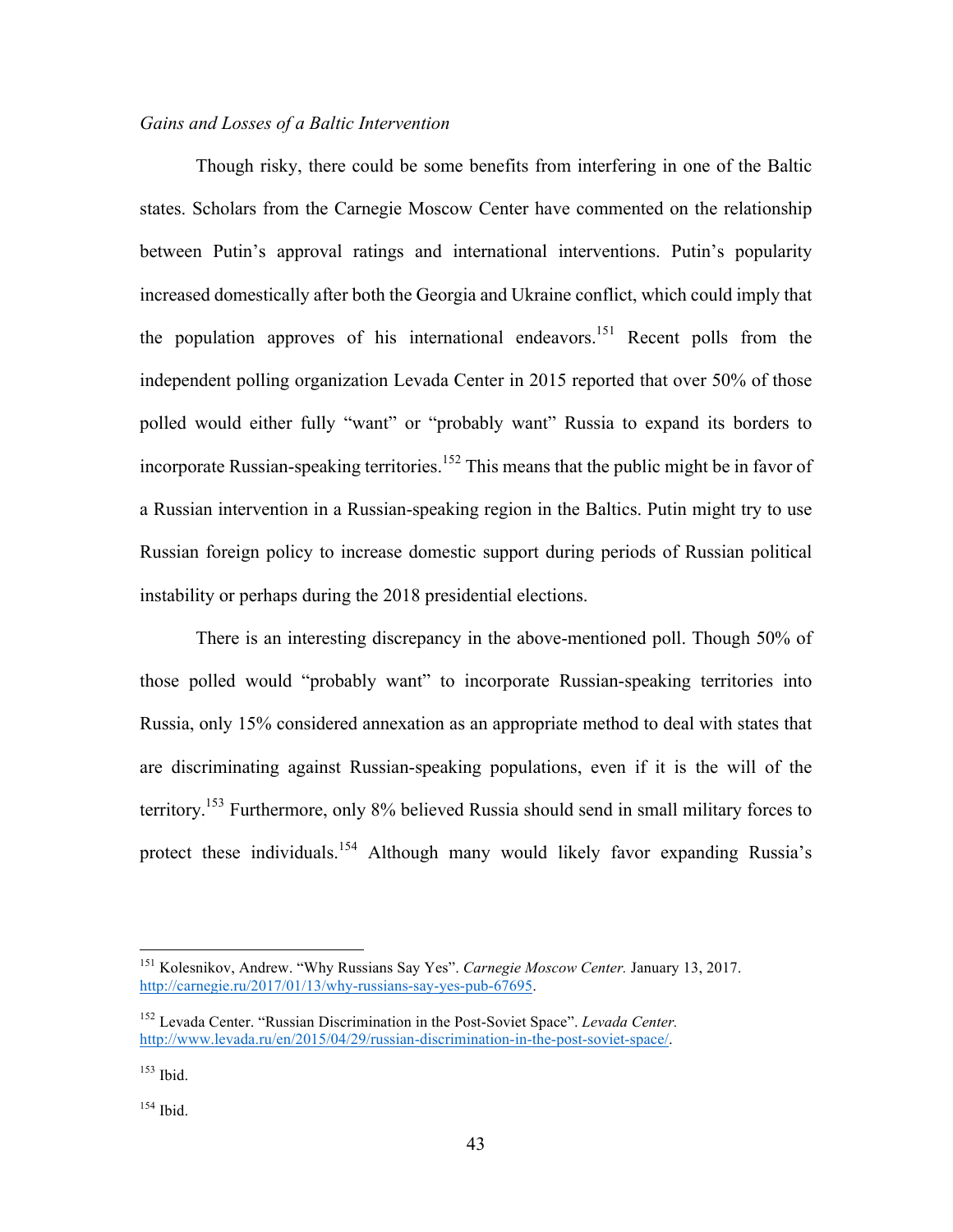*Gains and Losses of a Baltic Intervention*

Though risky, there could be some benefits from interfering in one of the Baltic states. Scholars from the Carnegie Moscow Center have commented on the relationship between Putin's approval ratings and international interventions. Putin's popularity increased domestically after both the Georgia and Ukraine conflict, which could imply that the population approves of his international endeavors.[151] Recent polls from the independent polling organization Levada Center in 2015 reported that over 50% of those polled would either fully "want" or "probably want" Russia to expand its borders to incorporate Russian-speaking territories.[152] This means that the public might be in favor of a Russian intervention in a Russian-speaking region in the Baltics. Putin might try to use Russian foreign policy to increase domestic support during periods of Russian political instability or perhaps during the 2018 presidential elections.

There is an interesting discrepancy in the above-mentioned poll. Though 50% of those polled would "probably want" to incorporate Russian-speaking territories into Russia, only 15% considered annexation as an appropriate method to deal with states that are discriminating against Russian-speaking populations, even if it is the will of the territory.[153] Furthermore, only 8% believed Russia should send in small military forces to protect these individuals.[154] Although many would likely favor expanding Russia's

---

[151] Kolesnikov, Andrew. "Why Russians Say Yes". *Carnegie Moscow Center.* January 13, 2017. http://carnegie.ru/2017/01/13/why-russians-say-yes-pub-67695.

[152] Levada Center. "Russian Discrimination in the Post-Soviet Space". *Levada Center.* http://www.levada.ru/en/2015/04/29/russian-discrimination-in-the-post-soviet-space/.

[153] Ibid.

[154] Ibid.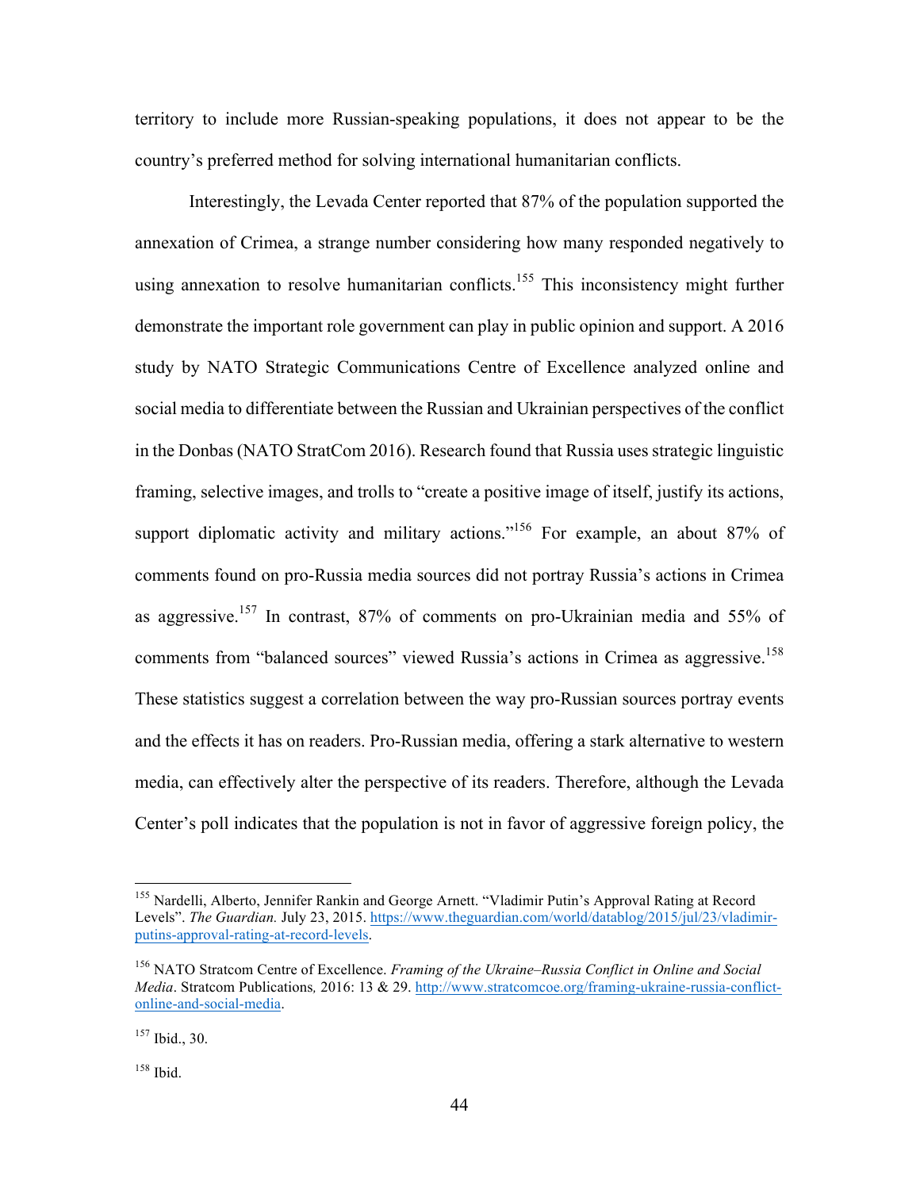territory to include more Russian-speaking populations, it does not appear to be the country's preferred method for solving international humanitarian conflicts.

Interestingly, the Levada Center reported that 87% of the population supported the annexation of Crimea, a strange number considering how many responded negatively to using annexation to resolve humanitarian conflicts.[155] This inconsistency might further demonstrate the important role government can play in public opinion and support. A 2016 study by NATO Strategic Communications Centre of Excellence analyzed online and social media to differentiate between the Russian and Ukrainian perspectives of the conflict in the Donbas (NATO StratCom 2016). Research found that Russia uses strategic linguistic framing, selective images, and trolls to "create a positive image of itself, justify its actions, support diplomatic activity and military actions."[156] For example, an about 87% of comments found on pro-Russia media sources did not portray Russia's actions in Crimea as aggressive.[157] In contrast, 87% of comments on pro-Ukrainian media and 55% of comments from "balanced sources" viewed Russia's actions in Crimea as aggressive.[158] These statistics suggest a correlation between the way pro-Russian sources portray events and the effects it has on readers. Pro-Russian media, offering a stark alternative to western media, can effectively alter the perspective of its readers. Therefore, although the Levada Center's poll indicates that the population is not in favor of aggressive foreign policy, the

---

[155] Nardelli, Alberto, Jennifer Rankin and George Arnett. "Vladimir Putin's Approval Rating at Record Levels". *The Guardian.* July 23, 2015. https://www.theguardian.com/world/datablog/2015/jul/23/vladimir-putins-approval-rating-at-record-levels.

[156] NATO Stratcom Centre of Excellence. *Framing of the Ukraine–Russia Conflict in Online and Social Media*. Stratcom Publications*,* 2016: 13 & 29. http://www.stratcomcoe.org/framing-ukraine-russia-conflict-online-and-social-media.

[157] Ibid., 30.

[158] Ibid.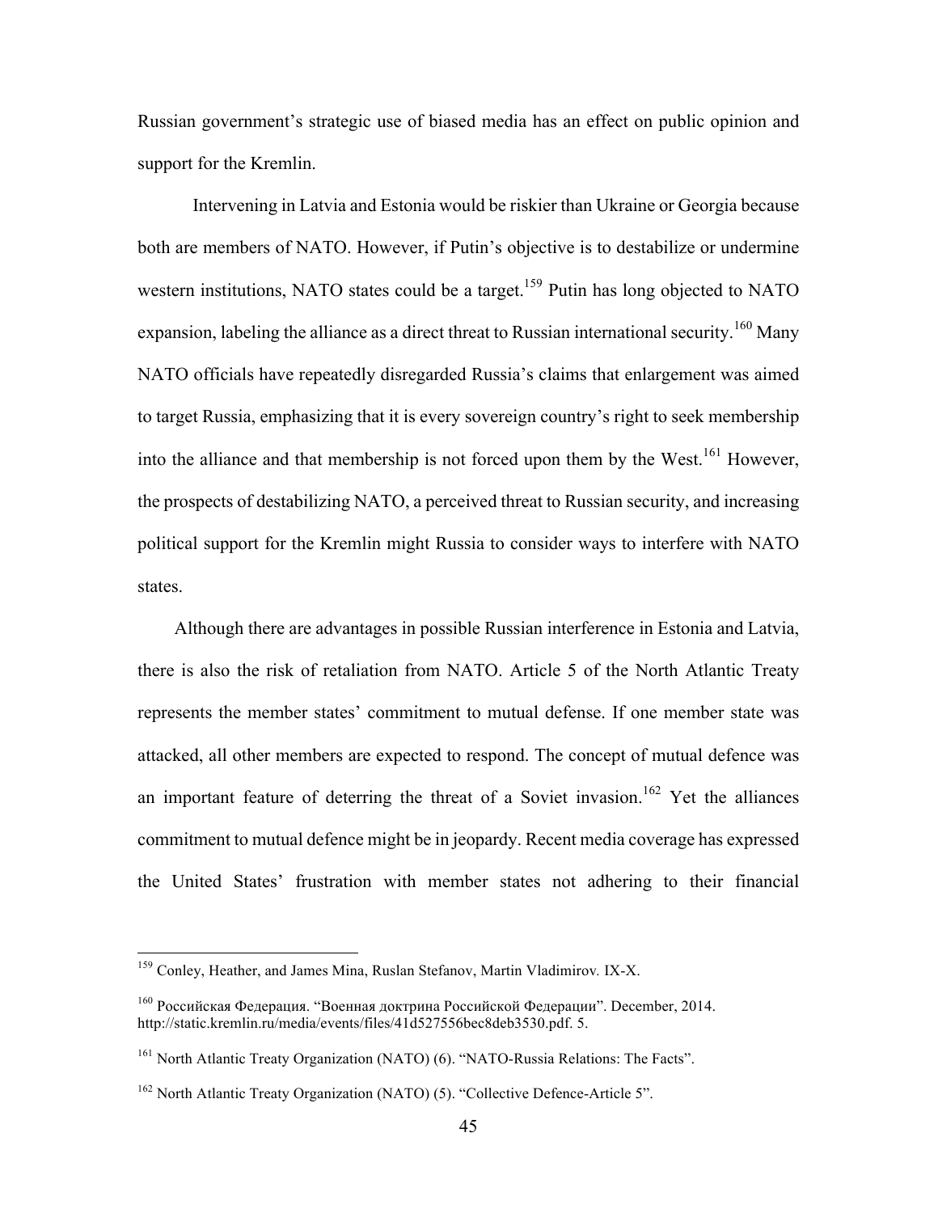Russian government's strategic use of biased media has an effect on public opinion and support for the Kremlin.

Intervening in Latvia and Estonia would be riskier than Ukraine or Georgia because both are members of NATO. However, if Putin's objective is to destabilize or undermine western institutions, NATO states could be a target.[159] Putin has long objected to NATO expansion, labeling the alliance as a direct threat to Russian international security.[160] Many NATO officials have repeatedly disregarded Russia's claims that enlargement was aimed to target Russia, emphasizing that it is every sovereign country's right to seek membership into the alliance and that membership is not forced upon them by the West.[161] However, the prospects of destabilizing NATO, a perceived threat to Russian security, and increasing political support for the Kremlin might Russia to consider ways to interfere with NATO states.

Although there are advantages in possible Russian interference in Estonia and Latvia, there is also the risk of retaliation from NATO. Article 5 of the North Atlantic Treaty represents the member states' commitment to mutual defense. If one member state was attacked, all other members are expected to respond. The concept of mutual defence was an important feature of deterring the threat of a Soviet invasion.[162] Yet the alliances commitment to mutual defence might be in jeopardy. Recent media coverage has expressed the United States' frustration with member states not adhering to their financial

---

[159] Conley, Heather, and James Mina, Ruslan Stefanov, Martin Vladimirov. IX-X.

[160] Российская Федерация. "Военная доктрина Российской Федерации". December, 2014. http://static.kremlin.ru/media/events/files/41d527556bec8deb3530.pdf. 5.

[161] North Atlantic Treaty Organization (NATO) (6). "NATO-Russia Relations: The Facts".

[162] North Atlantic Treaty Organization (NATO) (5). "Collective Defence-Article 5".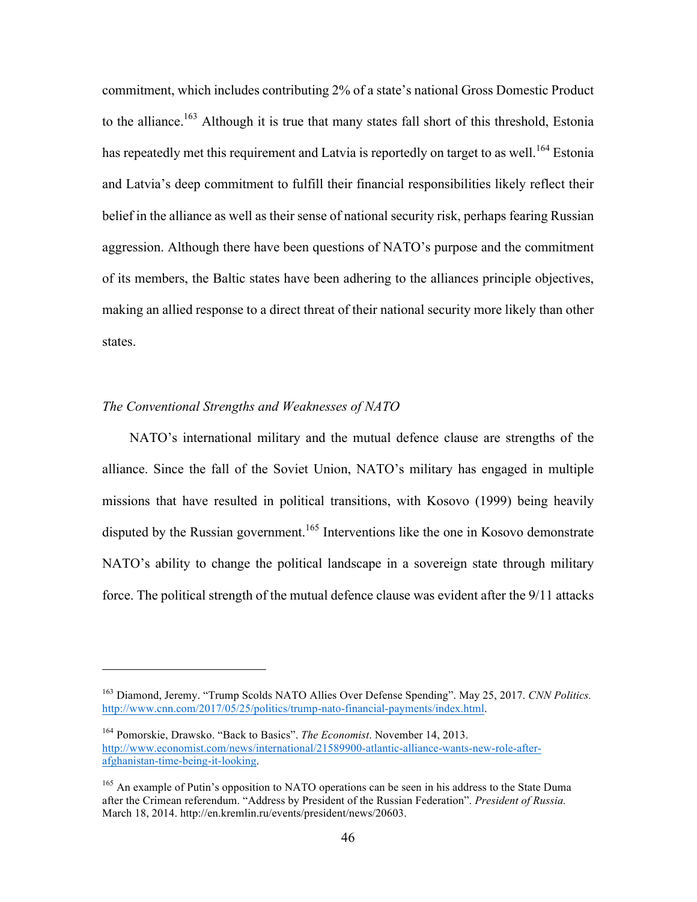commitment, which includes contributing 2% of a state's national Gross Domestic Product to the alliance.[163] Although it is true that many states fall short of this threshold, Estonia has repeatedly met this requirement and Latvia is reportedly on target to as well.[164] Estonia and Latvia's deep commitment to fulfill their financial responsibilities likely reflect their belief in the alliance as well as their sense of national security risk, perhaps fearing Russian aggression. Although there have been questions of NATO's purpose and the commitment of its members, the Baltic states have been adhering to the alliances principle objectives, making an allied response to a direct threat of their national security more likely than other states.

*The Conventional Strengths and Weaknesses of NATO*

NATO's international military and the mutual defence clause are strengths of the alliance. Since the fall of the Soviet Union, NATO's military has engaged in multiple missions that have resulted in political transitions, with Kosovo (1999) being heavily disputed by the Russian government.[165] Interventions like the one in Kosovo demonstrate NATO's ability to change the political landscape in a sovereign state through military force. The political strength of the mutual defence clause was evident after the 9/11 attacks

---

[163] Diamond, Jeremy. "Trump Scolds NATO Allies Over Defense Spending". May 25, 2017. *CNN Politics.* http://www.cnn.com/2017/05/25/politics/trump-nato-financial-payments/index.html.

[164] Pomorskie, Drawsko. "Back to Basics". *The Economist*. November 14, 2013. http://www.economist.com/news/international/21589900-atlantic-alliance-wants-new-role-after-afghanistan-time-being-it-looking.

[165] An example of Putin's opposition to NATO operations can be seen in his address to the State Duma after the Crimean referendum. "Address by President of the Russian Federation". *President of Russia.* March 18, 2014. http://en.kremlin.ru/events/president/news/20603.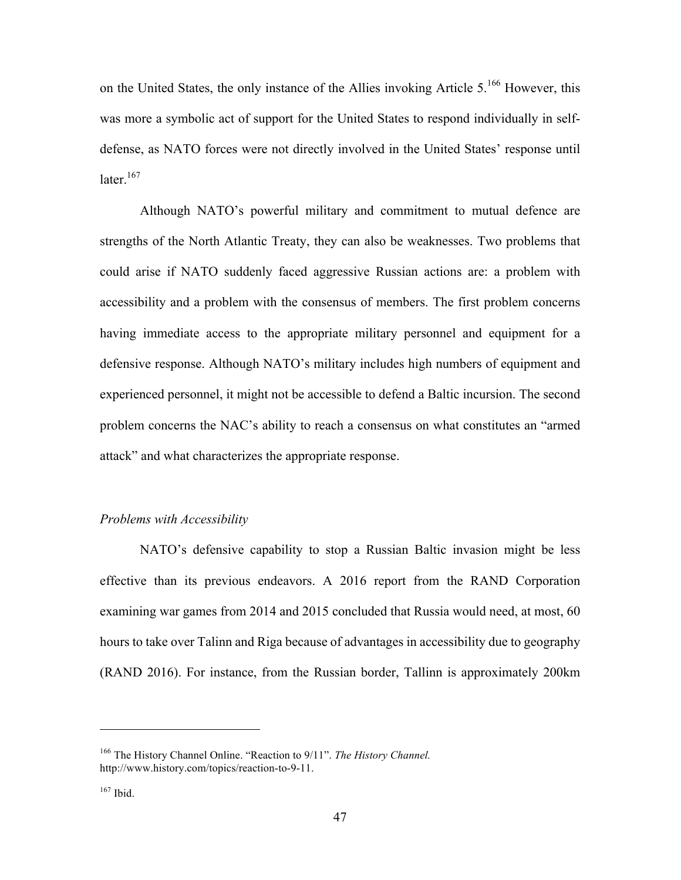on the United States, the only instance of the Allies invoking Article 5.[166] However, this was more a symbolic act of support for the United States to respond individually in self-defense, as NATO forces were not directly involved in the United States' response until later.[167]

Although NATO's powerful military and commitment to mutual defence are strengths of the North Atlantic Treaty, they can also be weaknesses. Two problems that could arise if NATO suddenly faced aggressive Russian actions are: a problem with accessibility and a problem with the consensus of members. The first problem concerns having immediate access to the appropriate military personnel and equipment for a defensive response. Although NATO's military includes high numbers of equipment and experienced personnel, it might not be accessible to defend a Baltic incursion. The second problem concerns the NAC's ability to reach a consensus on what constitutes an "armed attack" and what characterizes the appropriate response.

*Problems with Accessibility*

NATO's defensive capability to stop a Russian Baltic invasion might be less effective than its previous endeavors. A 2016 report from the RAND Corporation examining war games from 2014 and 2015 concluded that Russia would need, at most, 60 hours to take over Talinn and Riga because of advantages in accessibility due to geography (RAND 2016). For instance, from the Russian border, Tallinn is approximately 200km

---

[166] The History Channel Online. "Reaction to 9/11". *The History Channel.* http://www.history.com/topics/reaction-to-9-11.

[167] Ibid.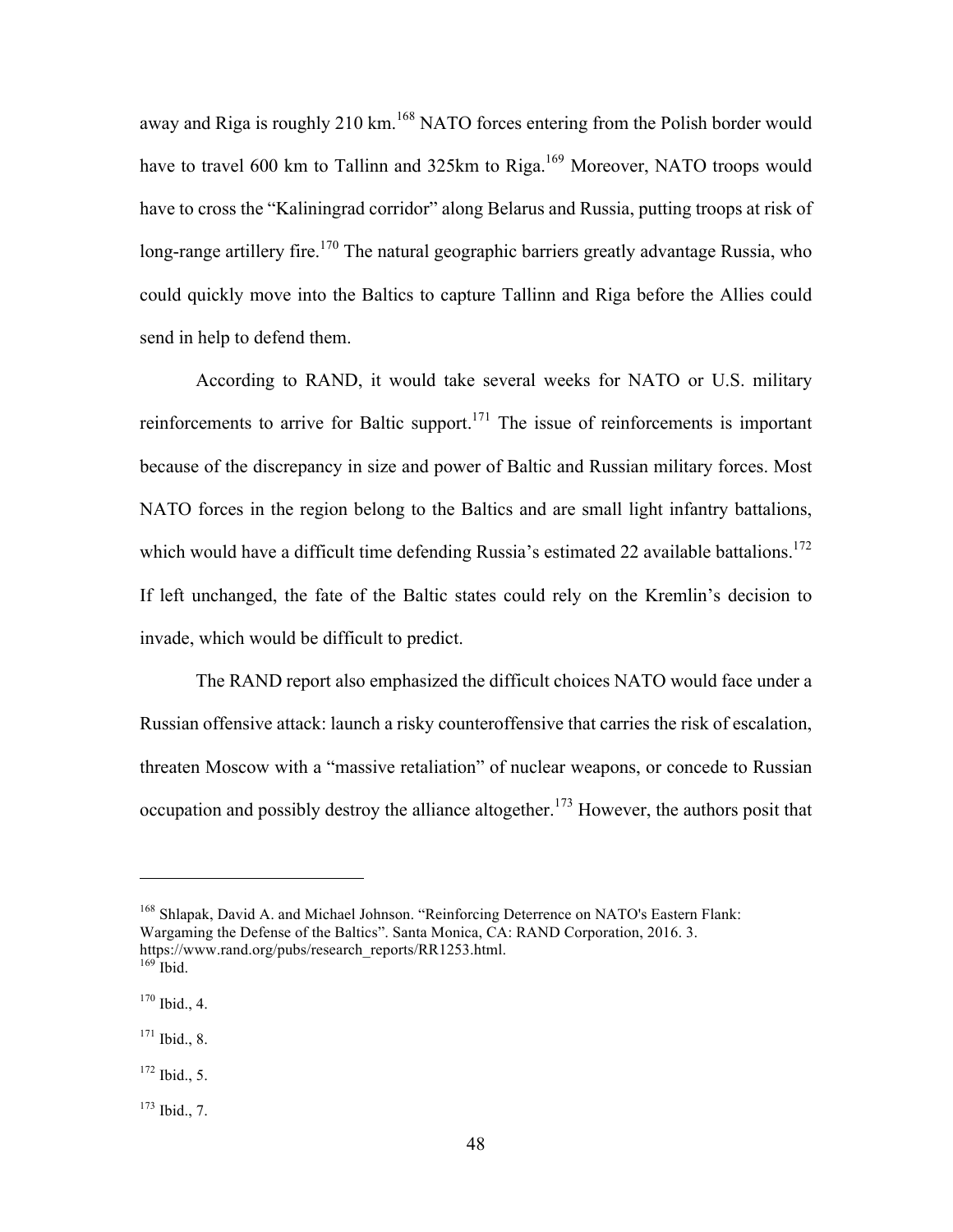away and Riga is roughly 210 km.[168] NATO forces entering from the Polish border would have to travel 600 km to Tallinn and 325km to Riga.[169] Moreover, NATO troops would have to cross the "Kaliningrad corridor" along Belarus and Russia, putting troops at risk of long-range artillery fire.[170] The natural geographic barriers greatly advantage Russia, who could quickly move into the Baltics to capture Tallinn and Riga before the Allies could send in help to defend them.

According to RAND, it would take several weeks for NATO or U.S. military reinforcements to arrive for Baltic support.[171] The issue of reinforcements is important because of the discrepancy in size and power of Baltic and Russian military forces. Most NATO forces in the region belong to the Baltics and are small light infantry battalions, which would have a difficult time defending Russia's estimated 22 available battalions.[172] If left unchanged, the fate of the Baltic states could rely on the Kremlin's decision to invade, which would be difficult to predict.

The RAND report also emphasized the difficult choices NATO would face under a Russian offensive attack: launch a risky counteroffensive that carries the risk of escalation, threaten Moscow with a "massive retaliation" of nuclear weapons, or concede to Russian occupation and possibly destroy the alliance altogether.[173] However, the authors posit that

---

[168] Shlapak, David A. and Michael Johnson. "Reinforcing Deterrence on NATO's Eastern Flank: Wargaming the Defense of the Baltics". Santa Monica, CA: RAND Corporation, 2016. 3. https://www.rand.org/pubs/research_reports/RR1253.html.

[169] Ibid.

[170] Ibid., 4.

[171] Ibid., 8.

[172] Ibid., 5.

[173] Ibid., 7.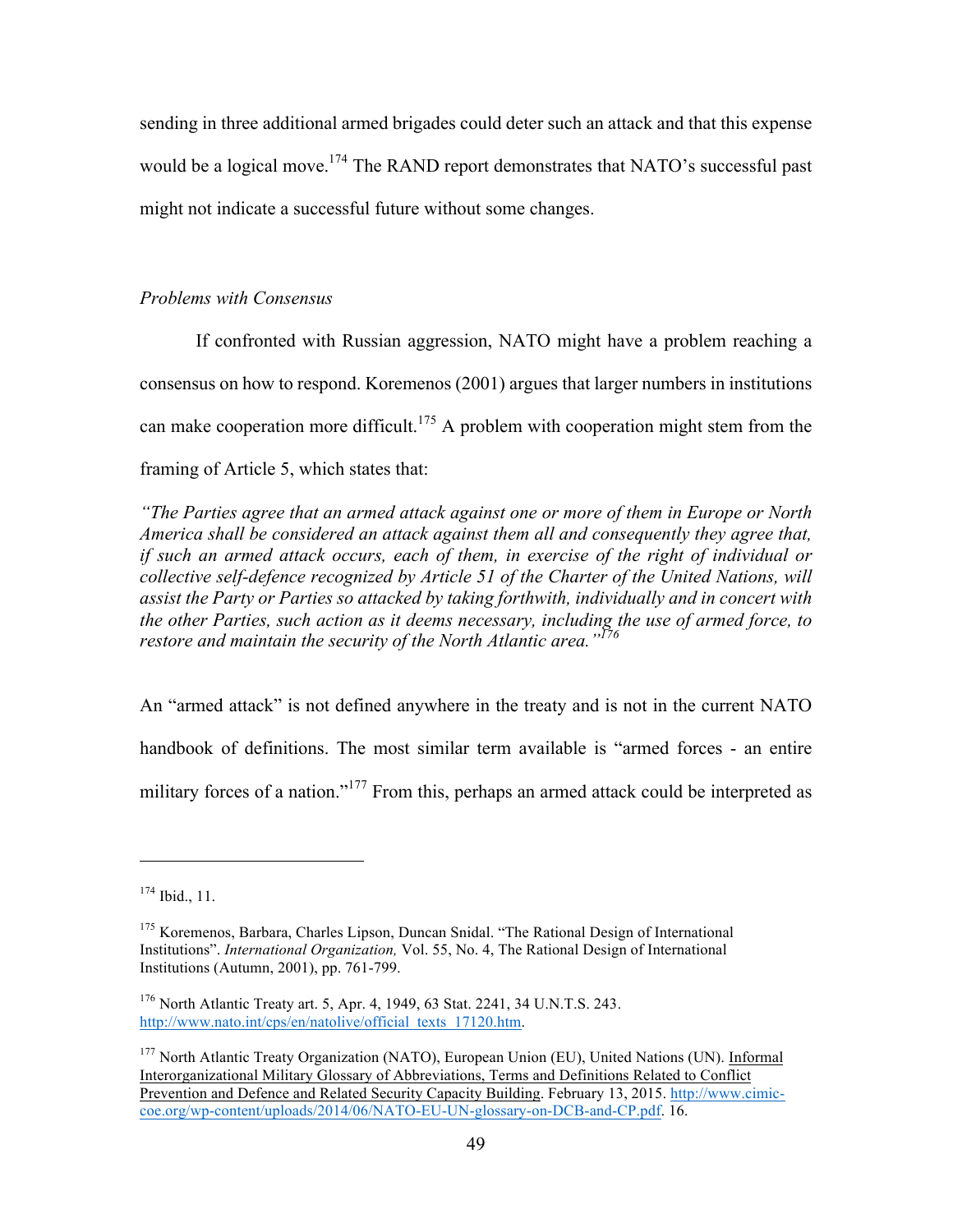sending in three additional armed brigades could deter such an attack and that this expense would be a logical move.[174] The RAND report demonstrates that NATO's successful past might not indicate a successful future without some changes.

*Problems with Consensus*

If confronted with Russian aggression, NATO might have a problem reaching a consensus on how to respond. Koremenos (2001) argues that larger numbers in institutions can make cooperation more difficult.[175] A problem with cooperation might stem from the framing of Article 5, which states that:

*"The Parties agree that an armed attack against one or more of them in Europe or North America shall be considered an attack against them all and consequently they agree that, if such an armed attack occurs, each of them, in exercise of the right of individual or collective self-defence recognized by Article 51 of the Charter of the United Nations, will assist the Party or Parties so attacked by taking forthwith, individually and in concert with the other Parties, such action as it deems necessary, including the use of armed force, to restore and maintain the security of the North Atlantic area."*[176]

An "armed attack" is not defined anywhere in the treaty and is not in the current NATO handbook of definitions. The most similar term available is "armed forces - an entire military forces of a nation."[177] From this, perhaps an armed attack could be interpreted as

---

[174] Ibid., 11.

[175] Koremenos, Barbara, Charles Lipson, Duncan Snidal. "The Rational Design of International Institutions". *International Organization,* Vol. 55, No. 4, The Rational Design of International Institutions (Autumn, 2001), pp. 761-799.

[176] North Atlantic Treaty art. 5, Apr. 4, 1949, 63 Stat. 2241, 34 U.N.T.S. 243. http://www.nato.int/cps/en/natolive/official_texts_17120.htm.

[177] North Atlantic Treaty Organization (NATO), European Union (EU), United Nations (UN). Informal Interorganizational Military Glossary of Abbreviations, Terms and Definitions Related to Conflict Prevention and Defence and Related Security Capacity Building. February 13, 2015. http://www.cimic-coe.org/wp-content/uploads/2014/06/NATO-EU-UN-glossary-on-DCB-and-CP.pdf. 16.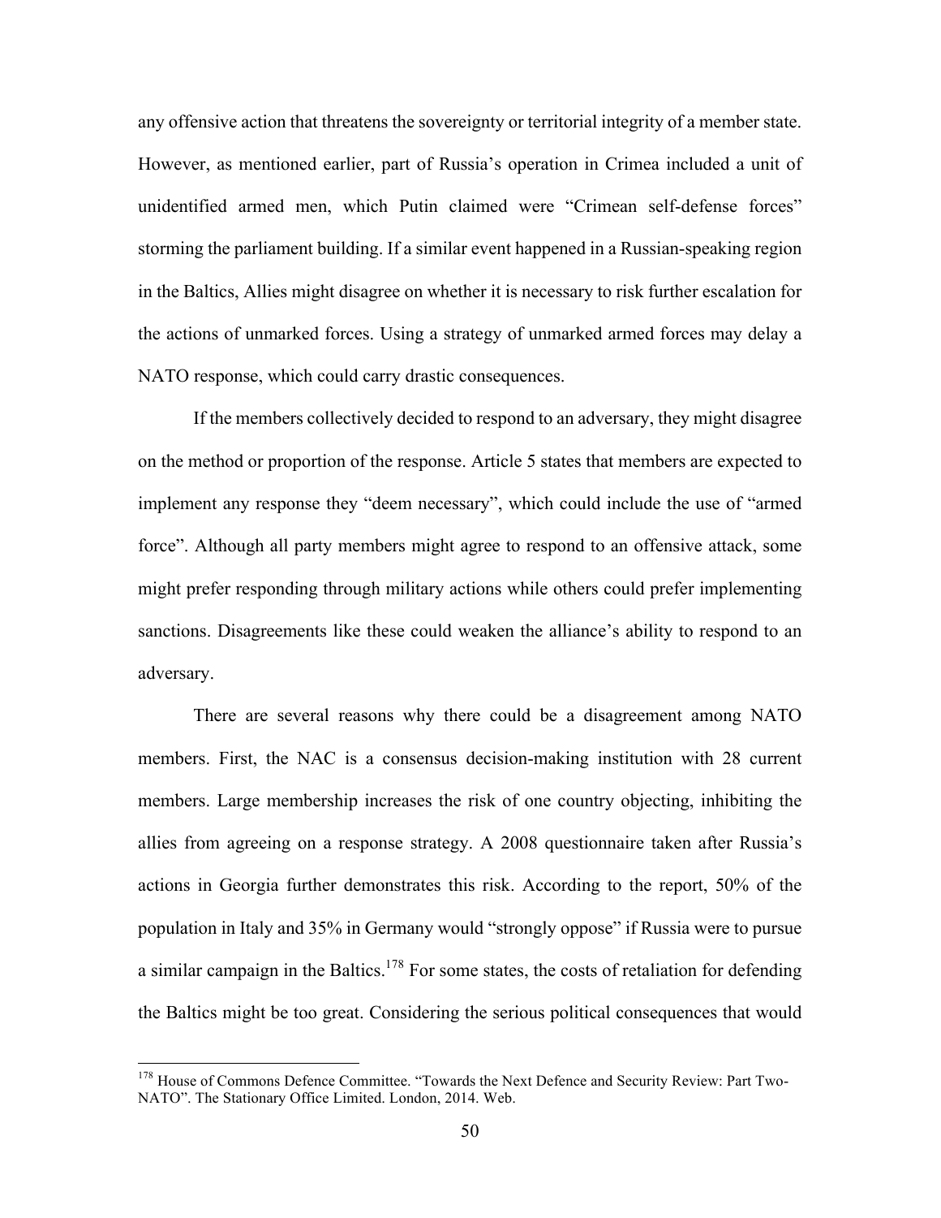any offensive action that threatens the sovereignty or territorial integrity of a member state. However, as mentioned earlier, part of Russia's operation in Crimea included a unit of unidentified armed men, which Putin claimed were "Crimean self-defense forces" storming the parliament building. If a similar event happened in a Russian-speaking region in the Baltics, Allies might disagree on whether it is necessary to risk further escalation for the actions of unmarked forces. Using a strategy of unmarked armed forces may delay a NATO response, which could carry drastic consequences.

If the members collectively decided to respond to an adversary, they might disagree on the method or proportion of the response. Article 5 states that members are expected to implement any response they "deem necessary", which could include the use of "armed force". Although all party members might agree to respond to an offensive attack, some might prefer responding through military actions while others could prefer implementing sanctions. Disagreements like these could weaken the alliance's ability to respond to an adversary.

There are several reasons why there could be a disagreement among NATO members. First, the NAC is a consensus decision-making institution with 28 current members. Large membership increases the risk of one country objecting, inhibiting the allies from agreeing on a response strategy. A 2008 questionnaire taken after Russia's actions in Georgia further demonstrates this risk. According to the report, 50% of the population in Italy and 35% in Germany would "strongly oppose" if Russia were to pursue a similar campaign in the Baltics.[178] For some states, the costs of retaliation for defending the Baltics might be too great. Considering the serious political consequences that would

---

[178] House of Commons Defence Committee. "Towards the Next Defence and Security Review: Part Two-NATO". The Stationary Office Limited. London, 2014. Web.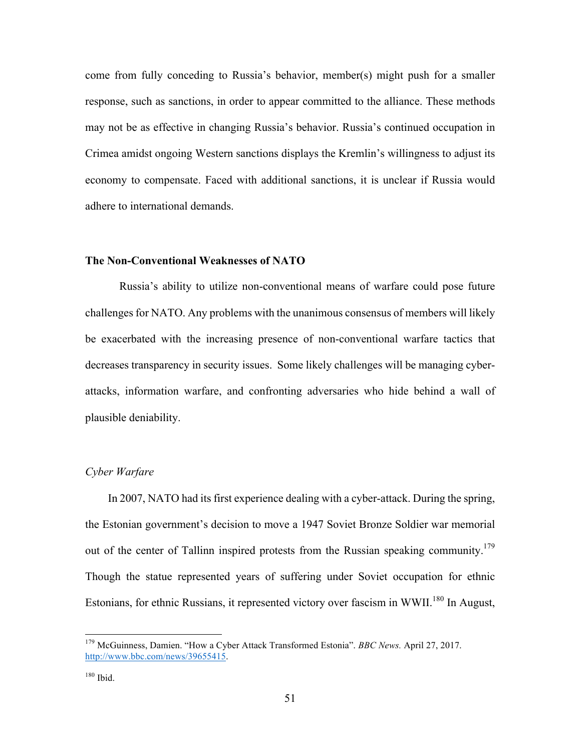come from fully conceding to Russia's behavior, member(s) might push for a smaller response, such as sanctions, in order to appear committed to the alliance. These methods may not be as effective in changing Russia's behavior. Russia's continued occupation in Crimea amidst ongoing Western sanctions displays the Kremlin's willingness to adjust its economy to compensate. Faced with additional sanctions, it is unclear if Russia would adhere to international demands.

**The Non-Conventional Weaknesses of NATO**

Russia's ability to utilize non-conventional means of warfare could pose future challenges for NATO. Any problems with the unanimous consensus of members will likely be exacerbated with the increasing presence of non-conventional warfare tactics that decreases transparency in security issues. Some likely challenges will be managing cyber-attacks, information warfare, and confronting adversaries who hide behind a wall of plausible deniability.

*Cyber Warfare*

In 2007, NATO had its first experience dealing with a cyber-attack. During the spring, the Estonian government's decision to move a 1947 Soviet Bronze Soldier war memorial out of the center of Tallinn inspired protests from the Russian speaking community.[179] Though the statue represented years of suffering under Soviet occupation for ethnic Estonians, for ethnic Russians, it represented victory over fascism in WWII.[180] In August,

---

[179] McGuinness, Damien. "How a Cyber Attack Transformed Estonia". *BBC News.* April 27, 2017. http://www.bbc.com/news/39655415.

[180] Ibid.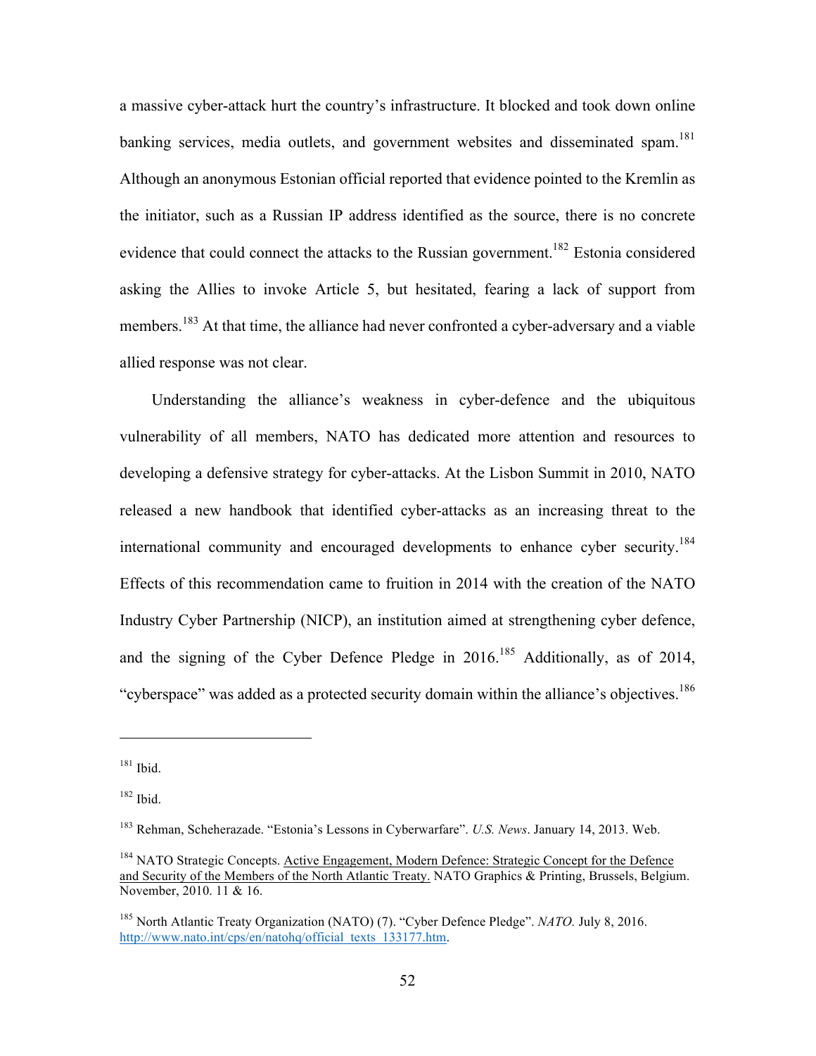a massive cyber-attack hurt the country's infrastructure. It blocked and took down online banking services, media outlets, and government websites and disseminated spam.[181] Although an anonymous Estonian official reported that evidence pointed to the Kremlin as the initiator, such as a Russian IP address identified as the source, there is no concrete evidence that could connect the attacks to the Russian government.[182] Estonia considered asking the Allies to invoke Article 5, but hesitated, fearing a lack of support from members.[183] At that time, the alliance had never confronted a cyber-adversary and a viable allied response was not clear.

Understanding the alliance's weakness in cyber-defence and the ubiquitous vulnerability of all members, NATO has dedicated more attention and resources to developing a defensive strategy for cyber-attacks. At the Lisbon Summit in 2010, NATO released a new handbook that identified cyber-attacks as an increasing threat to the international community and encouraged developments to enhance cyber security.[184] Effects of this recommendation came to fruition in 2014 with the creation of the NATO Industry Cyber Partnership (NICP), an institution aimed at strengthening cyber defence, and the signing of the Cyber Defence Pledge in 2016.[185] Additionally, as of 2014, "cyberspace" was added as a protected security domain within the alliance's objectives.[186]

---

[181] Ibid.

[182] Ibid.

[183] Rehman, Scheherazade. "Estonia's Lessons in Cyberwarfare". *U.S. News*. January 14, 2013. Web.

[184] NATO Strategic Concepts. Active Engagement, Modern Defence: Strategic Concept for the Defence and Security of the Members of the North Atlantic Treaty. NATO Graphics & Printing, Brussels, Belgium. November, 2010. 11 & 16.

[185] North Atlantic Treaty Organization (NATO) (7). "Cyber Defence Pledge". *NATO.* July 8, 2016. http://www.nato.int/cps/en/natohq/official_texts_133177.htm.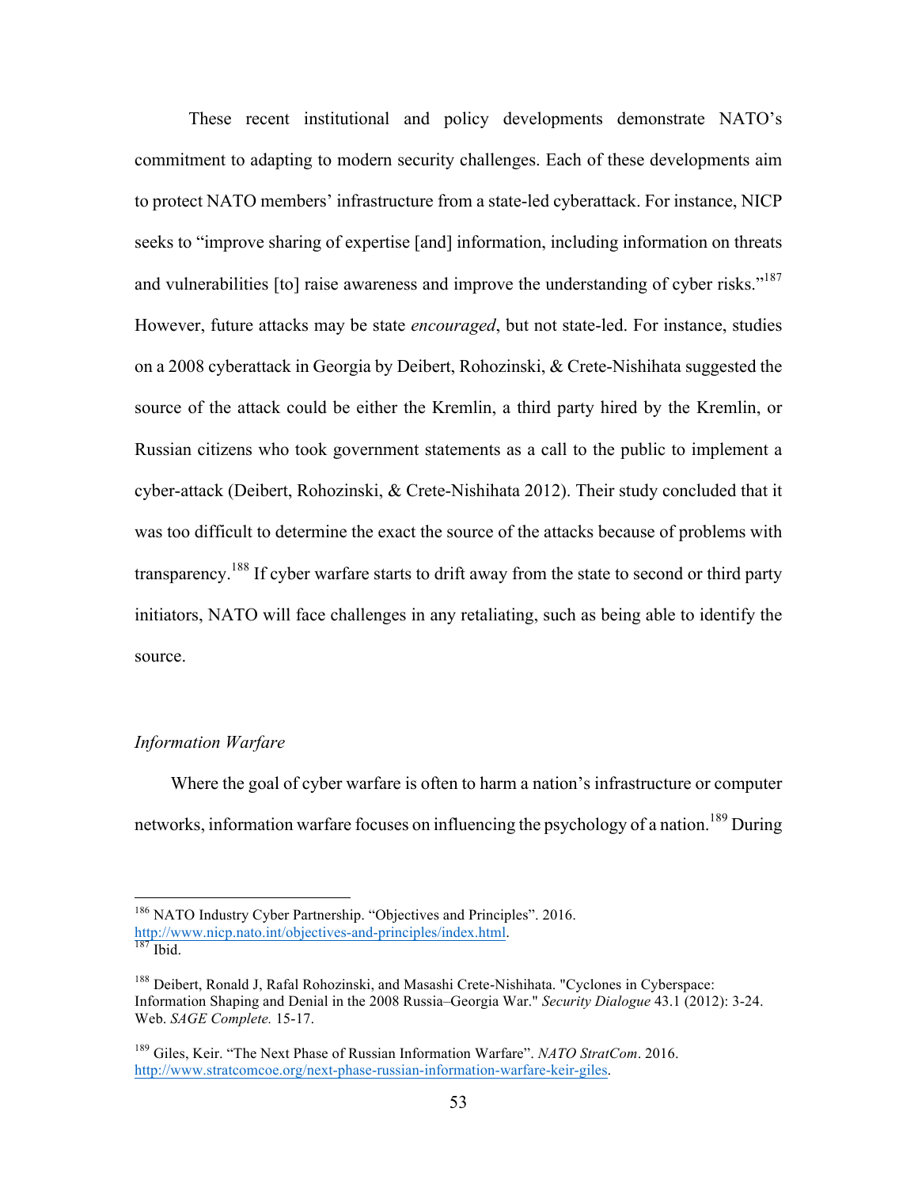These recent institutional and policy developments demonstrate NATO's commitment to adapting to modern security challenges. Each of these developments aim to protect NATO members' infrastructure from a state-led cyberattack. For instance, NICP seeks to "improve sharing of expertise [and] information, including information on threats and vulnerabilities [to] raise awareness and improve the understanding of cyber risks."[187] However, future attacks may be state *encouraged*, but not state-led. For instance, studies on a 2008 cyberattack in Georgia by Deibert, Rohozinski, & Crete-Nishihata suggested the source of the attack could be either the Kremlin, a third party hired by the Kremlin, or Russian citizens who took government statements as a call to the public to implement a cyber-attack (Deibert, Rohozinski, & Crete-Nishihata 2012). Their study concluded that it was too difficult to determine the exact the source of the attacks because of problems with transparency.[188] If cyber warfare starts to drift away from the state to second or third party initiators, NATO will face challenges in any retaliating, such as being able to identify the source.

*Information Warfare*

Where the goal of cyber warfare is often to harm a nation's infrastructure or computer networks, information warfare focuses on influencing the psychology of a nation.[189] During

---

[186] NATO Industry Cyber Partnership. "Objectives and Principles". 2016. http://www.nicp.nato.int/objectives-and-principles/index.html.
[187] Ibid.

[188] Deibert, Ronald J, Rafal Rohozinski, and Masashi Crete-Nishihata. "Cyclones in Cyberspace: Information Shaping and Denial in the 2008 Russia–Georgia War." *Security Dialogue* 43.1 (2012): 3-24. Web. *SAGE Complete.* 15-17.

[189] Giles, Keir. "The Next Phase of Russian Information Warfare". *NATO StratCom*. 2016. http://www.stratcomcoe.org/next-phase-russian-information-warfare-keir-giles.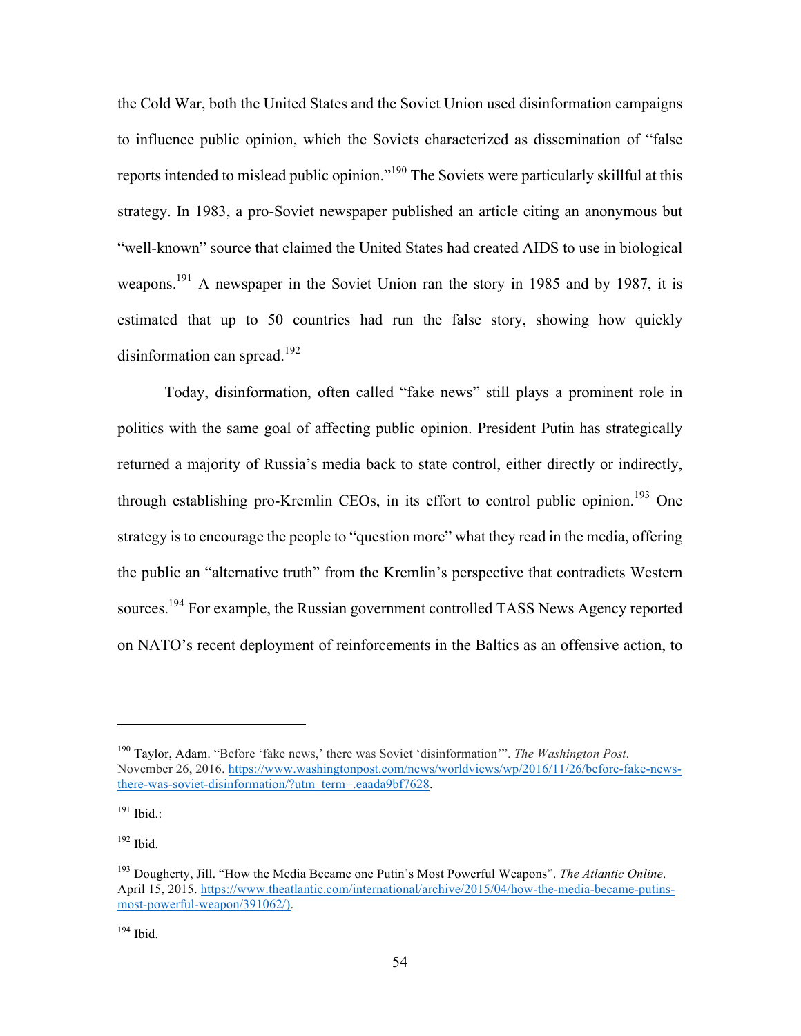the Cold War, both the United States and the Soviet Union used disinformation campaigns to influence public opinion, which the Soviets characterized as dissemination of "false reports intended to mislead public opinion."[190] The Soviets were particularly skillful at this strategy. In 1983, a pro-Soviet newspaper published an article citing an anonymous but "well-known" source that claimed the United States had created AIDS to use in biological weapons.[191] A newspaper in the Soviet Union ran the story in 1985 and by 1987, it is estimated that up to 50 countries had run the false story, showing how quickly disinformation can spread.[192]

Today, disinformation, often called "fake news" still plays a prominent role in politics with the same goal of affecting public opinion. President Putin has strategically returned a majority of Russia's media back to state control, either directly or indirectly, through establishing pro-Kremlin CEOs, in its effort to control public opinion.[193] One strategy is to encourage the people to "question more" what they read in the media, offering the public an "alternative truth" from the Kremlin's perspective that contradicts Western sources.[194] For example, the Russian government controlled TASS News Agency reported on NATO's recent deployment of reinforcements in the Baltics as an offensive action, to

---

[190] Taylor, Adam. "Before 'fake news,' there was Soviet 'disinformation'". *The Washington Post*. November 26, 2016. https://www.washingtonpost.com/news/worldviews/wp/2016/11/26/before-fake-news-there-was-soviet-disinformation/?utm_term=.eaada9bf7628.

[191] Ibid.:

[192] Ibid.

[193] Dougherty, Jill. "How the Media Became one Putin's Most Powerful Weapons". *The Atlantic Online*. April 15, 2015. https://www.theatlantic.com/international/archive/2015/04/how-the-media-became-putins-most-powerful-weapon/391062/).

[194] Ibid.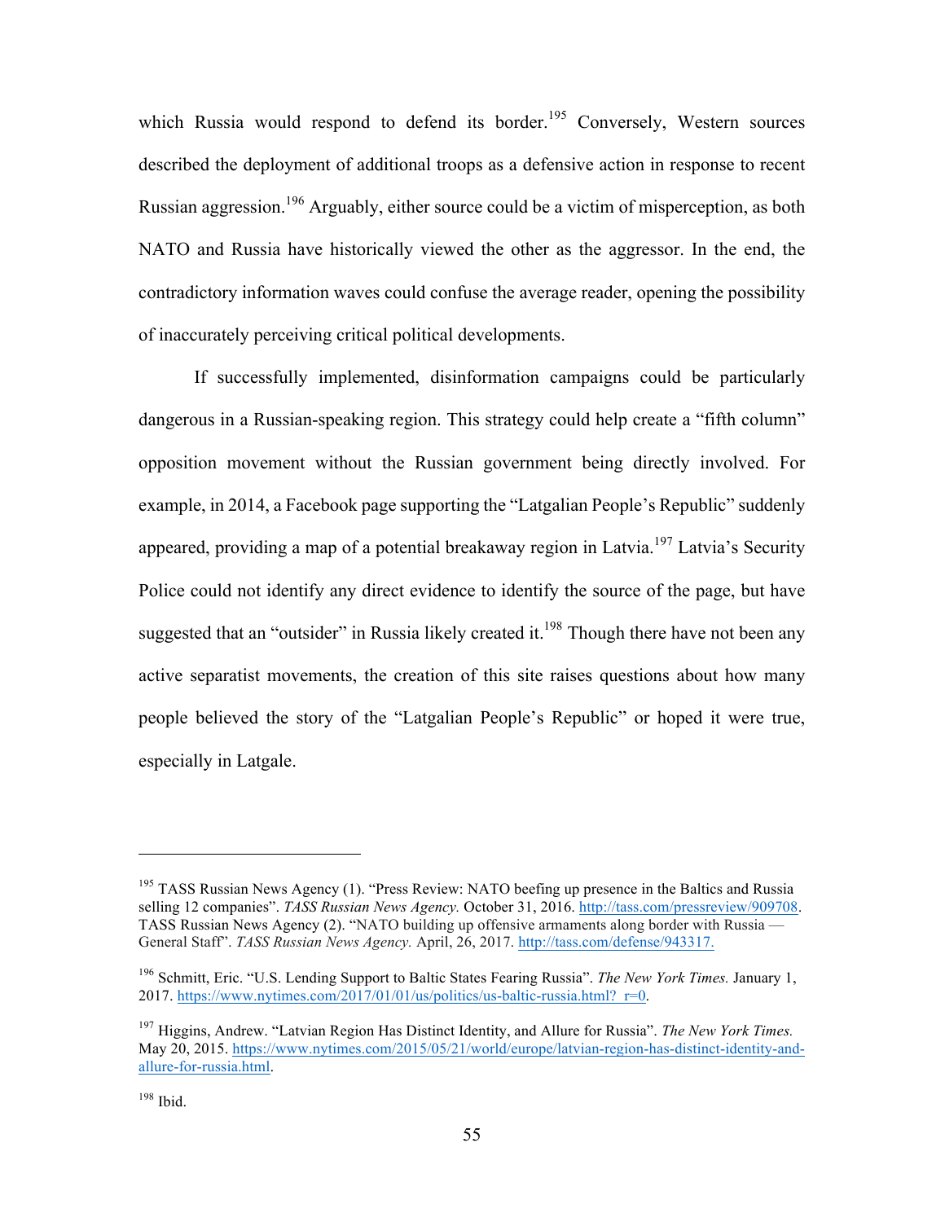which Russia would respond to defend its border.[195] Conversely, Western sources described the deployment of additional troops as a defensive action in response to recent Russian aggression.[196] Arguably, either source could be a victim of misperception, as both NATO and Russia have historically viewed the other as the aggressor. In the end, the contradictory information waves could confuse the average reader, opening the possibility of inaccurately perceiving critical political developments.

If successfully implemented, disinformation campaigns could be particularly dangerous in a Russian-speaking region. This strategy could help create a "fifth column" opposition movement without the Russian government being directly involved. For example, in 2014, a Facebook page supporting the "Latgalian People's Republic" suddenly appeared, providing a map of a potential breakaway region in Latvia.[197] Latvia's Security Police could not identify any direct evidence to identify the source of the page, but have suggested that an "outsider" in Russia likely created it.[198] Though there have not been any active separatist movements, the creation of this site raises questions about how many people believed the story of the "Latgalian People's Republic" or hoped it were true, especially in Latgale.

---

[195] TASS Russian News Agency (1). "Press Review: NATO beefing up presence in the Baltics and Russia selling 12 companies". *TASS Russian News Agency.* October 31, 2016. http://tass.com/pressreview/909708. TASS Russian News Agency (2). "NATO building up offensive armaments along border with Russia — General Staff". *TASS Russian News Agency.* April, 26, 2017. http://tass.com/defense/943317.

[196] Schmitt, Eric. "U.S. Lending Support to Baltic States Fearing Russia". *The New York Times.* January 1, 2017. https://www.nytimes.com/2017/01/01/us/politics/us-baltic-russia.html?_r=0.

[197] Higgins, Andrew. "Latvian Region Has Distinct Identity, and Allure for Russia". *The New York Times.* May 20, 2015. https://www.nytimes.com/2015/05/21/world/europe/latvian-region-has-distinct-identity-and-allure-for-russia.html.

[198] Ibid.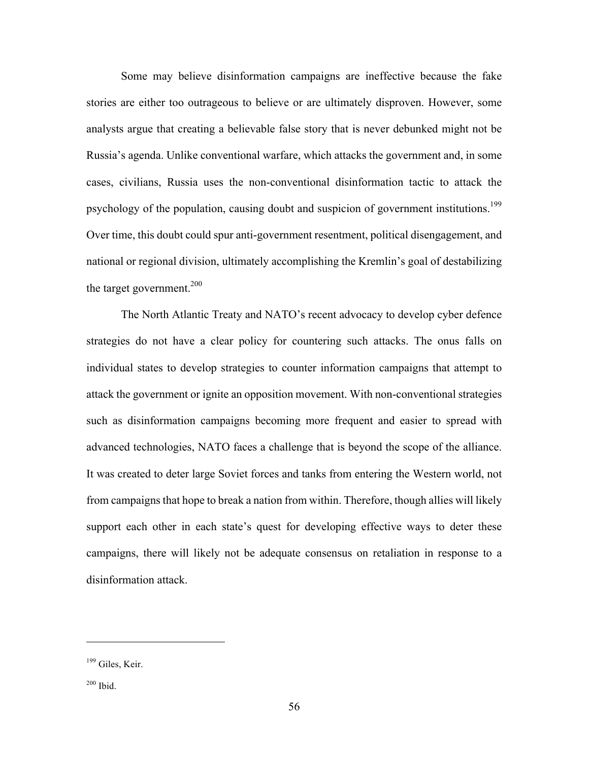Some may believe disinformation campaigns are ineffective because the fake stories are either too outrageous to believe or are ultimately disproven. However, some analysts argue that creating a believable false story that is never debunked might not be Russia's agenda. Unlike conventional warfare, which attacks the government and, in some cases, civilians, Russia uses the non-conventional disinformation tactic to attack the psychology of the population, causing doubt and suspicion of government institutions.[199] Over time, this doubt could spur anti-government resentment, political disengagement, and national or regional division, ultimately accomplishing the Kremlin's goal of destabilizing the target government.[200]

The North Atlantic Treaty and NATO's recent advocacy to develop cyber defence strategies do not have a clear policy for countering such attacks. The onus falls on individual states to develop strategies to counter information campaigns that attempt to attack the government or ignite an opposition movement. With non-conventional strategies such as disinformation campaigns becoming more frequent and easier to spread with advanced technologies, NATO faces a challenge that is beyond the scope of the alliance. It was created to deter large Soviet forces and tanks from entering the Western world, not from campaigns that hope to break a nation from within. Therefore, though allies will likely support each other in each state's quest for developing effective ways to deter these campaigns, there will likely not be adequate consensus on retaliation in response to a disinformation attack.

---

[199] Giles, Keir.

[200] Ibid.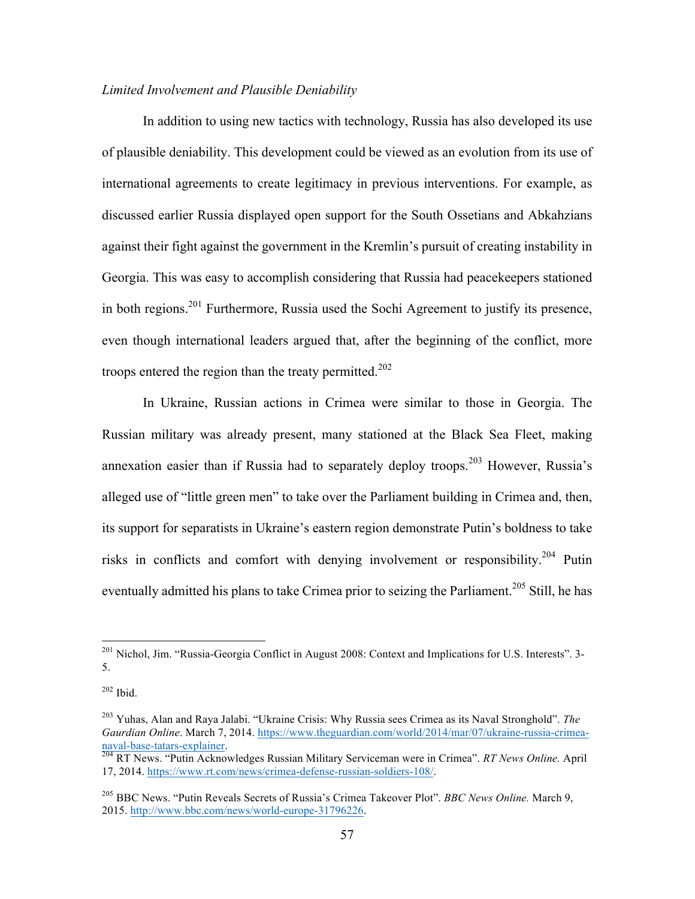*Limited Involvement and Plausible Deniability*

In addition to using new tactics with technology, Russia has also developed its use of plausible deniability. This development could be viewed as an evolution from its use of international agreements to create legitimacy in previous interventions. For example, as discussed earlier Russia displayed open support for the South Ossetians and Abkahzians against their fight against the government in the Kremlin's pursuit of creating instability in Georgia. This was easy to accomplish considering that Russia had peacekeepers stationed in both regions.[201] Furthermore, Russia used the Sochi Agreement to justify its presence, even though international leaders argued that, after the beginning of the conflict, more troops entered the region than the treaty permitted.[202]

In Ukraine, Russian actions in Crimea were similar to those in Georgia. The Russian military was already present, many stationed at the Black Sea Fleet, making annexation easier than if Russia had to separately deploy troops.[203] However, Russia's alleged use of "little green men" to take over the Parliament building in Crimea and, then, its support for separatists in Ukraine's eastern region demonstrate Putin's boldness to take risks in conflicts and comfort with denying involvement or responsibility.[204] Putin eventually admitted his plans to take Crimea prior to seizing the Parliament.[205] Still, he has

---

[201] Nichol, Jim. "Russia-Georgia Conflict in August 2008: Context and Implications for U.S. Interests". 3-5.

[202] Ibid.

[203] Yuhas, Alan and Raya Jalabi. "Ukraine Crisis: Why Russia sees Crimea as its Naval Stronghold". *The Gaurdian Online*. March 7, 2014. https://www.theguardian.com/world/2014/mar/07/ukraine-russia-crimea-naval-base-tatars-explainer.

[204] RT News. "Putin Acknowledges Russian Military Serviceman were in Crimea". *RT News Online.* April 17, 2014. https://www.rt.com/news/crimea-defense-russian-soldiers-108/.

[205] BBC News. "Putin Reveals Secrets of Russia's Crimea Takeover Plot". *BBC News Online.* March 9, 2015. http://www.bbc.com/news/world-europe-31796226.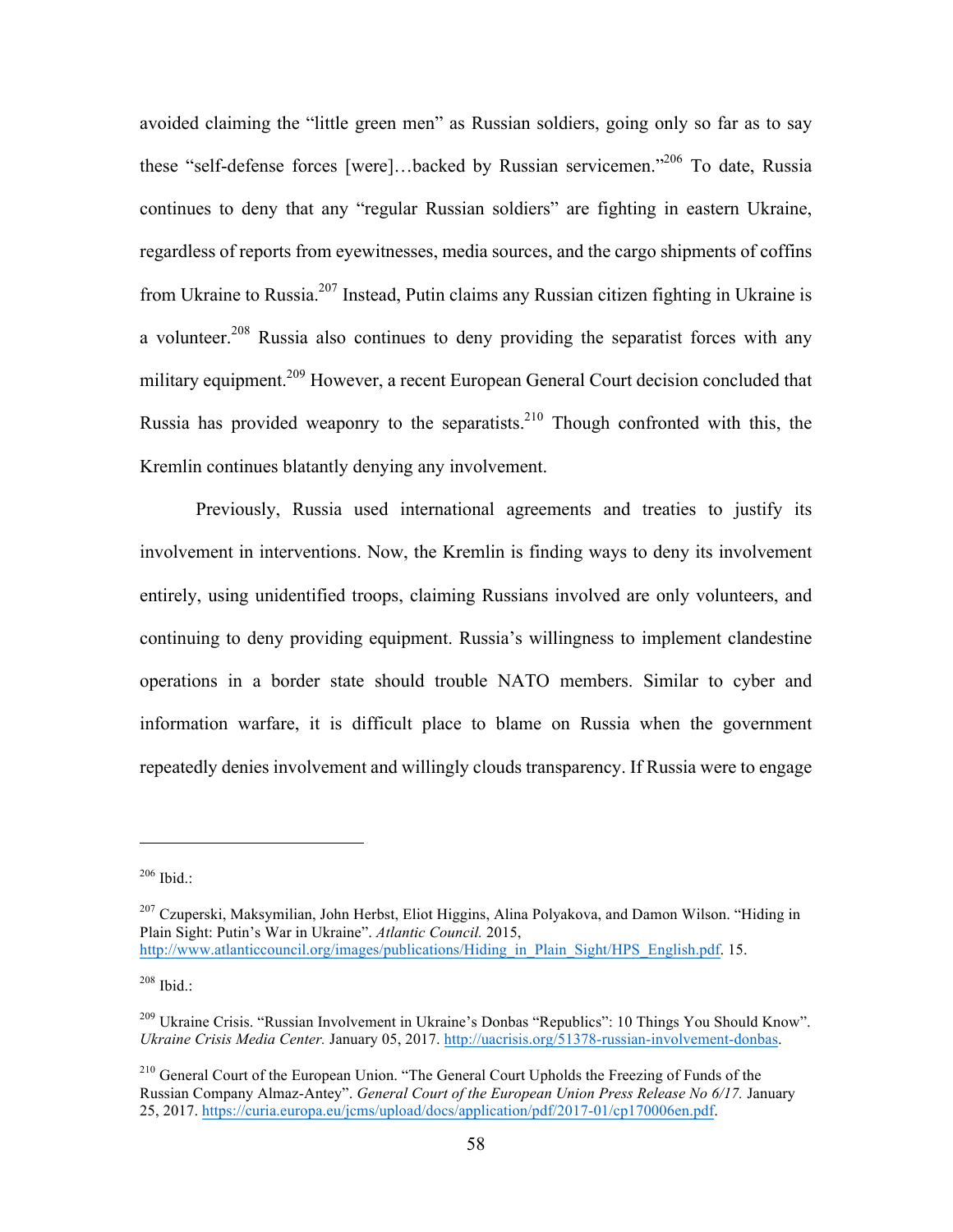avoided claiming the "little green men" as Russian soldiers, going only so far as to say these "self-defense forces [were]…backed by Russian servicemen."[206] To date, Russia continues to deny that any "regular Russian soldiers" are fighting in eastern Ukraine, regardless of reports from eyewitnesses, media sources, and the cargo shipments of coffins from Ukraine to Russia.[207] Instead, Putin claims any Russian citizen fighting in Ukraine is a volunteer.[208] Russia also continues to deny providing the separatist forces with any military equipment.[209] However, a recent European General Court decision concluded that Russia has provided weaponry to the separatists.[210] Though confronted with this, the Kremlin continues blatantly denying any involvement.

Previously, Russia used international agreements and treaties to justify its involvement in interventions. Now, the Kremlin is finding ways to deny its involvement entirely, using unidentified troops, claiming Russians involved are only volunteers, and continuing to deny providing equipment. Russia's willingness to implement clandestine operations in a border state should trouble NATO members. Similar to cyber and information warfare, it is difficult place to blame on Russia when the government repeatedly denies involvement and willingly clouds transparency. If Russia were to engage

---

[206] Ibid.:

[207] Czuperski, Maksymilian, John Herbst, Eliot Higgins, Alina Polyakova, and Damon Wilson. "Hiding in Plain Sight: Putin's War in Ukraine". *Atlantic Council.* 2015, http://www.atlanticcouncil.org/images/publications/Hiding_in_Plain_Sight/HPS_English.pdf. 15.

[208] Ibid.:

[209] Ukraine Crisis. "Russian Involvement in Ukraine's Donbas "Republics": 10 Things You Should Know". *Ukraine Crisis Media Center.* January 05, 2017. http://uacrisis.org/51378-russian-involvement-donbas.

[210] General Court of the European Union. "The General Court Upholds the Freezing of Funds of the Russian Company Almaz-Antey". *General Court of the European Union Press Release No 6/17.* January 25, 2017. https://curia.europa.eu/jcms/upload/docs/application/pdf/2017-01/cp170006en.pdf.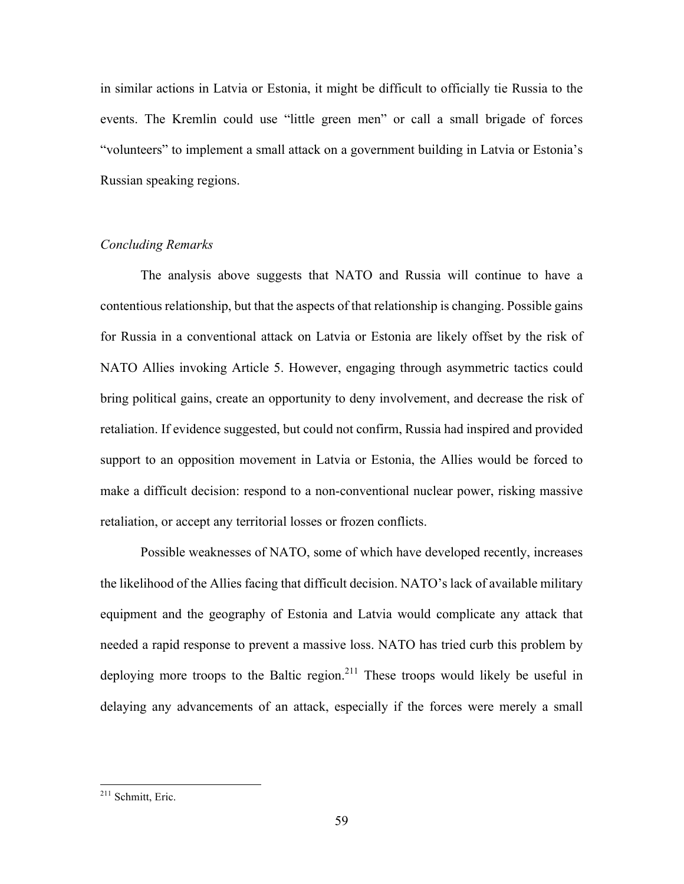in similar actions in Latvia or Estonia, it might be difficult to officially tie Russia to the events. The Kremlin could use "little green men" or call a small brigade of forces "volunteers" to implement a small attack on a government building in Latvia or Estonia's Russian speaking regions.

*Concluding Remarks*

The analysis above suggests that NATO and Russia will continue to have a contentious relationship, but that the aspects of that relationship is changing. Possible gains for Russia in a conventional attack on Latvia or Estonia are likely offset by the risk of NATO Allies invoking Article 5. However, engaging through asymmetric tactics could bring political gains, create an opportunity to deny involvement, and decrease the risk of retaliation. If evidence suggested, but could not confirm, Russia had inspired and provided support to an opposition movement in Latvia or Estonia, the Allies would be forced to make a difficult decision: respond to a non-conventional nuclear power, risking massive retaliation, or accept any territorial losses or frozen conflicts.

Possible weaknesses of NATO, some of which have developed recently, increases the likelihood of the Allies facing that difficult decision. NATO's lack of available military equipment and the geography of Estonia and Latvia would complicate any attack that needed a rapid response to prevent a massive loss. NATO has tried curb this problem by deploying more troops to the Baltic region.[211] These troops would likely be useful in delaying any advancements of an attack, especially if the forces were merely a small

[211] Schmitt, Eric.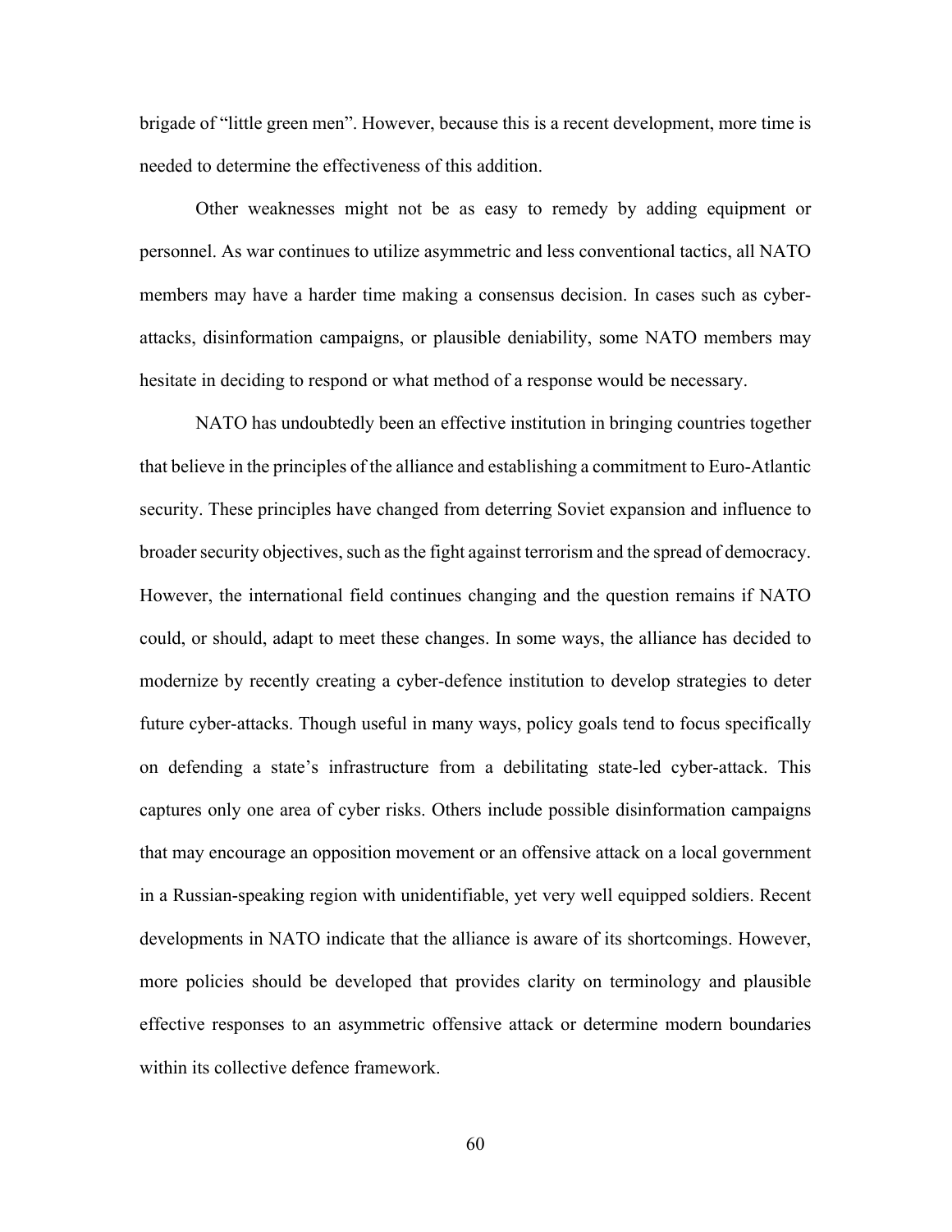brigade of “little green men”. However, because this is a recent development, more time is needed to determine the effectiveness of this addition.

Other weaknesses might not be as easy to remedy by adding equipment or personnel. As war continues to utilize asymmetric and less conventional tactics, all NATO members may have a harder time making a consensus decision. In cases such as cyber-attacks, disinformation campaigns, or plausible deniability, some NATO members may hesitate in deciding to respond or what method of a response would be necessary.

NATO has undoubtedly been an effective institution in bringing countries together that believe in the principles of the alliance and establishing a commitment to Euro-Atlantic security. These principles have changed from deterring Soviet expansion and influence to broader security objectives, such as the fight against terrorism and the spread of democracy. However, the international field continues changing and the question remains if NATO could, or should, adapt to meet these changes. In some ways, the alliance has decided to modernize by recently creating a cyber-defence institution to develop strategies to deter future cyber-attacks. Though useful in many ways, policy goals tend to focus specifically on defending a state’s infrastructure from a debilitating state-led cyber-attack. This captures only one area of cyber risks. Others include possible disinformation campaigns that may encourage an opposition movement or an offensive attack on a local government in a Russian-speaking region with unidentifiable, yet very well equipped soldiers. Recent developments in NATO indicate that the alliance is aware of its shortcomings. However, more policies should be developed that provides clarity on terminology and plausible effective responses to an asymmetric offensive attack or determine modern boundaries within its collective defence framework.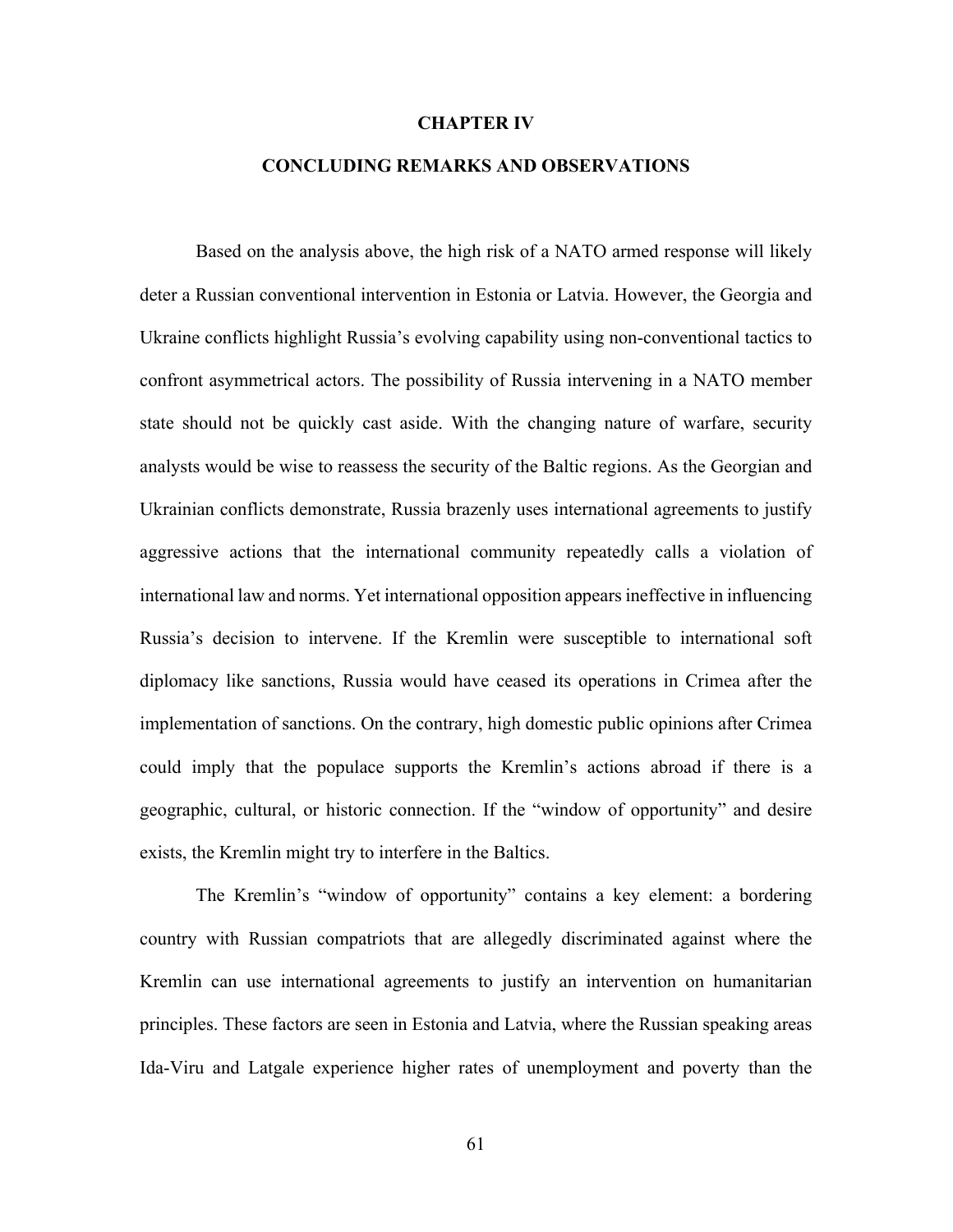# CHAPTER IV

## CONCLUDING REMARKS AND OBSERVATIONS

Based on the analysis above, the high risk of a NATO armed response will likely deter a Russian conventional intervention in Estonia or Latvia. However, the Georgia and Ukraine conflicts highlight Russia's evolving capability using non-conventional tactics to confront asymmetrical actors. The possibility of Russia intervening in a NATO member state should not be quickly cast aside. With the changing nature of warfare, security analysts would be wise to reassess the security of the Baltic regions. As the Georgian and Ukrainian conflicts demonstrate, Russia brazenly uses international agreements to justify aggressive actions that the international community repeatedly calls a violation of international law and norms. Yet international opposition appears ineffective in influencing Russia's decision to intervene. If the Kremlin were susceptible to international soft diplomacy like sanctions, Russia would have ceased its operations in Crimea after the implementation of sanctions. On the contrary, high domestic public opinions after Crimea could imply that the populace supports the Kremlin's actions abroad if there is a geographic, cultural, or historic connection. If the "window of opportunity" and desire exists, the Kremlin might try to interfere in the Baltics.

The Kremlin's "window of opportunity" contains a key element: a bordering country with Russian compatriots that are allegedly discriminated against where the Kremlin can use international agreements to justify an intervention on humanitarian principles. These factors are seen in Estonia and Latvia, where the Russian speaking areas Ida-Viru and Latgale experience higher rates of unemployment and poverty than the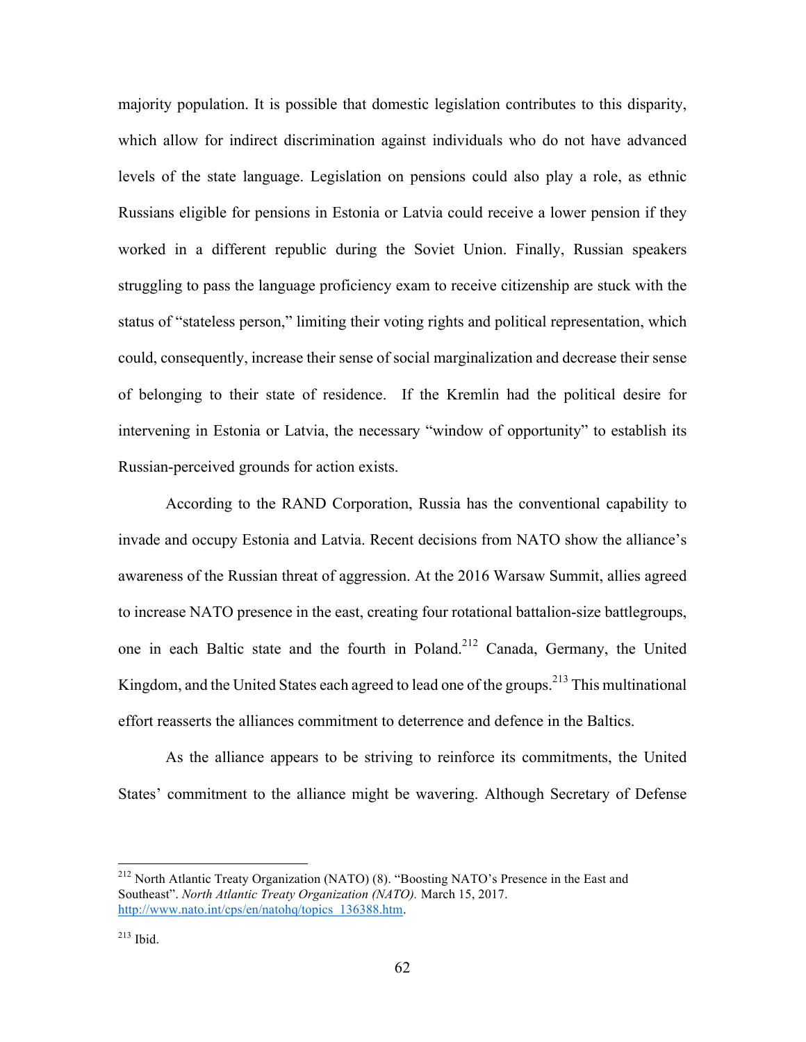majority population. It is possible that domestic legislation contributes to this disparity, which allow for indirect discrimination against individuals who do not have advanced levels of the state language. Legislation on pensions could also play a role, as ethnic Russians eligible for pensions in Estonia or Latvia could receive a lower pension if they worked in a different republic during the Soviet Union. Finally, Russian speakers struggling to pass the language proficiency exam to receive citizenship are stuck with the status of "stateless person," limiting their voting rights and political representation, which could, consequently, increase their sense of social marginalization and decrease their sense of belonging to their state of residence. If the Kremlin had the political desire for intervening in Estonia or Latvia, the necessary "window of opportunity" to establish its Russian-perceived grounds for action exists.

According to the RAND Corporation, Russia has the conventional capability to invade and occupy Estonia and Latvia. Recent decisions from NATO show the alliance's awareness of the Russian threat of aggression. At the 2016 Warsaw Summit, allies agreed to increase NATO presence in the east, creating four rotational battalion-size battlegroups, one in each Baltic state and the fourth in Poland.[212] Canada, Germany, the United Kingdom, and the United States each agreed to lead one of the groups.[213] This multinational effort reasserts the alliances commitment to deterrence and defence in the Baltics.

As the alliance appears to be striving to reinforce its commitments, the United States' commitment to the alliance might be wavering. Although Secretary of Defense

---

[212] North Atlantic Treaty Organization (NATO) (8). "Boosting NATO's Presence in the East and Southeast". *North Atlantic Treaty Organization (NATO).* March 15, 2017. http://www.nato.int/cps/en/natohq/topics_136388.htm.

[213] Ibid.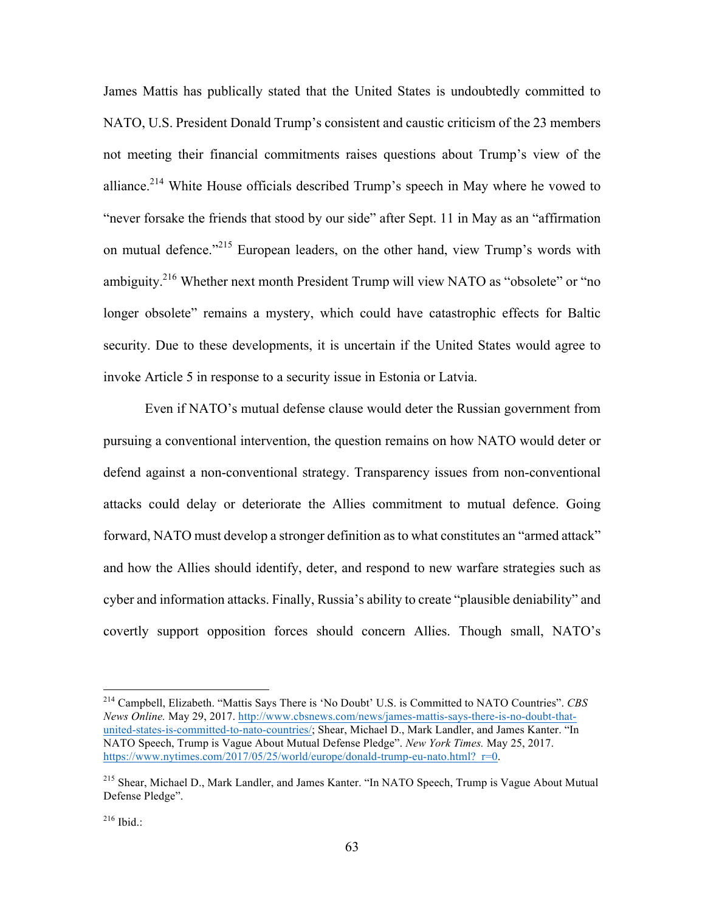James Mattis has publically stated that the United States is undoubtedly committed to NATO, U.S. President Donald Trump's consistent and caustic criticism of the 23 members not meeting their financial commitments raises questions about Trump's view of the alliance.[214] White House officials described Trump's speech in May where he vowed to "never forsake the friends that stood by our side" after Sept. 11 in May as an "affirmation on mutual defence."[215] European leaders, on the other hand, view Trump's words with ambiguity.[216] Whether next month President Trump will view NATO as "obsolete" or "no longer obsolete" remains a mystery, which could have catastrophic effects for Baltic security. Due to these developments, it is uncertain if the United States would agree to invoke Article 5 in response to a security issue in Estonia or Latvia.

Even if NATO's mutual defense clause would deter the Russian government from pursuing a conventional intervention, the question remains on how NATO would deter or defend against a non-conventional strategy. Transparency issues from non-conventional attacks could delay or deteriorate the Allies commitment to mutual defence. Going forward, NATO must develop a stronger definition as to what constitutes an "armed attack" and how the Allies should identify, deter, and respond to new warfare strategies such as cyber and information attacks. Finally, Russia's ability to create "plausible deniability" and covertly support opposition forces should concern Allies. Though small, NATO's

---

[214] Campbell, Elizabeth. "Mattis Says There is 'No Doubt' U.S. is Committed to NATO Countries". *CBS News Online.* May 29, 2017. http://www.cbsnews.com/news/james-mattis-says-there-is-no-doubt-that-united-states-is-committed-to-nato-countries/; Shear, Michael D., Mark Landler, and James Kanter. "In NATO Speech, Trump is Vague About Mutual Defense Pledge". *New York Times.* May 25, 2017. https://www.nytimes.com/2017/05/25/world/europe/donald-trump-eu-nato.html?_r=0.

[215] Shear, Michael D., Mark Landler, and James Kanter. "In NATO Speech, Trump is Vague About Mutual Defense Pledge".

[216] Ibid.: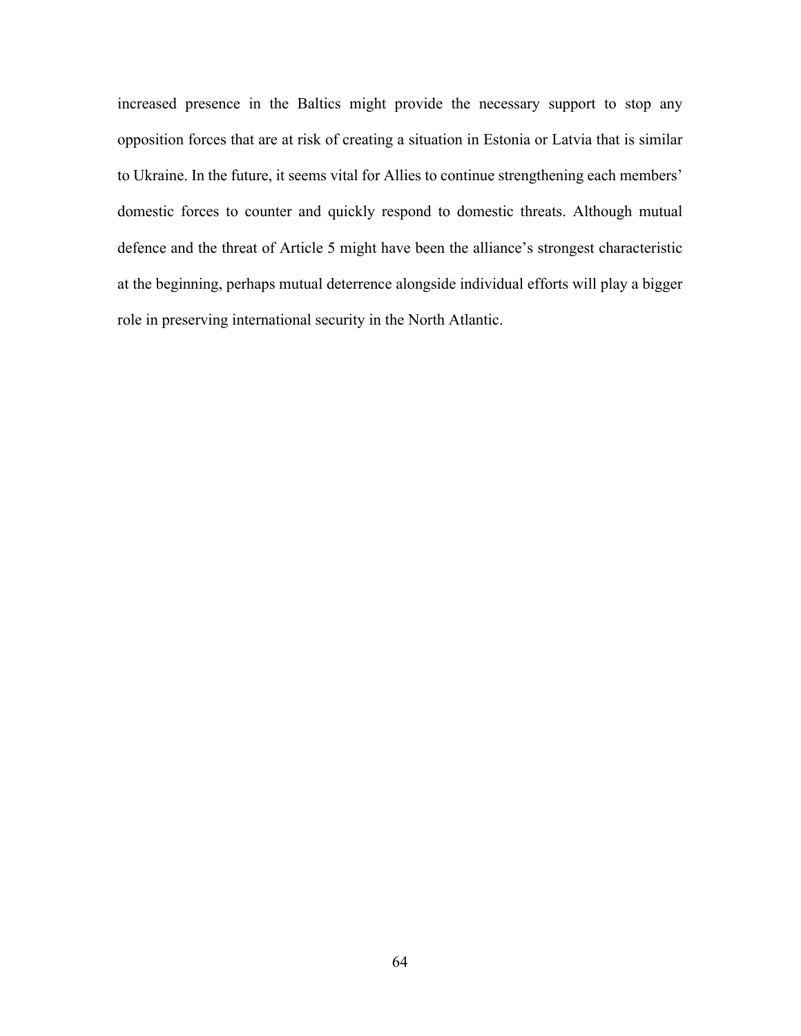increased presence in the Baltics might provide the necessary support to stop any opposition forces that are at risk of creating a situation in Estonia or Latvia that is similar to Ukraine. In the future, it seems vital for Allies to continue strengthening each members' domestic forces to counter and quickly respond to domestic threats. Although mutual defence and the threat of Article 5 might have been the alliance's strongest characteristic at the beginning, perhaps mutual deterrence alongside individual efforts will play a bigger role in preserving international security in the North Atlantic.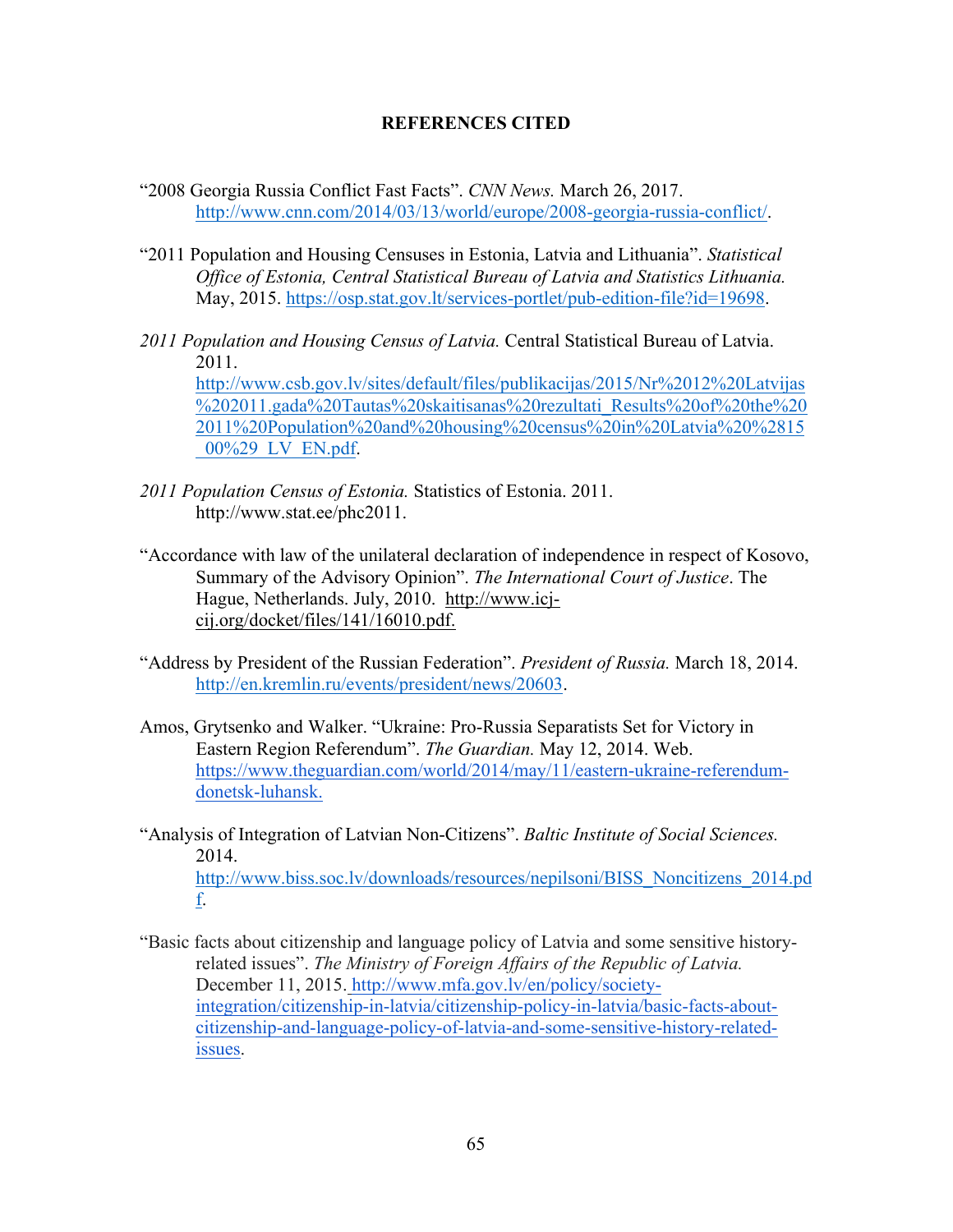# REFERENCES CITED

"2008 Georgia Russia Conflict Fast Facts". *CNN News.* March 26, 2017. http://www.cnn.com/2014/03/13/world/europe/2008-georgia-russia-conflict/.

"2011 Population and Housing Censuses in Estonia, Latvia and Lithuania". *Statistical Office of Estonia, Central Statistical Bureau of Latvia and Statistics Lithuania.* May, 2015. https://osp.stat.gov.lt/services-portlet/pub-edition-file?id=19698.

*2011 Population and Housing Census of Latvia.* Central Statistical Bureau of Latvia. 2011. http://www.csb.gov.lv/sites/default/files/publikacijas/2015/Nr%2012%20Latvijas%202011.gada%20Tautas%20skaitisanas%20rezultati_Results%20of%20the%202011%20Population%20and%20housing%20census%20in%20Latvia%20%2815_00%29_LV_EN.pdf.

*2011 Population Census of Estonia.* Statistics of Estonia. 2011. http://www.stat.ee/phc2011.

"Accordance with law of the unilateral declaration of independence in respect of Kosovo, Summary of the Advisory Opinion". *The International Court of Justice*. The Hague, Netherlands. July, 2010. http://www.icj-cij.org/docket/files/141/16010.pdf.

"Address by President of the Russian Federation". *President of Russia.* March 18, 2014. http://en.kremlin.ru/events/president/news/20603.

Amos, Grytsenko and Walker. "Ukraine: Pro-Russia Separatists Set for Victory in Eastern Region Referendum". *The Guardian.* May 12, 2014. Web. https://www.theguardian.com/world/2014/may/11/eastern-ukraine-referendum-donetsk-luhansk.

"Analysis of Integration of Latvian Non-Citizens". *Baltic Institute of Social Sciences.* 2014. http://www.biss.soc.lv/downloads/resources/nepilsoni/BISS_Noncitizens_2014.pdf.

"Basic facts about citizenship and language policy of Latvia and some sensitive history-related issues". *The Ministry of Foreign Affairs of the Republic of Latvia.* December 11, 2015. http://www.mfa.gov.lv/en/policy/society-integration/citizenship-in-latvia/citizenship-policy-in-latvia/basic-facts-about-citizenship-and-language-policy-of-latvia-and-some-sensitive-history-related-issues.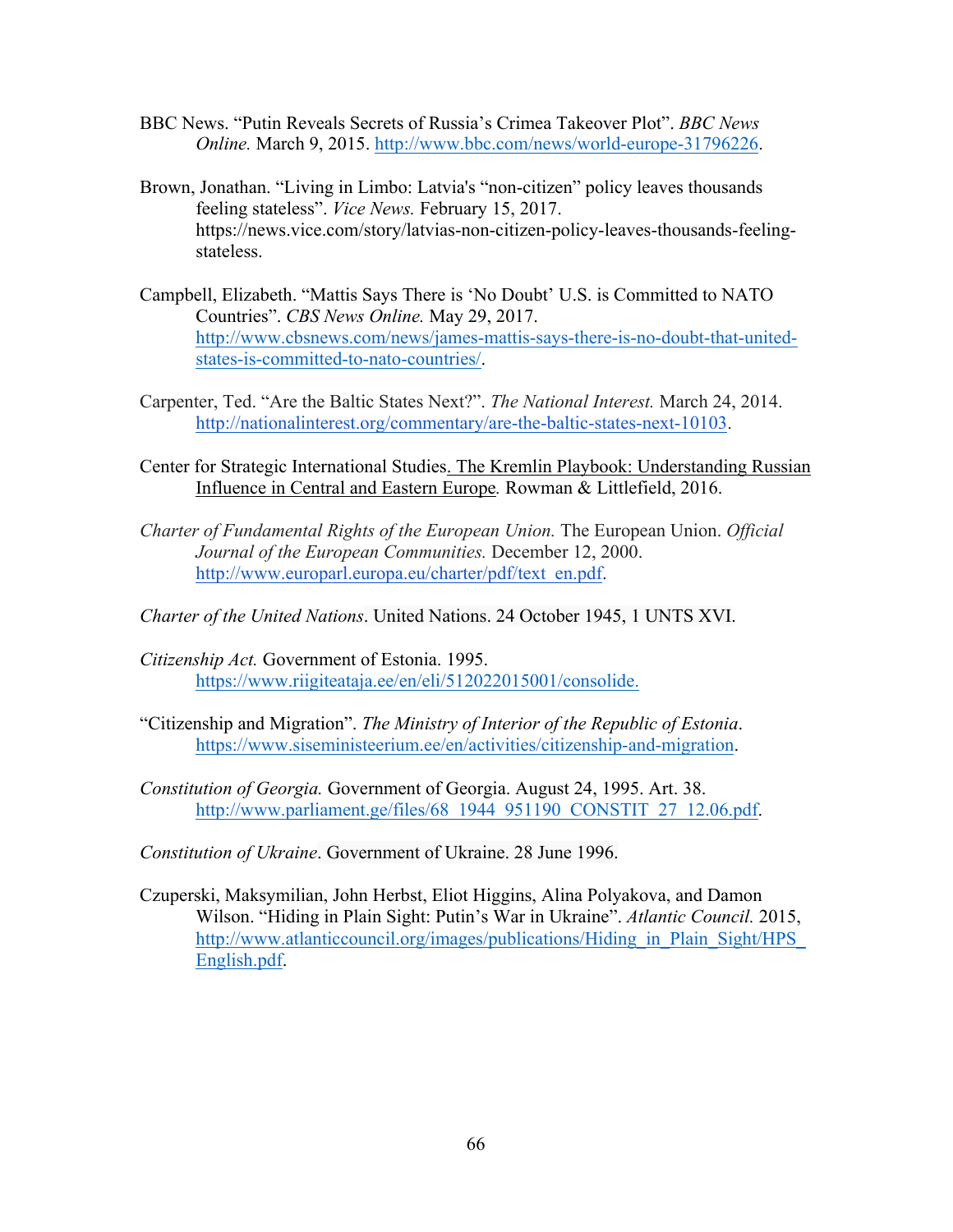BBC News. "Putin Reveals Secrets of Russia's Crimea Takeover Plot". *BBC News Online.* March 9, 2015. http://www.bbc.com/news/world-europe-31796226.

Brown, Jonathan. "Living in Limbo: Latvia's "non-citizen" policy leaves thousands feeling stateless". *Vice News.* February 15, 2017. https://news.vice.com/story/latvias-non-citizen-policy-leaves-thousands-feeling-stateless.

Campbell, Elizabeth. "Mattis Says There is 'No Doubt' U.S. is Committed to NATO Countries". *CBS News Online.* May 29, 2017. http://www.cbsnews.com/news/james-mattis-says-there-is-no-doubt-that-united-states-is-committed-to-nato-countries/.

Carpenter, Ted. "Are the Baltic States Next?". *The National Interest.* March 24, 2014. http://nationalinterest.org/commentary/are-the-baltic-states-next-10103.

Center for Strategic International Studies. The Kremlin Playbook: Understanding Russian Influence in Central and Eastern Europe. Rowman & Littlefield, 2016.

*Charter of Fundamental Rights of the European Union.* The European Union. *Official Journal of the European Communities.* December 12, 2000. http://www.europarl.europa.eu/charter/pdf/text_en.pdf.

*Charter of the United Nations*. United Nations. 24 October 1945, 1 UNTS XVI.

*Citizenship Act.* Government of Estonia. 1995. https://www.riigiteataja.ee/en/eli/512022015001/consolide.

"Citizenship and Migration". *The Ministry of Interior of the Republic of Estonia*. https://www.siseministeerium.ee/en/activities/citizenship-and-migration.

*Constitution of Georgia.* Government of Georgia. August 24, 1995. Art. 38. http://www.parliament.ge/files/68_1944_951190_CONSTIT_27_12.06.pdf.

*Constitution of Ukraine*. Government of Ukraine. 28 June 1996.

Czuperski, Maksymilian, John Herbst, Eliot Higgins, Alina Polyakova, and Damon Wilson. "Hiding in Plain Sight: Putin's War in Ukraine". *Atlantic Council.* 2015, http://www.atlanticcouncil.org/images/publications/Hiding_in_Plain_Sight/HPS_English.pdf.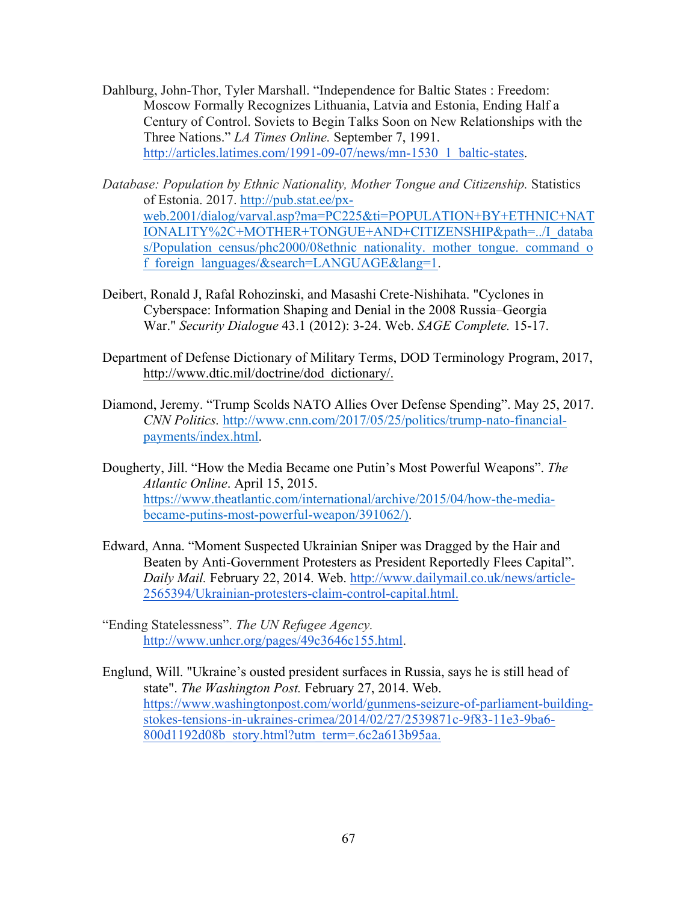Dahlburg, John-Thor, Tyler Marshall. "Independence for Baltic States : Freedom: Moscow Formally Recognizes Lithuania, Latvia and Estonia, Ending Half a Century of Control. Soviets to Begin Talks Soon on New Relationships with the Three Nations." *LA Times Online.* September 7, 1991. http://articles.latimes.com/1991-09-07/news/mn-1530_1_baltic-states.

*Database: Population by Ethnic Nationality, Mother Tongue and Citizenship.* Statistics of Estonia. 2017. http://pub.stat.ee/px-web.2001/dialog/varval.asp?ma=PC225&ti=POPULATION+BY+ETHNIC+NATIONALITY%2C+MOTHER+TONGUE+AND+CITIZENSHIP&path=../I_databas/Population_census/phc2000/08ethnic_nationality._mother_tongue._command_of_foreign_languages/&search=LANGUAGE&lang=1.

Deibert, Ronald J, Rafal Rohozinski, and Masashi Crete-Nishihata. "Cyclones in Cyberspace: Information Shaping and Denial in the 2008 Russia–Georgia War." *Security Dialogue* 43.1 (2012): 3-24. Web. *SAGE Complete.* 15-17.

Department of Defense Dictionary of Military Terms, DOD Terminology Program, 2017, http://www.dtic.mil/doctrine/dod_dictionary/.

Diamond, Jeremy. "Trump Scolds NATO Allies Over Defense Spending". May 25, 2017. *CNN Politics.* http://www.cnn.com/2017/05/25/politics/trump-nato-financial-payments/index.html.

Dougherty, Jill. "How the Media Became one Putin's Most Powerful Weapons". *The Atlantic Online*. April 15, 2015. https://www.theatlantic.com/international/archive/2015/04/how-the-media-became-putins-most-powerful-weapon/391062/).

Edward, Anna. "Moment Suspected Ukrainian Sniper was Dragged by the Hair and Beaten by Anti-Government Protesters as President Reportedly Flees Capital". *Daily Mail.* February 22, 2014. Web. http://www.dailymail.co.uk/news/article-2565394/Ukrainian-protesters-claim-control-capital.html.

"Ending Statelessness". *The UN Refugee Agency.* http://www.unhcr.org/pages/49c3646c155.html.

Englund, Will. "Ukraine's ousted president surfaces in Russia, says he is still head of state". *The Washington Post.* February 27, 2014. Web. https://www.washingtonpost.com/world/gunmens-seizure-of-parliament-building-stokes-tensions-in-ukraines-crimea/2014/02/27/2539871c-9f83-11e3-9ba6-800d1192d08b_story.html?utm_term=.6c2a613b95aa.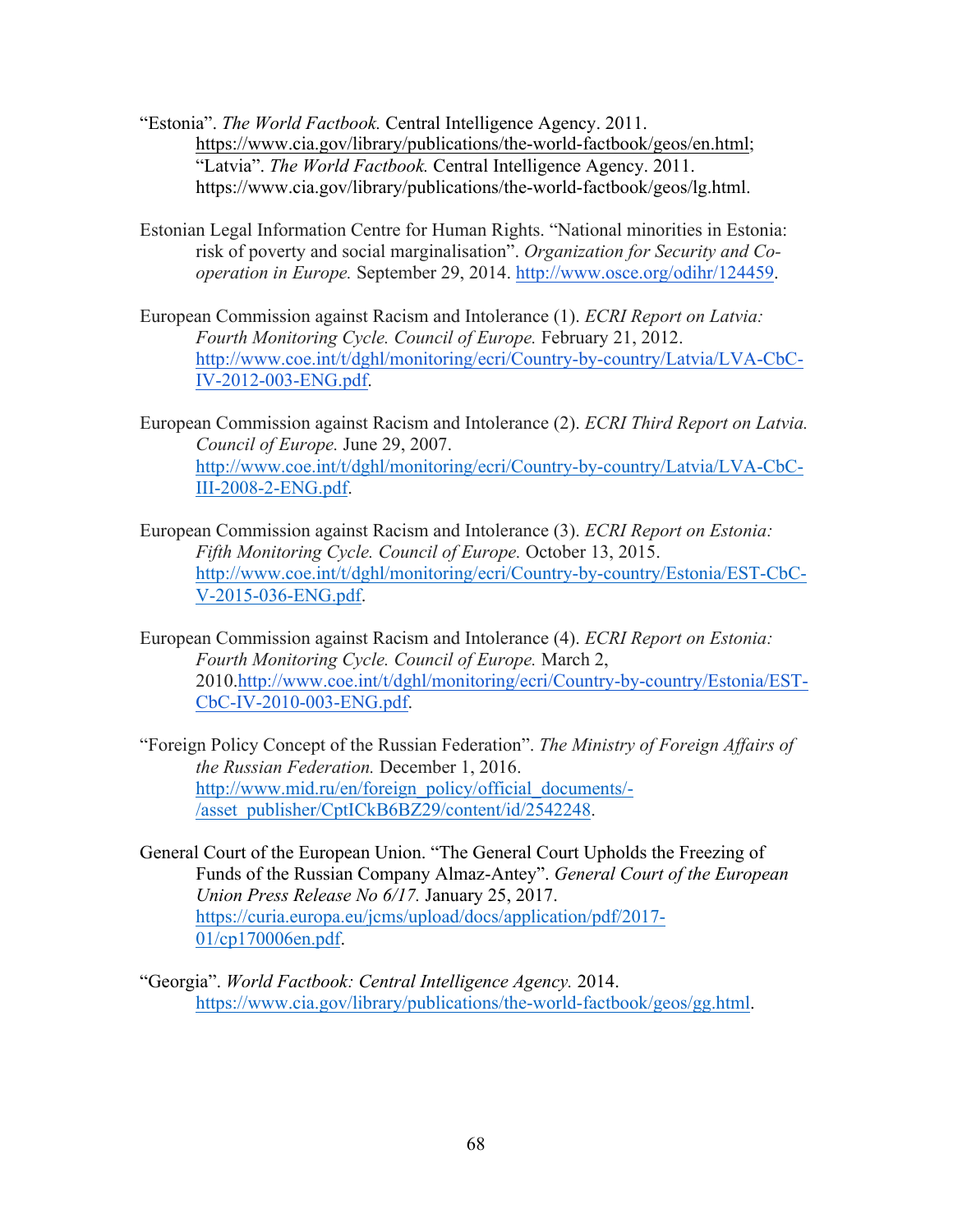"Estonia". *The World Factbook.* Central Intelligence Agency. 2011. https://www.cia.gov/library/publications/the-world-factbook/geos/en.html; "Latvia". *The World Factbook.* Central Intelligence Agency. 2011. https://www.cia.gov/library/publications/the-world-factbook/geos/lg.html.

Estonian Legal Information Centre for Human Rights. "National minorities in Estonia: risk of poverty and social marginalisation". *Organization for Security and Co-operation in Europe.* September 29, 2014. http://www.osce.org/odihr/124459.

European Commission against Racism and Intolerance (1). *ECRI Report on Latvia: Fourth Monitoring Cycle. Council of Europe.* February 21, 2012. http://www.coe.int/t/dghl/monitoring/ecri/Country-by-country/Latvia/LVA-CbC-IV-2012-003-ENG.pdf.

European Commission against Racism and Intolerance (2). *ECRI Third Report on Latvia. Council of Europe.* June 29, 2007. http://www.coe.int/t/dghl/monitoring/ecri/Country-by-country/Latvia/LVA-CbC-III-2008-2-ENG.pdf.

European Commission against Racism and Intolerance (3). *ECRI Report on Estonia: Fifth Monitoring Cycle. Council of Europe.* October 13, 2015. http://www.coe.int/t/dghl/monitoring/ecri/Country-by-country/Estonia/EST-CbC-V-2015-036-ENG.pdf.

European Commission against Racism and Intolerance (4). *ECRI Report on Estonia: Fourth Monitoring Cycle. Council of Europe.* March 2, 2010.http://www.coe.int/t/dghl/monitoring/ecri/Country-by-country/Estonia/EST-CbC-IV-2010-003-ENG.pdf.

"Foreign Policy Concept of the Russian Federation". *The Ministry of Foreign Affairs of the Russian Federation.* December 1, 2016. http://www.mid.ru/en/foreign_policy/official_documents/-/asset_publisher/CptICkB6BZ29/content/id/2542248.

General Court of the European Union. "The General Court Upholds the Freezing of Funds of the Russian Company Almaz-Antey". *General Court of the European Union Press Release No 6/17.* January 25, 2017. https://curia.europa.eu/jcms/upload/docs/application/pdf/2017-01/cp170006en.pdf.

"Georgia". *World Factbook: Central Intelligence Agency.* 2014. https://www.cia.gov/library/publications/the-world-factbook/geos/gg.html.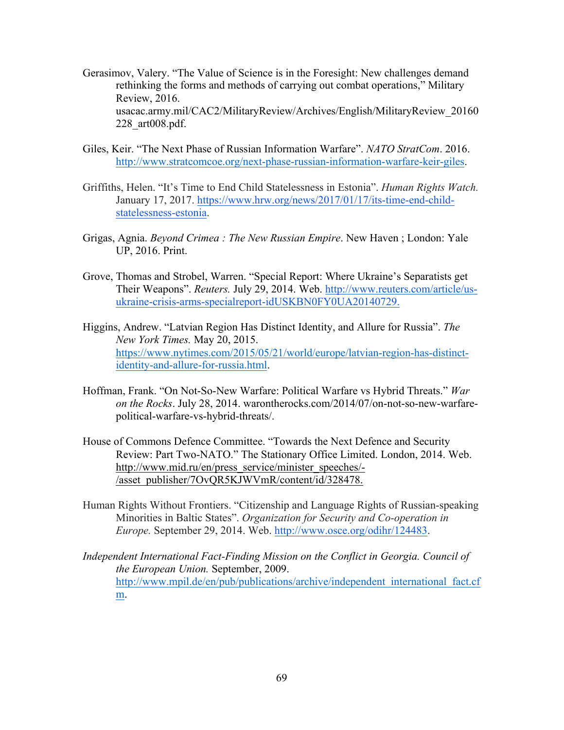Gerasimov, Valery. "The Value of Science is in the Foresight: New challenges demand rethinking the forms and methods of carrying out combat operations," Military Review, 2016. usacac.army.mil/CAC2/MilitaryReview/Archives/English/MilitaryReview_20160228_art008.pdf.

Giles, Keir. "The Next Phase of Russian Information Warfare". *NATO StratCom*. 2016. http://www.stratcomcoe.org/next-phase-russian-information-warfare-keir-giles.

Griffiths, Helen. "It's Time to End Child Statelessness in Estonia". *Human Rights Watch.* January 17, 2017. https://www.hrw.org/news/2017/01/17/its-time-end-child-statelessness-estonia.

Grigas, Agnia. *Beyond Crimea : The New Russian Empire*. New Haven ; London: Yale UP, 2016. Print.

Grove, Thomas and Strobel, Warren. "Special Report: Where Ukraine's Separatists get Their Weapons". *Reuters.* July 29, 2014. Web. http://www.reuters.com/article/us-ukraine-crisis-arms-specialreport-idUSKBN0FY0UA20140729.

Higgins, Andrew. "Latvian Region Has Distinct Identity, and Allure for Russia". *The New York Times.* May 20, 2015. https://www.nytimes.com/2015/05/21/world/europe/latvian-region-has-distinct-identity-and-allure-for-russia.html.

Hoffman, Frank. "On Not-So-New Warfare: Political Warfare vs Hybrid Threats." *War on the Rocks*. July 28, 2014. warontherocks.com/2014/07/on-not-so-new-warfare-political-warfare-vs-hybrid-threats/.

House of Commons Defence Committee. "Towards the Next Defence and Security Review: Part Two-NATO." The Stationary Office Limited. London, 2014. Web. http://www.mid.ru/en/press_service/minister_speeches/-/asset_publisher/7OvQR5KJWVmR/content/id/328478.

Human Rights Without Frontiers. "Citizenship and Language Rights of Russian-speaking Minorities in Baltic States". *Organization for Security and Co-operation in Europe.* September 29, 2014. Web. http://www.osce.org/odihr/124483.

*Independent International Fact-Finding Mission on the Conflict in Georgia. Council of the European Union.* September, 2009. http://www.mpil.de/en/pub/publications/archive/independent_international_fact.cfm.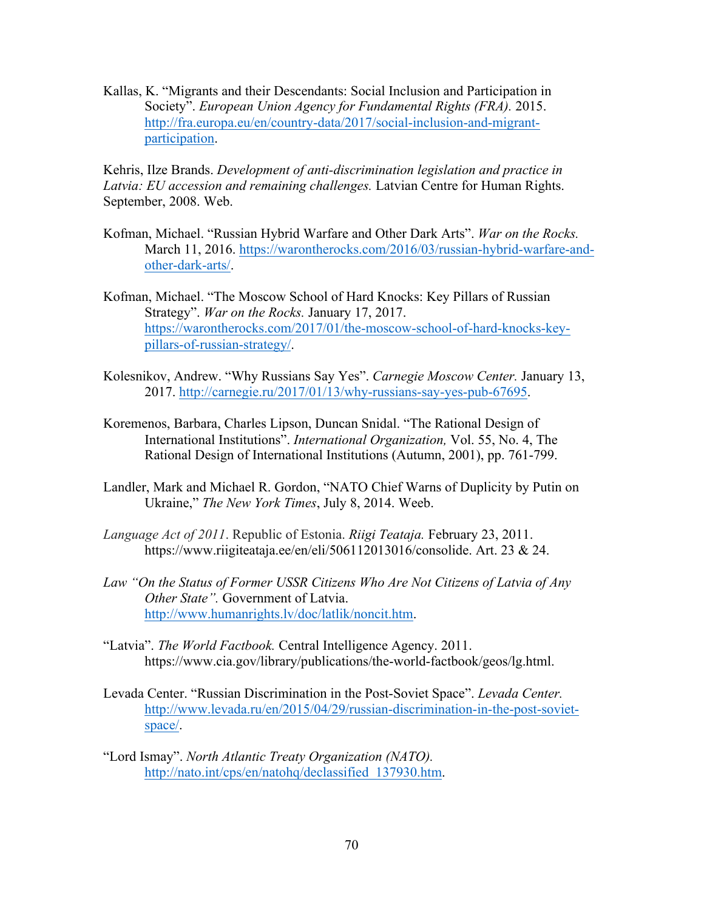Kallas, K. "Migrants and their Descendants: Social Inclusion and Participation in Society". *European Union Agency for Fundamental Rights (FRA).* 2015. http://fra.europa.eu/en/country-data/2017/social-inclusion-and-migrant-participation.

Kehris, Ilze Brands. *Development of anti-discrimination legislation and practice in Latvia: EU accession and remaining challenges.* Latvian Centre for Human Rights. September, 2008. Web.

Kofman, Michael. "Russian Hybrid Warfare and Other Dark Arts". *War on the Rocks.* March 11, 2016. https://warontherocks.com/2016/03/russian-hybrid-warfare-and-other-dark-arts/.

Kofman, Michael. "The Moscow School of Hard Knocks: Key Pillars of Russian Strategy". *War on the Rocks.* January 17, 2017. https://warontherocks.com/2017/01/the-moscow-school-of-hard-knocks-key-pillars-of-russian-strategy/.

Kolesnikov, Andrew. "Why Russians Say Yes". *Carnegie Moscow Center.* January 13, 2017. http://carnegie.ru/2017/01/13/why-russians-say-yes-pub-67695.

Koremenos, Barbara, Charles Lipson, Duncan Snidal. "The Rational Design of International Institutions". *International Organization,* Vol. 55, No. 4, The Rational Design of International Institutions (Autumn, 2001), pp. 761-799.

Landler, Mark and Michael R. Gordon, "NATO Chief Warns of Duplicity by Putin on Ukraine," *The New York Times*, July 8, 2014. Weeb.

*Language Act of 2011*. Republic of Estonia. *Riigi Teataja.* February 23, 2011. https://www.riigiteataja.ee/en/eli/506112013016/consolide. Art. 23 & 24.

*Law "On the Status of Former USSR Citizens Who Are Not Citizens of Latvia of Any Other State".* Government of Latvia. http://www.humanrights.lv/doc/latlik/noncit.htm.

"Latvia". *The World Factbook.* Central Intelligence Agency. 2011. https://www.cia.gov/library/publications/the-world-factbook/geos/lg.html.

Levada Center. "Russian Discrimination in the Post-Soviet Space". *Levada Center.* http://www.levada.ru/en/2015/04/29/russian-discrimination-in-the-post-soviet-space/.

"Lord Ismay". *North Atlantic Treaty Organization (NATO).* http://nato.int/cps/en/natohq/declassified_137930.htm.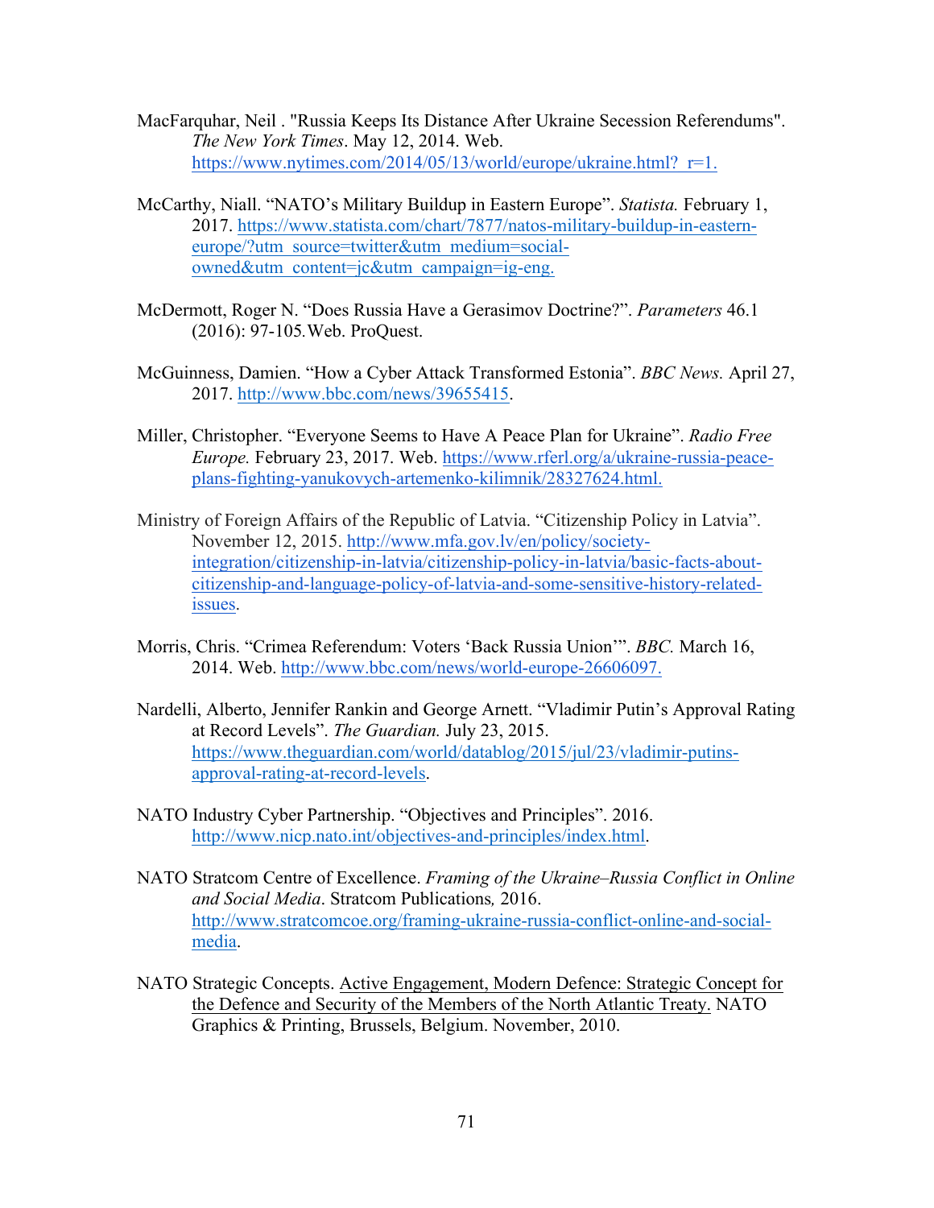MacFarquhar, Neil . "Russia Keeps Its Distance After Ukraine Secession Referendums". *The New York Times*. May 12, 2014. Web. https://www.nytimes.com/2014/05/13/world/europe/ukraine.html?_r=1.

McCarthy, Niall. "NATO's Military Buildup in Eastern Europe". *Statista.* February 1, 2017. https://www.statista.com/chart/7877/natos-military-buildup-in-eastern-europe/?utm_source=twitter&utm_medium=social-owned&utm_content=jc&utm_campaign=ig-eng.

McDermott, Roger N. "Does Russia Have a Gerasimov Doctrine?". *Parameters* 46.1 (2016): 97-105. Web. ProQuest.

McGuinness, Damien. "How a Cyber Attack Transformed Estonia". *BBC News.* April 27, 2017. http://www.bbc.com/news/39655415.

Miller, Christopher. "Everyone Seems to Have A Peace Plan for Ukraine". *Radio Free Europe.* February 23, 2017. Web. https://www.rferl.org/a/ukraine-russia-peace-plans-fighting-yanukovych-artemenko-kilimnik/28327624.html.

Ministry of Foreign Affairs of the Republic of Latvia. "Citizenship Policy in Latvia". November 12, 2015. http://www.mfa.gov.lv/en/policy/society-integration/citizenship-in-latvia/citizenship-policy-in-latvia/basic-facts-about-citizenship-and-language-policy-of-latvia-and-some-sensitive-history-related-issues.

Morris, Chris. "Crimea Referendum: Voters 'Back Russia Union'". *BBC.* March 16, 2014. Web. http://www.bbc.com/news/world-europe-26606097.

Nardelli, Alberto, Jennifer Rankin and George Arnett. "Vladimir Putin's Approval Rating at Record Levels". *The Guardian.* July 23, 2015. https://www.theguardian.com/world/datablog/2015/jul/23/vladimir-putins-approval-rating-at-record-levels.

NATO Industry Cyber Partnership. "Objectives and Principles". 2016. http://www.nicp.nato.int/objectives-and-principles/index.html.

NATO Stratcom Centre of Excellence. *Framing of the Ukraine–Russia Conflict in Online and Social Media*. Stratcom Publications*,* 2016. http://www.stratcomcoe.org/framing-ukraine-russia-conflict-online-and-social-media.

NATO Strategic Concepts. Active Engagement, Modern Defence: Strategic Concept for the Defence and Security of the Members of the North Atlantic Treaty. NATO Graphics & Printing, Brussels, Belgium. November, 2010.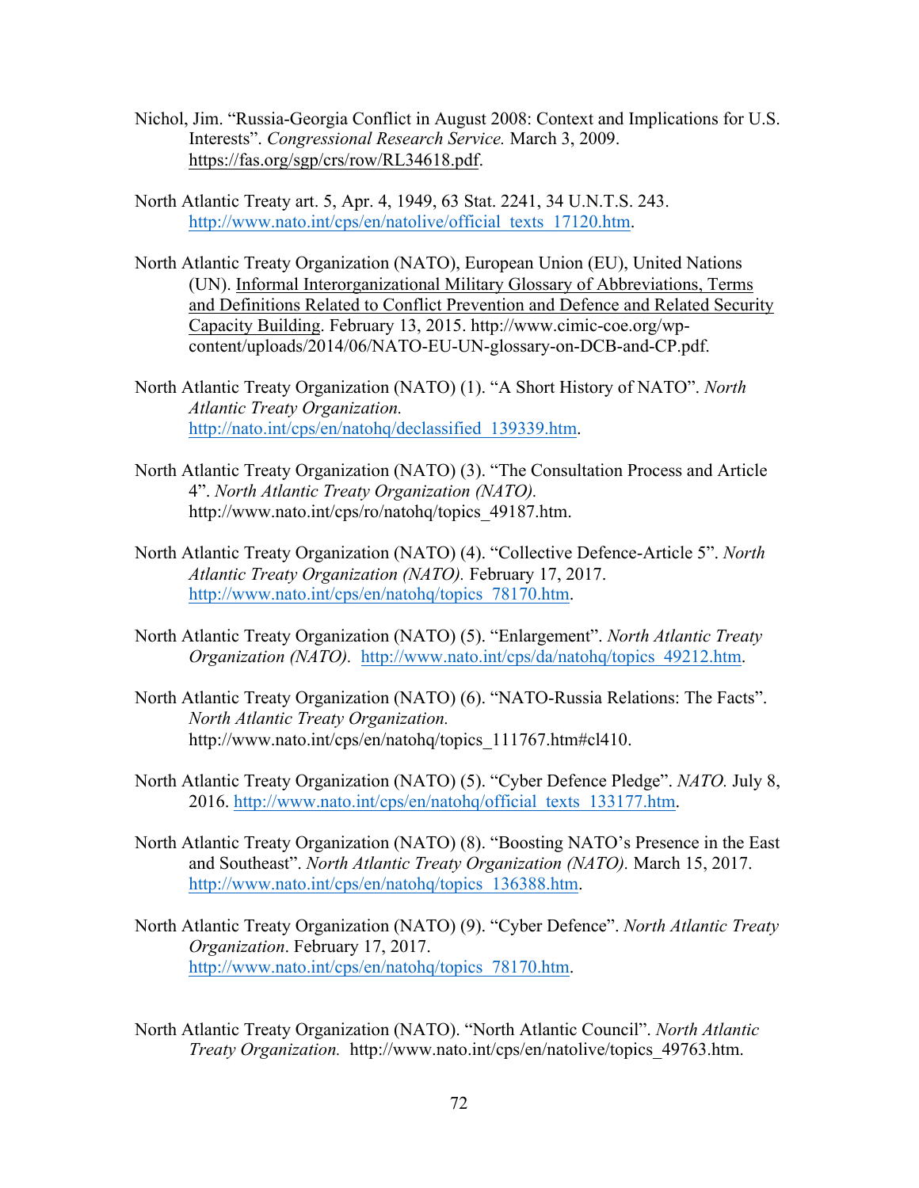Nichol, Jim. "Russia-Georgia Conflict in August 2008: Context and Implications for U.S. Interests". *Congressional Research Service.* March 3, 2009. https://fas.org/sgp/crs/row/RL34618.pdf.

North Atlantic Treaty art. 5, Apr. 4, 1949, 63 Stat. 2241, 34 U.N.T.S. 243. http://www.nato.int/cps/en/natolive/official_texts_17120.htm.

North Atlantic Treaty Organization (NATO), European Union (EU), United Nations (UN). Informal Interorganizational Military Glossary of Abbreviations, Terms and Definitions Related to Conflict Prevention and Defence and Related Security Capacity Building. February 13, 2015. http://www.cimic-coe.org/wp-content/uploads/2014/06/NATO-EU-UN-glossary-on-DCB-and-CP.pdf.

North Atlantic Treaty Organization (NATO) (1). "A Short History of NATO". *North Atlantic Treaty Organization.* http://nato.int/cps/en/natohq/declassified_139339.htm.

North Atlantic Treaty Organization (NATO) (3). "The Consultation Process and Article 4". *North Atlantic Treaty Organization (NATO).* http://www.nato.int/cps/ro/natohq/topics_49187.htm.

North Atlantic Treaty Organization (NATO) (4). "Collective Defence-Article 5". *North Atlantic Treaty Organization (NATO).* February 17, 2017. http://www.nato.int/cps/en/natohq/topics_78170.htm.

North Atlantic Treaty Organization (NATO) (5). "Enlargement". *North Atlantic Treaty Organization (NATO).* http://www.nato.int/cps/da/natohq/topics_49212.htm.

North Atlantic Treaty Organization (NATO) (6). "NATO-Russia Relations: The Facts". *North Atlantic Treaty Organization.* http://www.nato.int/cps/en/natohq/topics_111767.htm#cl410.

North Atlantic Treaty Organization (NATO) (5). "Cyber Defence Pledge". *NATO.* July 8, 2016. http://www.nato.int/cps/en/natohq/official_texts_133177.htm.

North Atlantic Treaty Organization (NATO) (8). "Boosting NATO's Presence in the East and Southeast". *North Atlantic Treaty Organization (NATO).* March 15, 2017. http://www.nato.int/cps/en/natohq/topics_136388.htm.

North Atlantic Treaty Organization (NATO) (9). "Cyber Defence". *North Atlantic Treaty Organization*. February 17, 2017. http://www.nato.int/cps/en/natohq/topics_78170.htm.

North Atlantic Treaty Organization (NATO). "North Atlantic Council". *North Atlantic Treaty Organization.* http://www.nato.int/cps/en/natolive/topics_49763.htm.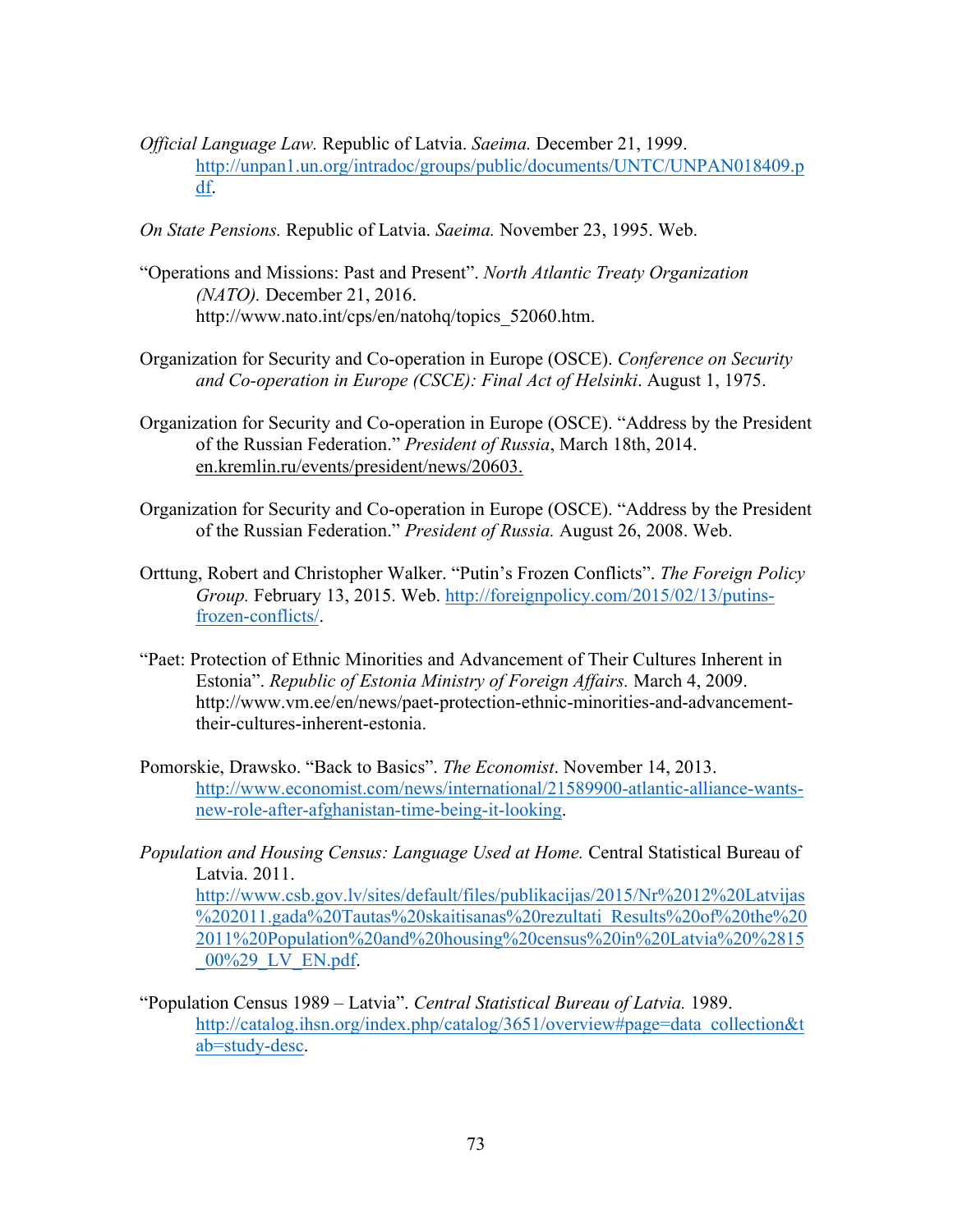*Official Language Law.* Republic of Latvia. *Saeima.* December 21, 1999. http://unpan1.un.org/intradoc/groups/public/documents/UNTC/UNPAN018409.pdf.

*On State Pensions.* Republic of Latvia. *Saeima.* November 23, 1995. Web.

"Operations and Missions: Past and Present". *North Atlantic Treaty Organization (NATO).* December 21, 2016. http://www.nato.int/cps/en/natohq/topics_52060.htm.

Organization for Security and Co-operation in Europe (OSCE). *Conference on Security and Co-operation in Europe (CSCE): Final Act of Helsinki*. August 1, 1975.

Organization for Security and Co-operation in Europe (OSCE). "Address by the President of the Russian Federation." *President of Russia*, March 18th, 2014. en.kremlin.ru/events/president/news/20603.

Organization for Security and Co-operation in Europe (OSCE). "Address by the President of the Russian Federation." *President of Russia.* August 26, 2008. Web.

Orttung, Robert and Christopher Walker. "Putin's Frozen Conflicts". *The Foreign Policy Group.* February 13, 2015. Web. http://foreignpolicy.com/2015/02/13/putins-frozen-conflicts/.

"Paet: Protection of Ethnic Minorities and Advancement of Their Cultures Inherent in Estonia". *Republic of Estonia Ministry of Foreign Affairs.* March 4, 2009. http://www.vm.ee/en/news/paet-protection-ethnic-minorities-and-advancement-their-cultures-inherent-estonia.

Pomorskie, Drawsko. "Back to Basics". *The Economist*. November 14, 2013. http://www.economist.com/news/international/21589900-atlantic-alliance-wants-new-role-after-afghanistan-time-being-it-looking.

*Population and Housing Census: Language Used at Home.* Central Statistical Bureau of Latvia. 2011. http://www.csb.gov.lv/sites/default/files/publikacijas/2015/Nr%2012%20Latvijas%202011.gada%20Tautas%20skaitisanas%20rezultati_Results%20of%20the%202011%20Population%20and%20housing%20census%20in%20Latvia%20%2815_00%29_LV_EN.pdf.

"Population Census 1989 – Latvia". *Central Statistical Bureau of Latvia.* 1989. http://catalog.ihsn.org/index.php/catalog/3651/overview#page=data_collection&tab=study-desc.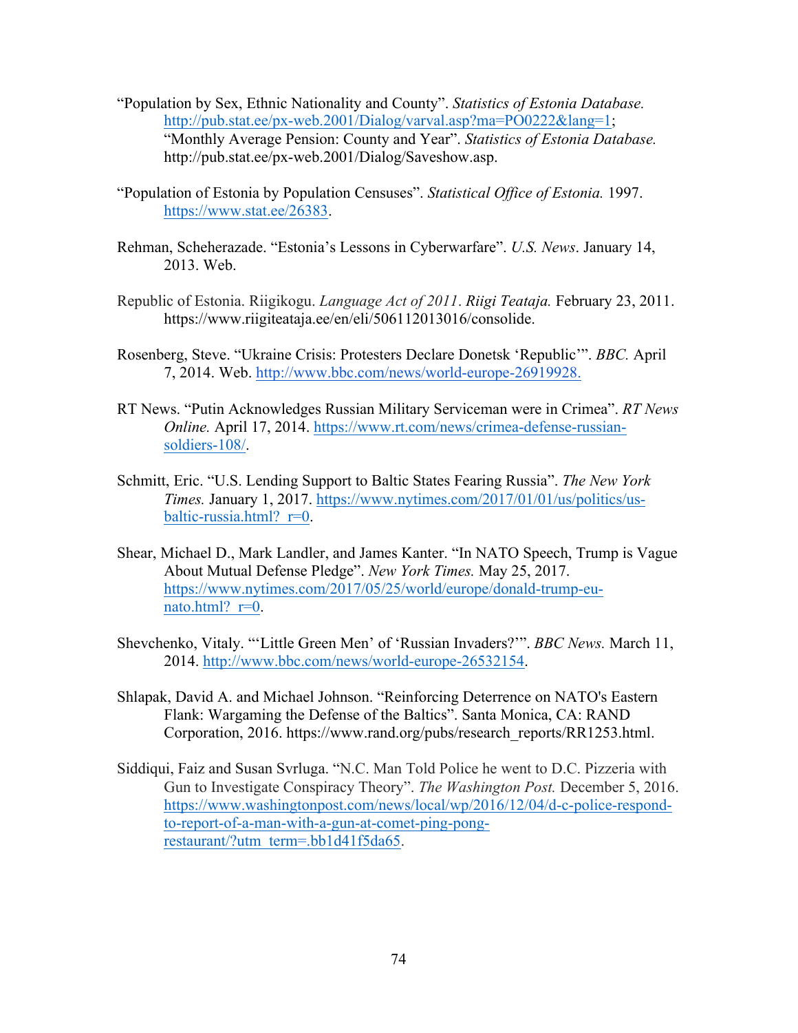"Population by Sex, Ethnic Nationality and County". *Statistics of Estonia Database.* http://pub.stat.ee/px-web.2001/Dialog/varval.asp?ma=PO0222&lang=1; "Monthly Average Pension: County and Year". *Statistics of Estonia Database.* http://pub.stat.ee/px-web.2001/Dialog/Saveshow.asp.

"Population of Estonia by Population Censuses". *Statistical Office of Estonia.* 1997. https://www.stat.ee/26383.

Rehman, Scheherazade. "Estonia's Lessons in Cyberwarfare". *U.S. News*. January 14, 2013. Web.

Republic of Estonia. Riigikogu. *Language Act of 2011*. *Riigi Teataja.* February 23, 2011. https://www.riigiteataja.ee/en/eli/506112013016/consolide.

Rosenberg, Steve. "Ukraine Crisis: Protesters Declare Donetsk 'Republic'". *BBC.* April 7, 2014. Web. http://www.bbc.com/news/world-europe-26919928.

RT News. "Putin Acknowledges Russian Military Serviceman were in Crimea". *RT News Online.* April 17, 2014. https://www.rt.com/news/crimea-defense-russian-soldiers-108/.

Schmitt, Eric. "U.S. Lending Support to Baltic States Fearing Russia". *The New York Times.* January 1, 2017. https://www.nytimes.com/2017/01/01/us/politics/us-baltic-russia.html?_r=0.

Shear, Michael D., Mark Landler, and James Kanter. "In NATO Speech, Trump is Vague About Mutual Defense Pledge". *New York Times.* May 25, 2017. https://www.nytimes.com/2017/05/25/world/europe/donald-trump-eu-nato.html?_r=0.

Shevchenko, Vitaly. "'Little Green Men' of 'Russian Invaders?'". *BBC News.* March 11, 2014. http://www.bbc.com/news/world-europe-26532154.

Shlapak, David A. and Michael Johnson. "Reinforcing Deterrence on NATO's Eastern Flank: Wargaming the Defense of the Baltics". Santa Monica, CA: RAND Corporation, 2016. https://www.rand.org/pubs/research_reports/RR1253.html.

Siddiqui, Faiz and Susan Svrluga. "N.C. Man Told Police he went to D.C. Pizzeria with Gun to Investigate Conspiracy Theory". *The Washington Post.* December 5, 2016. https://www.washingtonpost.com/news/local/wp/2016/12/04/d-c-police-respond-to-report-of-a-man-with-a-gun-at-comet-ping-pong-restaurant/?utm_term=.bb1d41f5da65.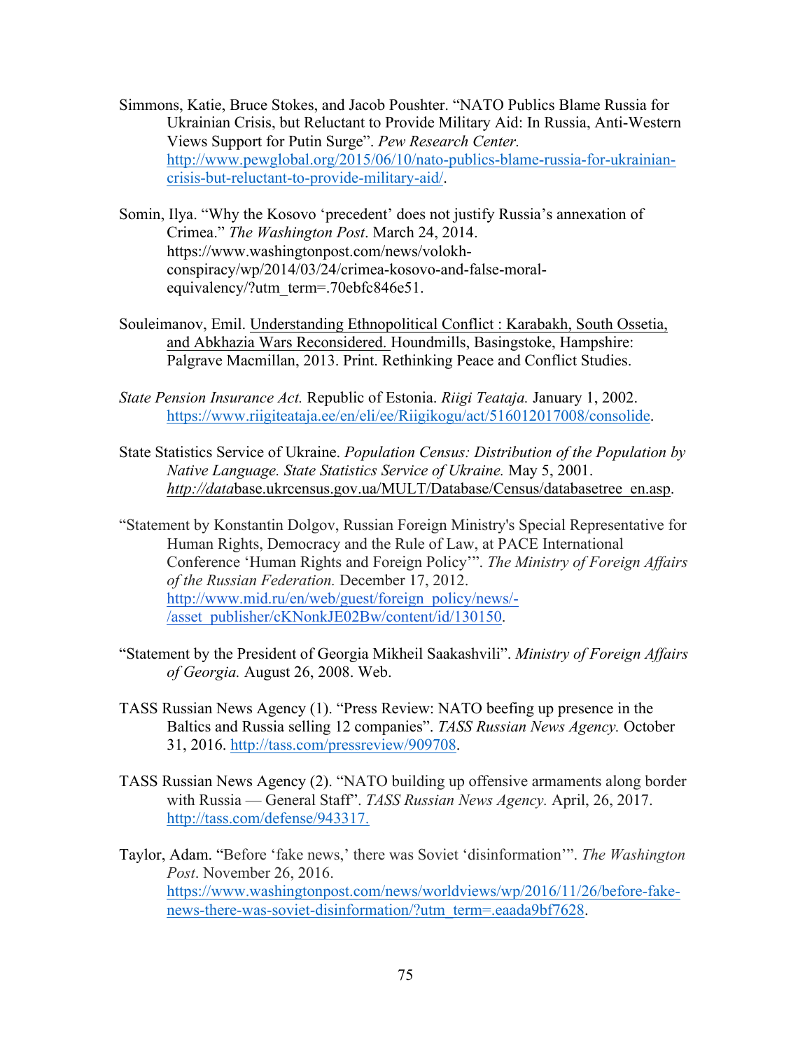Simmons, Katie, Bruce Stokes, and Jacob Poushter. "NATO Publics Blame Russia for Ukrainian Crisis, but Reluctant to Provide Military Aid: In Russia, Anti-Western Views Support for Putin Surge". *Pew Research Center.* http://www.pewglobal.org/2015/06/10/nato-publics-blame-russia-for-ukrainian-crisis-but-reluctant-to-provide-military-aid/.

Somin, Ilya. "Why the Kosovo 'precedent' does not justify Russia's annexation of Crimea." *The Washington Post*. March 24, 2014. https://www.washingtonpost.com/news/volokh-conspiracy/wp/2014/03/24/crimea-kosovo-and-false-moral-equivalency/?utm_term=.70ebfc846e51.

Souleimanov, Emil. Understanding Ethnopolitical Conflict : Karabakh, South Ossetia, and Abkhazia Wars Reconsidered. Houndmills, Basingstoke, Hampshire: Palgrave Macmillan, 2013. Print. Rethinking Peace and Conflict Studies.

*State Pension Insurance Act.* Republic of Estonia. *Riigi Teataja.* January 1, 2002. https://www.riigiteataja.ee/en/eli/ee/Riigikogu/act/516012017008/consolide.

State Statistics Service of Ukraine. *Population Census: Distribution of the Population by Native Language. State Statistics Service of Ukraine.* May 5, 2001. *http://data*base.ukrcensus.gov.ua/MULT/Database/Census/databasetree_en.asp.

"Statement by Konstantin Dolgov, Russian Foreign Ministry's Special Representative for Human Rights, Democracy and the Rule of Law, at PACE International Conference 'Human Rights and Foreign Policy'". *The Ministry of Foreign Affairs of the Russian Federation.* December 17, 2012. http://www.mid.ru/en/web/guest/foreign_policy/news/-/asset_publisher/cKNonkJE02Bw/content/id/130150.

"Statement by the President of Georgia Mikheil Saakashvili". *Ministry of Foreign Affairs of Georgia.* August 26, 2008. Web.

TASS Russian News Agency (1). "Press Review: NATO beefing up presence in the Baltics and Russia selling 12 companies". *TASS Russian News Agency.* October 31, 2016. http://tass.com/pressreview/909708.

TASS Russian News Agency (2). "NATO building up offensive armaments along border with Russia — General Staff". *TASS Russian News Agency.* April, 26, 2017. http://tass.com/defense/943317.

Taylor, Adam. "Before 'fake news,' there was Soviet 'disinformation'". *The Washington Post*. November 26, 2016. https://www.washingtonpost.com/news/worldviews/wp/2016/11/26/before-fake-news-there-was-soviet-disinformation/?utm_term=.eaada9bf7628.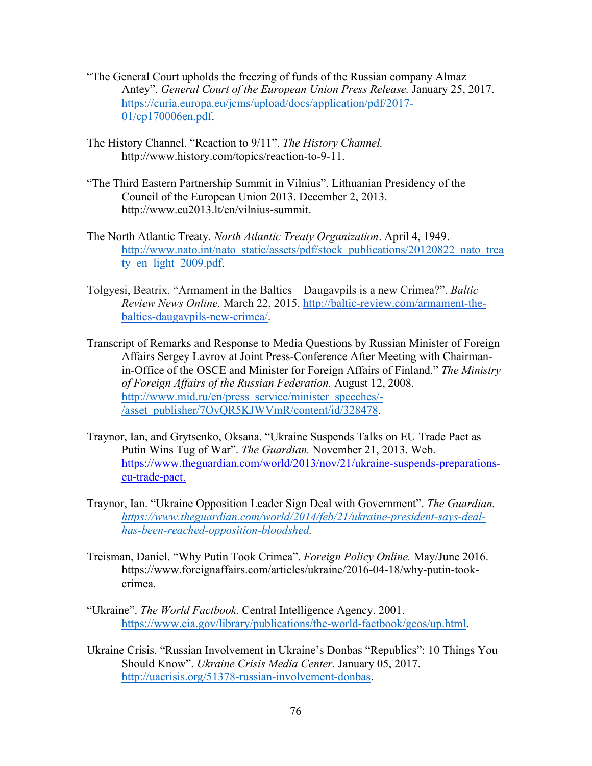"The General Court upholds the freezing of funds of the Russian company Almaz Antey". *General Court of the European Union Press Release.* January 25, 2017. https://curia.europa.eu/jcms/upload/docs/application/pdf/2017-01/cp170006en.pdf.

The History Channel. "Reaction to 9/11". *The History Channel.* http://www.history.com/topics/reaction-to-9-11.

"The Third Eastern Partnership Summit in Vilnius". Lithuanian Presidency of the Council of the European Union 2013. December 2, 2013. http://www.eu2013.lt/en/vilnius-summit.

The North Atlantic Treaty. *North Atlantic Treaty Organization*. April 4, 1949. http://www.nato.int/nato_static/assets/pdf/stock_publications/20120822_nato_treaty_en_light_2009.pdf.

Tolgyesi, Beatrix. "Armament in the Baltics – Daugavpils is a new Crimea?". *Baltic Review News Online.* March 22, 2015. http://baltic-review.com/armament-the-baltics-daugavpils-new-crimea/.

Transcript of Remarks and Response to Media Questions by Russian Minister of Foreign Affairs Sergey Lavrov at Joint Press-Conference After Meeting with Chairman-in-Office of the OSCE and Minister for Foreign Affairs of Finland." *The Ministry of Foreign Affairs of the Russian Federation.* August 12, 2008. http://www.mid.ru/en/press_service/minister_speeches/-/asset_publisher/7OvQR5KJWVmR/content/id/328478.

Traynor, Ian, and Grytsenko, Oksana. "Ukraine Suspends Talks on EU Trade Pact as Putin Wins Tug of War". *The Guardian.* November 21, 2013. Web. https://www.theguardian.com/world/2013/nov/21/ukraine-suspends-preparations-eu-trade-pact.

Traynor, Ian. "Ukraine Opposition Leader Sign Deal with Government". *The Guardian. https://www.theguardian.com/world/2014/feb/21/ukraine-president-says-deal-has-been-reached-opposition-bloodshed.*

Treisman, Daniel. "Why Putin Took Crimea". *Foreign Policy Online.* May/June 2016. https://www.foreignaffairs.com/articles/ukraine/2016-04-18/why-putin-took-crimea.

"Ukraine". *The World Factbook.* Central Intelligence Agency. 2001. https://www.cia.gov/library/publications/the-world-factbook/geos/up.html.

Ukraine Crisis. "Russian Involvement in Ukraine's Donbas "Republics": 10 Things You Should Know". *Ukraine Crisis Media Center.* January 05, 2017. http://uacrisis.org/51378-russian-involvement-donbas.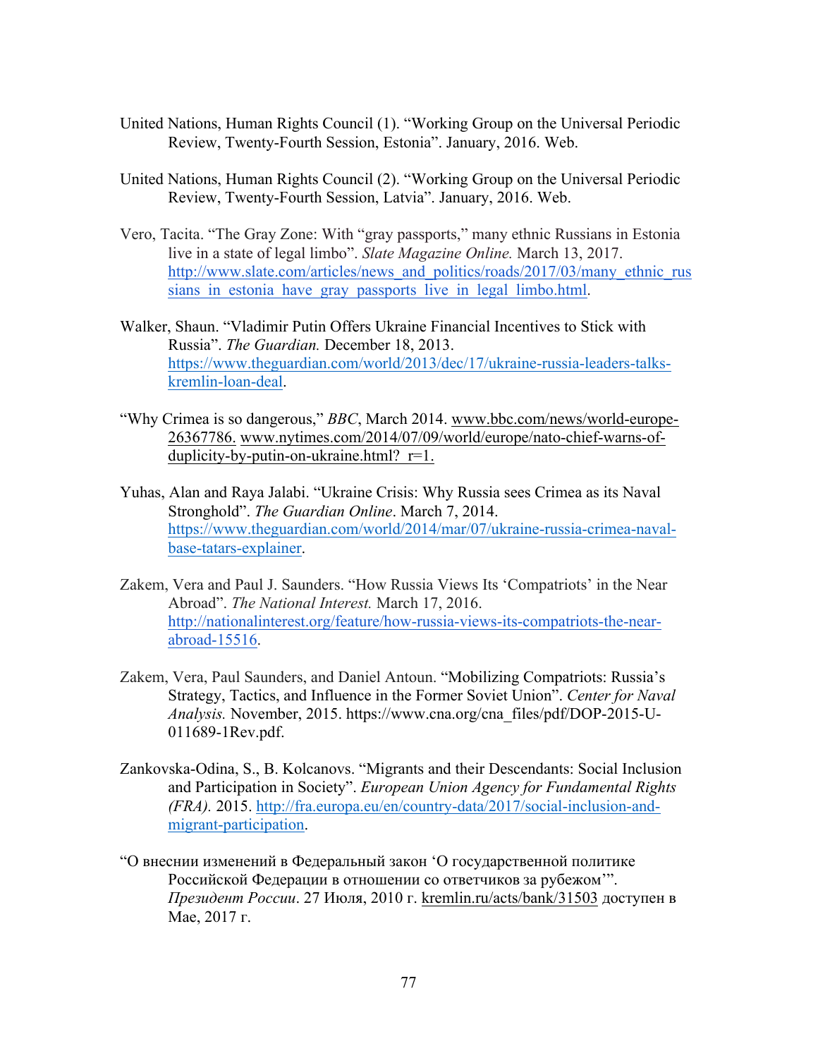United Nations, Human Rights Council (1). "Working Group on the Universal Periodic Review, Twenty-Fourth Session, Estonia". January, 2016. Web.

United Nations, Human Rights Council (2). "Working Group on the Universal Periodic Review, Twenty-Fourth Session, Latvia". January, 2016. Web.

Vero, Tacita. "The Gray Zone: With "gray passports," many ethnic Russians in Estonia live in a state of legal limbo". *Slate Magazine Online.* March 13, 2017. http://www.slate.com/articles/news_and_politics/roads/2017/03/many_ethnic_russians_in_estonia_have_gray_passports_live_in_legal_limbo.html.

Walker, Shaun. "Vladimir Putin Offers Ukraine Financial Incentives to Stick with Russia". *The Guardian.* December 18, 2013. https://www.theguardian.com/world/2013/dec/17/ukraine-russia-leaders-talks-kremlin-loan-deal.

"Why Crimea is so dangerous," *BBC*, March 2014. www.bbc.com/news/world-europe-26367786. www.nytimes.com/2014/07/09/world/europe/nato-chief-warns-of-duplicity-by-putin-on-ukraine.html?_r=1.

Yuhas, Alan and Raya Jalabi. "Ukraine Crisis: Why Russia sees Crimea as its Naval Stronghold". *The Guardian Online*. March 7, 2014. https://www.theguardian.com/world/2014/mar/07/ukraine-russia-crimea-naval-base-tatars-explainer.

Zakem, Vera and Paul J. Saunders. "How Russia Views Its 'Compatriots' in the Near Abroad". *The National Interest.* March 17, 2016. http://nationalinterest.org/feature/how-russia-views-its-compatriots-the-near-abroad-15516.

Zakem, Vera, Paul Saunders, and Daniel Antoun. "Mobilizing Compatriots: Russia's Strategy, Tactics, and Influence in the Former Soviet Union". *Center for Naval Analysis.* November, 2015. https://www.cna.org/cna_files/pdf/DOP-2015-U-011689-1Rev.pdf.

Zankovska-Odina, S., B. Kolcanovs. "Migrants and their Descendants: Social Inclusion and Participation in Society". *European Union Agency for Fundamental Rights (FRA).* 2015. http://fra.europa.eu/en/country-data/2017/social-inclusion-and-migrant-participation.

"О внеснии изменений в Федеральный закон 'О государственной политике Российской Федерации в отношении со ответчиков за рубежом'". *Президент России*. 27 Июля, 2010 г. kremlin.ru/acts/bank/31503 доступен в Мае, 2017 г.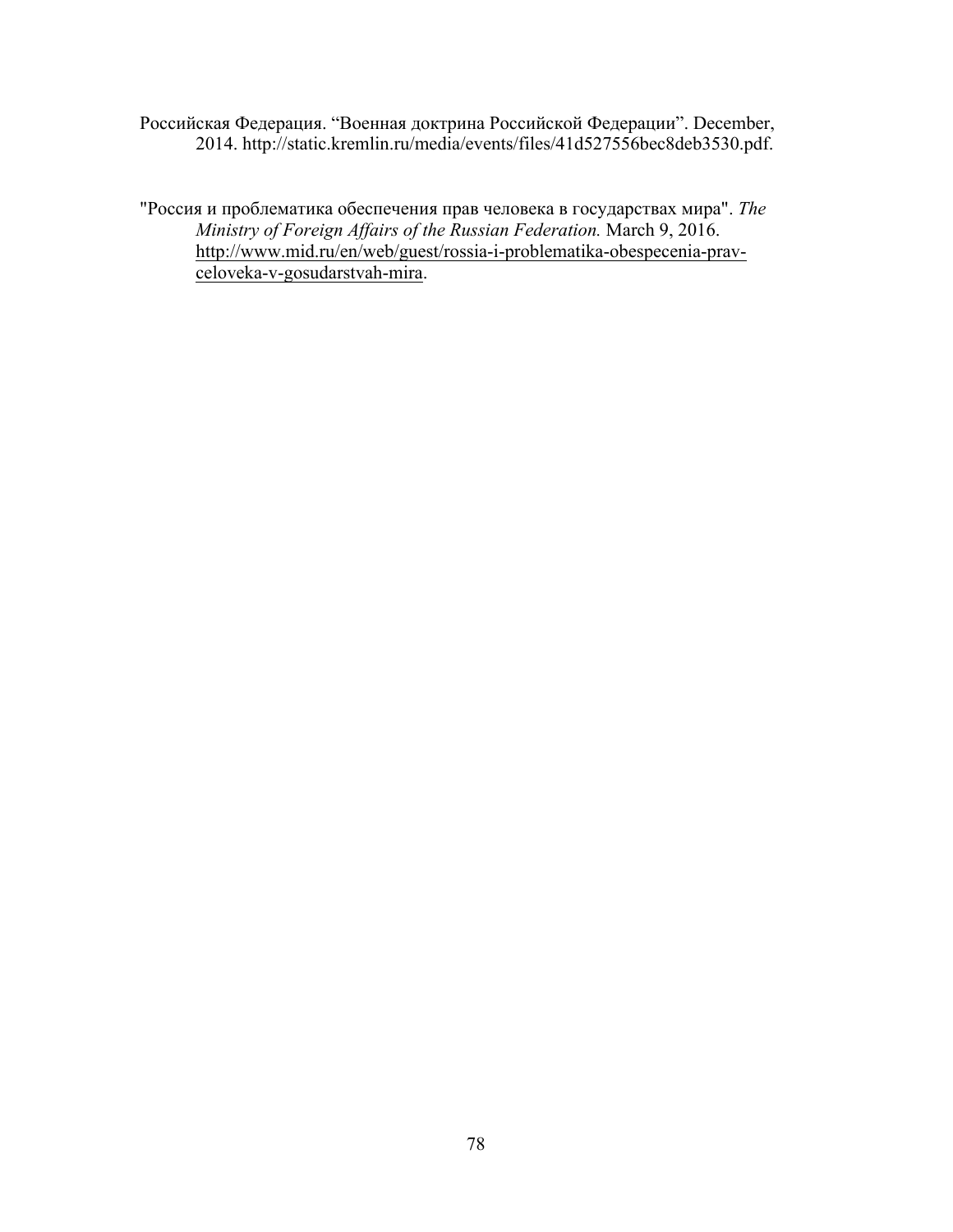Российская Федерация. “Военная доктрина Российской Федерации”. December, 2014. http://static.kremlin.ru/media/events/files/41d527556bec8deb3530.pdf.

"Россия и проблематика обеспечения прав человека в государствах мира". *The Ministry of Foreign Affairs of the Russian Federation.* March 9, 2016. http://www.mid.ru/en/web/guest/rossia-i-problematika-obespecenia-prav-celoveka-v-gosudarstvah-mira.